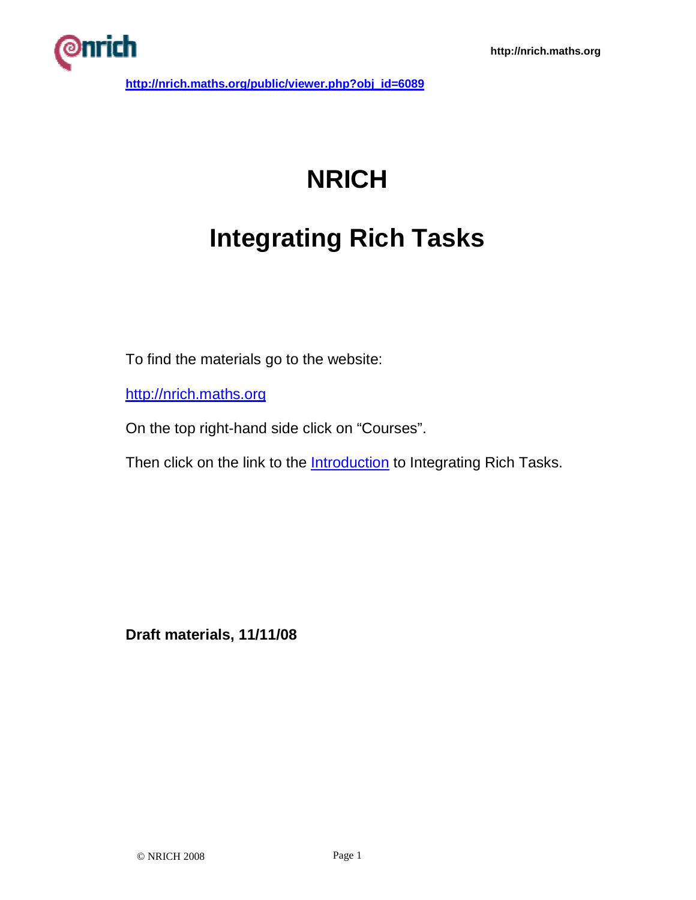http://nrich.maths.org/public/viewer.php?obj_id=6089

# NRICH

# Integrating Rich Tasks

To find the materials go to the website:

http://nrich.maths.org

On the top right-hand side click on "Courses".

Then click on the link to the Introduction to Integrating Rich Tasks.

**Draft materials, 11/11/08**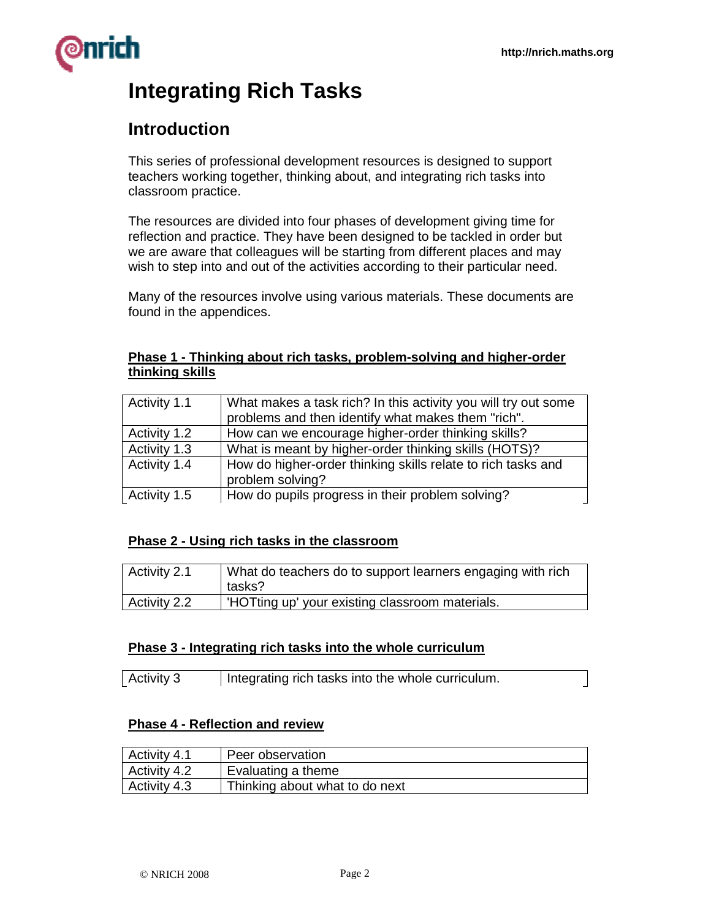# Integrating Rich Tasks

## Introduction

This series of professional development resources is designed to support teachers working together, thinking about, and integrating rich tasks into classroom practice.

The resources are divided into four phases of development giving time for reflection and practice. They have been designed to be tackled in order but we are aware that colleagues will be starting from different places and may wish to step into and out of the activities according to their particular need.

Many of the resources involve using various materials. These documents are found in the appendices.

**Phase 1 - Thinking about rich tasks, problem-solving and higher-order thinking skills**

| | |
|---|---|
| Activity 1.1 | What makes a task rich? In this activity you will try out some problems and then identify what makes them "rich". |
| Activity 1.2 | How can we encourage higher-order thinking skills? |
| Activity 1.3 | What is meant by higher-order thinking skills (HOTS)? |
| Activity 1.4 | How do higher-order thinking skills relate to rich tasks and problem solving? |
| Activity 1.5 | How do pupils progress in their problem solving? |

**Phase 2 - Using rich tasks in the classroom**

| | |
|---|---|
| Activity 2.1 | What do teachers do to support learners engaging with rich tasks? |
| Activity 2.2 | 'HOTting up' your existing classroom materials. |

**Phase 3 - Integrating rich tasks into the whole curriculum**

| | |
|---|---|
| Activity 3 | Integrating rich tasks into the whole curriculum. |

**Phase 4 - Reflection and review**

| | |
|---|---|
| Activity 4.1 | Peer observation |
| Activity 4.2 | Evaluating a theme |
| Activity 4.3 | Thinking about what to do next |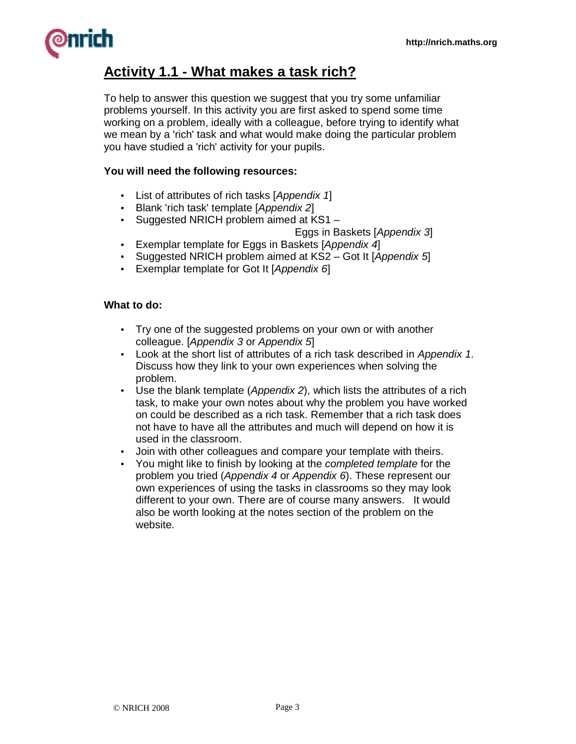## Activity 1.1 - What makes a task rich?

To help to answer this question we suggest that you try some unfamiliar problems yourself. In this activity you are first asked to spend some time working on a problem, ideally with a colleague, before trying to identify what we mean by a 'rich' task and what would make doing the particular problem you have studied a 'rich' activity for your pupils.

**You will need the following resources:**

- List of attributes of rich tasks [*Appendix 1*]
- Blank 'rich task' template [*Appendix 2*]
- Suggested NRICH problem aimed at KS1 – Eggs in Baskets [*Appendix 3*]
- Exemplar template for Eggs in Baskets [*Appendix 4*]
- Suggested NRICH problem aimed at KS2 – Got It [*Appendix 5*]
- Exemplar template for Got It [*Appendix 6*]

**What to do:**

- Try one of the suggested problems on your own or with another colleague. [*Appendix 3* or *Appendix 5*]
- Look at the short list of attributes of a rich task described in *Appendix 1*. Discuss how they link to your own experiences when solving the problem.
- Use the blank template (*Appendix 2*), which lists the attributes of a rich task, to make your own notes about why the problem you have worked on could be described as a rich task. Remember that a rich task does not have to have all the attributes and much will depend on how it is used in the classroom.
- Join with other colleagues and compare your template with theirs.
- You might like to finish by looking at the *completed template* for the problem you tried (*Appendix 4* or *Appendix 6*). These represent our own experiences of using the tasks in classrooms so they may look different to your own. There are of course many answers. It would also be worth looking at the notes section of the problem on the website.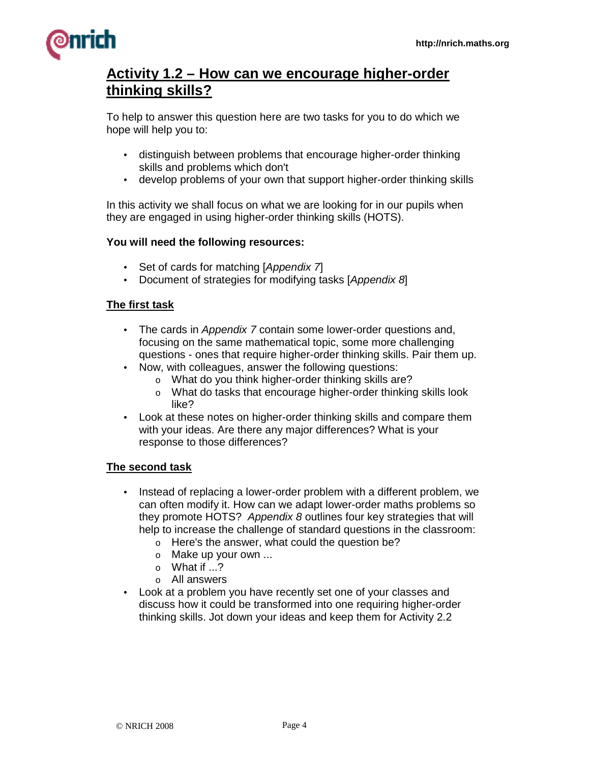# Activity 1.2 – How can we encourage higher-order thinking skills?

To help to answer this question here are two tasks for you to do which we hope will help you to:

- distinguish between problems that encourage higher-order thinking skills and problems which don't
- develop problems of your own that support higher-order thinking skills

In this activity we shall focus on what we are looking for in our pupils when they are engaged in using higher-order thinking skills (HOTS).

**You will need the following resources:**

- Set of cards for matching [*Appendix 7*]
- Document of strategies for modifying tasks [*Appendix 8*]

## The first task

- The cards in *Appendix 7* contain some lower-order questions and, focusing on the same mathematical topic, some more challenging questions - ones that require higher-order thinking skills. Pair them up.
- Now, with colleagues, answer the following questions:
  - What do you think higher-order thinking skills are?
  - What do tasks that encourage higher-order thinking skills look like?
- Look at these notes on higher-order thinking skills and compare them with your ideas. Are there any major differences? What is your response to those differences?

## The second task

- Instead of replacing a lower-order problem with a different problem, we can often modify it. How can we adapt lower-order maths problems so they promote HOTS? *Appendix 8* outlines four key strategies that will help to increase the challenge of standard questions in the classroom:
  - Here's the answer, what could the question be?
  - Make up your own ...
  - What if ...?
  - All answers
- Look at a problem you have recently set one of your classes and discuss how it could be transformed into one requiring higher-order thinking skills. Jot down your ideas and keep them for Activity 2.2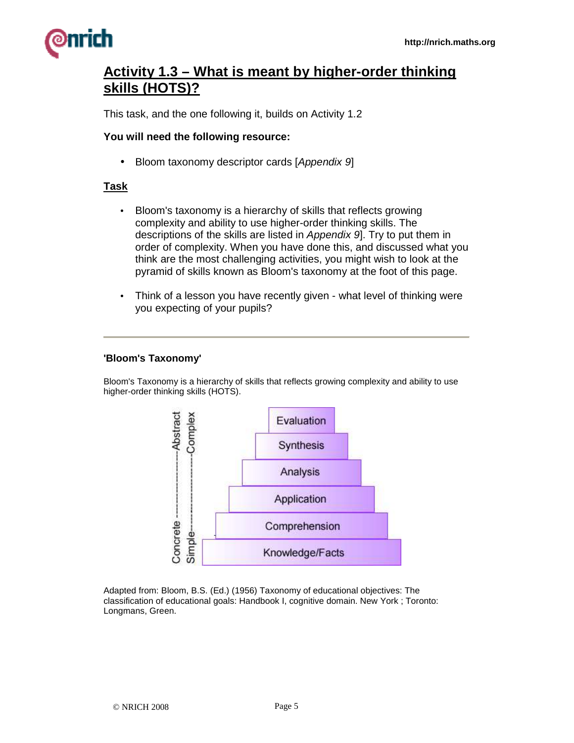# Activity 1.3 – What is meant by higher-order thinking skills (HOTS)?

This task, and the one following it, builds on Activity 1.2

**You will need the following resource:**

- Bloom taxonomy descriptor cards [*Appendix 9*]

## Task

- Bloom's taxonomy is a hierarchy of skills that reflects growing complexity and ability to use higher-order thinking skills. The descriptions of the skills are listed in *Appendix 9*]. Try to put them in order of complexity. When you have done this, and discussed what you think are the most challenging activities, you might wish to look at the pyramid of skills known as Bloom's taxonomy at the foot of this page.
- Think of a lesson you have recently given - what level of thinking were you expecting of your pupils?

---

**'Bloom's Taxonomy'**

Bloom's Taxonomy is a hierarchy of skills that reflects growing complexity and ability to use higher-order thinking skills (HOTS).

Concrete ------------ Abstract
Simple ------------ Complex

- Evaluation
- Synthesis
- Analysis
- Application
- Comprehension
- Knowledge/Facts

Adapted from: Bloom, B.S. (Ed.) (1956) Taxonomy of educational objectives: The classification of educational goals: Handbook I, cognitive domain. New York ; Toronto: Longmans, Green.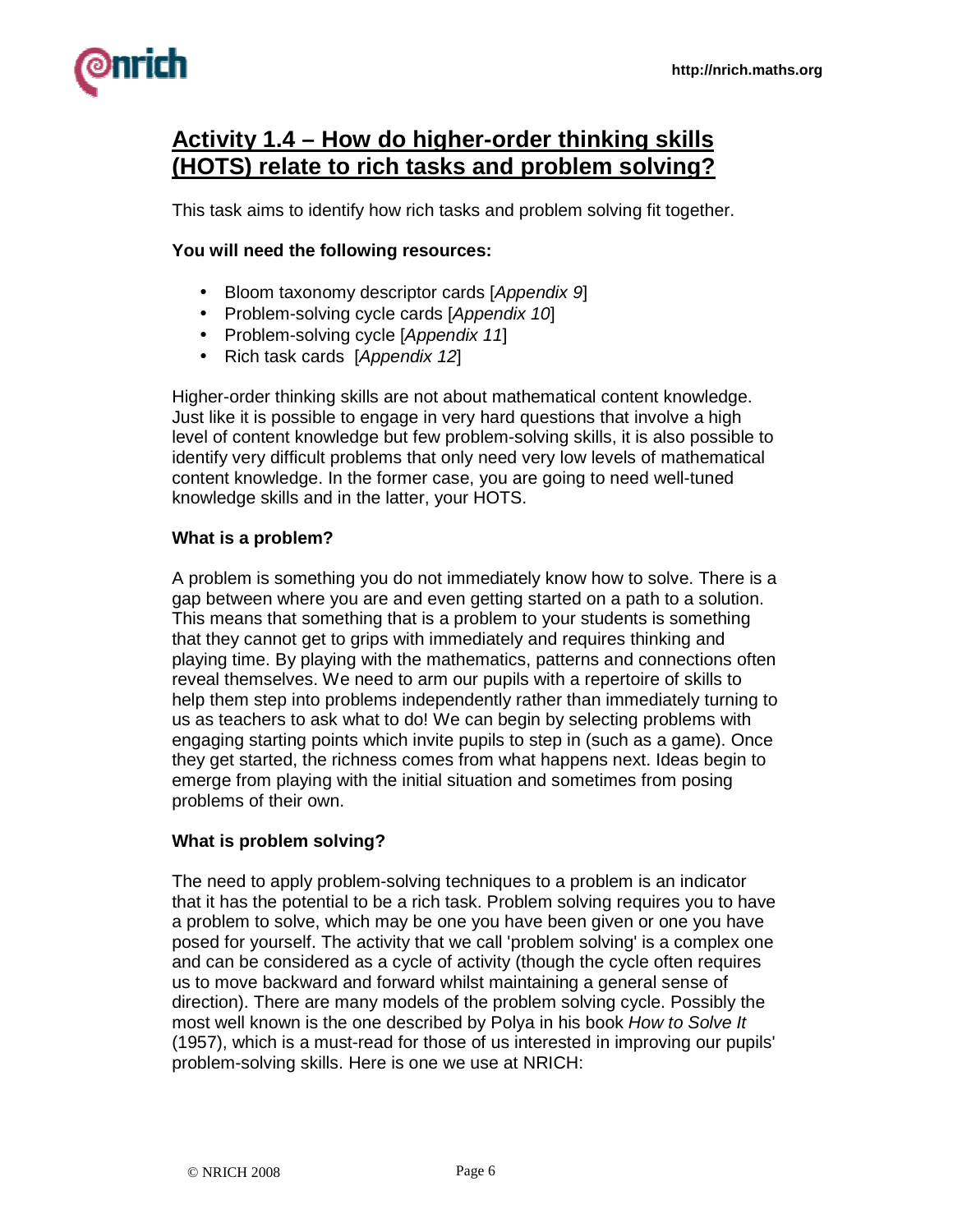## Activity 1.4 – How do higher-order thinking skills (HOTS) relate to rich tasks and problem solving?

This task aims to identify how rich tasks and problem solving fit together.

**You will need the following resources:**

- Bloom taxonomy descriptor cards [*Appendix 9*]
- Problem-solving cycle cards [*Appendix 10*]
- Problem-solving cycle [*Appendix 11*]
- Rich task cards [*Appendix 12*]

Higher-order thinking skills are not about mathematical content knowledge. Just like it is possible to engage in very hard questions that involve a high level of content knowledge but few problem-solving skills, it is also possible to identify very difficult problems that only need very low levels of mathematical content knowledge. In the former case, you are going to need well-tuned knowledge skills and in the latter, your HOTS.

**What is a problem?**

A problem is something you do not immediately know how to solve. There is a gap between where you are and even getting started on a path to a solution. This means that something that is a problem to your students is something that they cannot get to grips with immediately and requires thinking and playing time. By playing with the mathematics, patterns and connections often reveal themselves. We need to arm our pupils with a repertoire of skills to help them step into problems independently rather than immediately turning to us as teachers to ask what to do! We can begin by selecting problems with engaging starting points which invite pupils to step in (such as a game). Once they get started, the richness comes from what happens next. Ideas begin to emerge from playing with the initial situation and sometimes from posing problems of their own.

**What is problem solving?**

The need to apply problem-solving techniques to a problem is an indicator that it has the potential to be a rich task. Problem solving requires you to have a problem to solve, which may be one you have been given or one you have posed for yourself. The activity that we call 'problem solving' is a complex one and can be considered as a cycle of activity (though the cycle often requires us to move backward and forward whilst maintaining a general sense of direction). There are many models of the problem solving cycle. Possibly the most well known is the one described by Polya in his book *How to Solve It* (1957), which is a must-read for those of us interested in improving our pupils' problem-solving skills. Here is one we use at NRICH: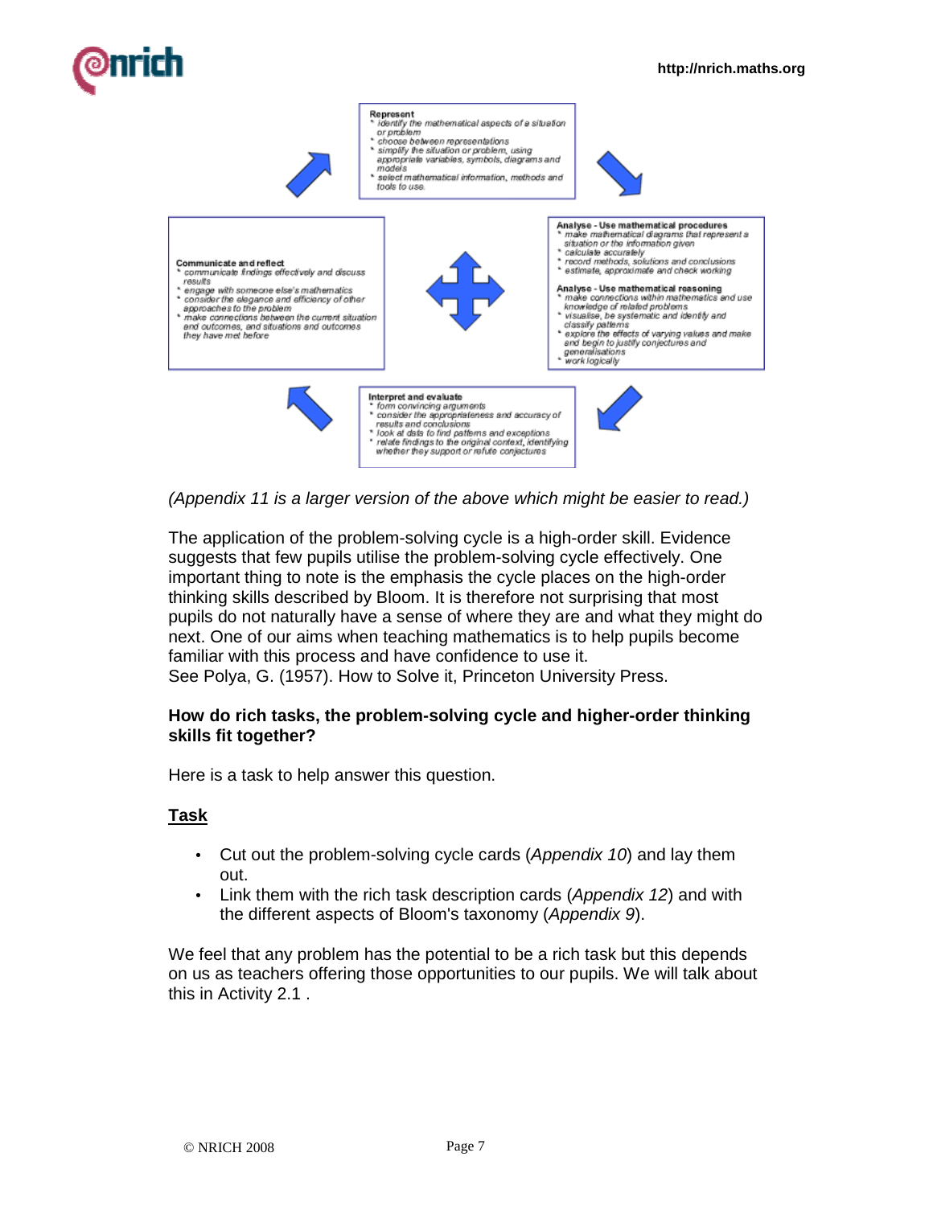**Represent**
- identify the mathematical aspects of a situation or problem
- choose between representations
- simplify the situation or problem, using appropriate variables, symbols, diagrams and models
- select mathematical information, methods and tools to use.

**Analyse - Use mathematical procedures**
- make mathematical diagrams that represent a situation or the information given
- calculate accurately
- record methods, solutions and conclusions
- estimate, approximate and check working

**Analyse - Use mathematical reasoning**
- make connections within mathematics and use knowledge of related problems
- visualise, be systematic and identify and classify patterns
- explore the effects of varying values and make and begin to justify conjectures and generalisations
- work logically

**Interpret and evaluate**
- form convincing arguments
- consider the appropriateness and accuracy of results and conclusions
- look at data to find patterns and exceptions
- relate findings to the original context, identifying whether they support or refute conjectures

**Communicate and reflect**
- communicate findings effectively and discuss results
- engage with someone else's mathematics
- consider the elegance and efficiency of other approaches to the problem
- make connections between the current situation and outcomes, and situations and outcomes they have met before

*(Appendix 11 is a larger version of the above which might be easier to read.)*

The application of the problem-solving cycle is a high-order skill. Evidence suggests that few pupils utilise the problem-solving cycle effectively. One important thing to note is the emphasis the cycle places on the high-order thinking skills described by Bloom. It is therefore not surprising that most pupils do not naturally have a sense of where they are and what they might do next. One of our aims when teaching mathematics is to help pupils become familiar with this process and have confidence to use it.
See Polya, G. (1957). How to Solve it, Princeton University Press.

**How do rich tasks, the problem-solving cycle and higher-order thinking skills fit together?**

Here is a task to help answer this question.

**Task**

- Cut out the problem-solving cycle cards (*Appendix 10*) and lay them out.
- Link them with the rich task description cards (*Appendix 12*) and with the different aspects of Bloom's taxonomy (*Appendix 9*).

We feel that any problem has the potential to be a rich task but this depends on us as teachers offering those opportunities to our pupils. We will talk about this in Activity 2.1 .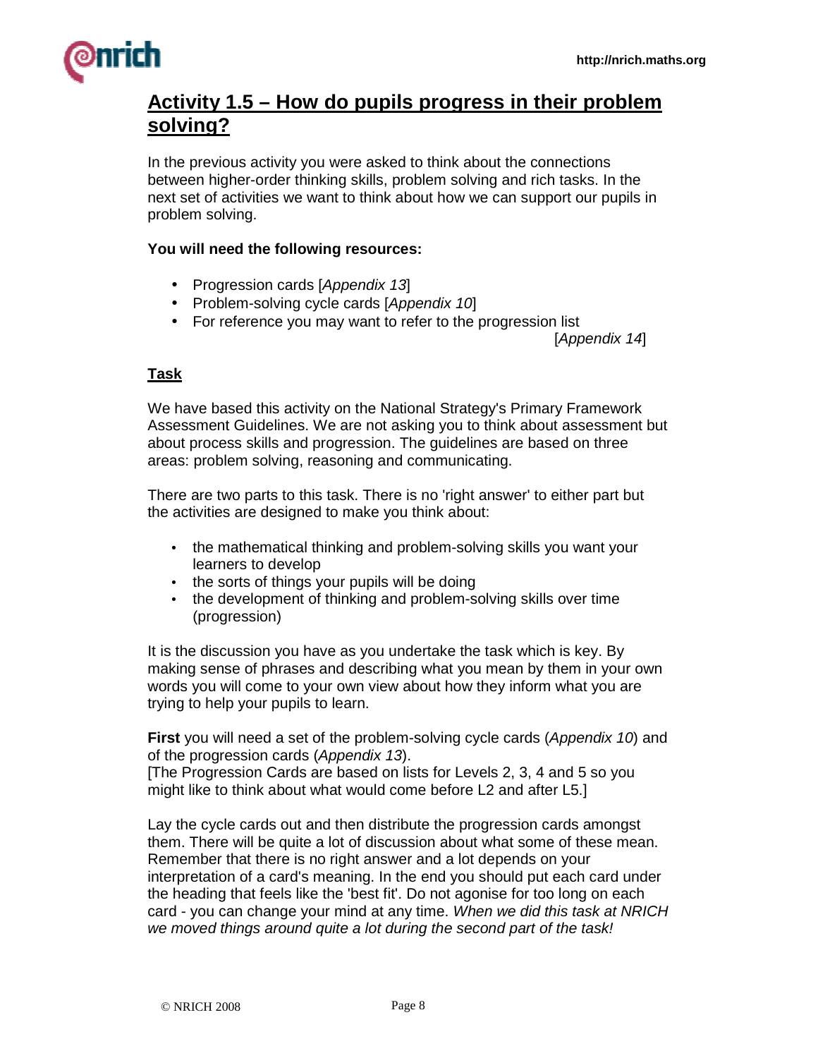## Activity 1.5 – How do pupils progress in their problem solving?

In the previous activity you were asked to think about the connections between higher-order thinking skills, problem solving and rich tasks. In the next set of activities we want to think about how we can support our pupils in problem solving.

**You will need the following resources:**

- Progression cards [*Appendix 13*]
- Problem-solving cycle cards [*Appendix 10*]
- For reference you may want to refer to the progression list [*Appendix 14*]

### Task

We have based this activity on the National Strategy's Primary Framework Assessment Guidelines. We are not asking you to think about assessment but about process skills and progression. The guidelines are based on three areas: problem solving, reasoning and communicating.

There are two parts to this task. There is no 'right answer' to either part but the activities are designed to make you think about:

- the mathematical thinking and problem-solving skills you want your learners to develop
- the sorts of things your pupils will be doing
- the development of thinking and problem-solving skills over time (progression)

It is the discussion you have as you undertake the task which is key. By making sense of phrases and describing what you mean by them in your own words you will come to your own view about how they inform what you are trying to help your pupils to learn.

**First** you will need a set of the problem-solving cycle cards (*Appendix 10*) and of the progression cards (*Appendix 13*).
[The Progression Cards are based on lists for Levels 2, 3, 4 and 5 so you might like to think about what would come before L2 and after L5.]

Lay the cycle cards out and then distribute the progression cards amongst them. There will be quite a lot of discussion about what some of these mean. Remember that there is no right answer and a lot depends on your interpretation of a card's meaning. In the end you should put each card under the heading that feels like the 'best fit'. Do not agonise for too long on each card - you can change your mind at any time. *When we did this task at NRICH we moved things around quite a lot during the second part of the task!*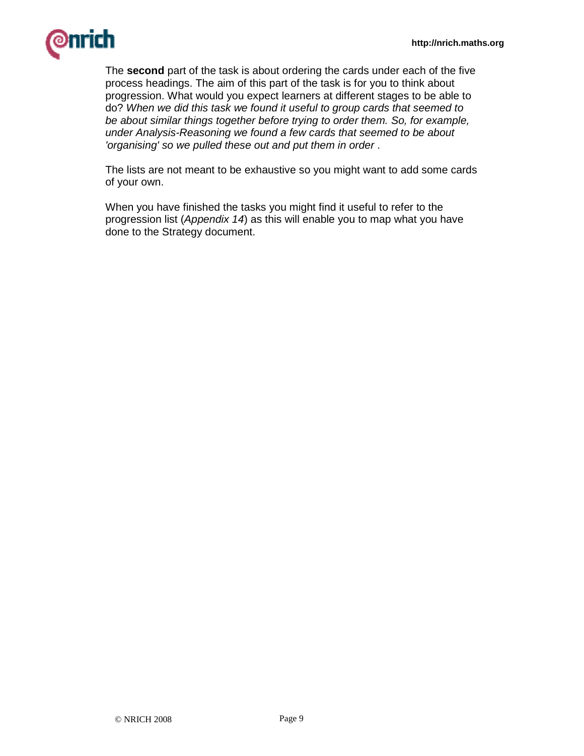The **second** part of the task is about ordering the cards under each of the five process headings. The aim of this part of the task is for you to think about progression. What would you expect learners at different stages to be able to do? *When we did this task we found it useful to group cards that seemed to be about similar things together before trying to order them. So, for example, under Analysis-Reasoning we found a few cards that seemed to be about 'organising' so we pulled these out and put them in order* .

The lists are not meant to be exhaustive so you might want to add some cards of your own.

When you have finished the tasks you might find it useful to refer to the progression list (*Appendix 14*) as this will enable you to map what you have done to the Strategy document.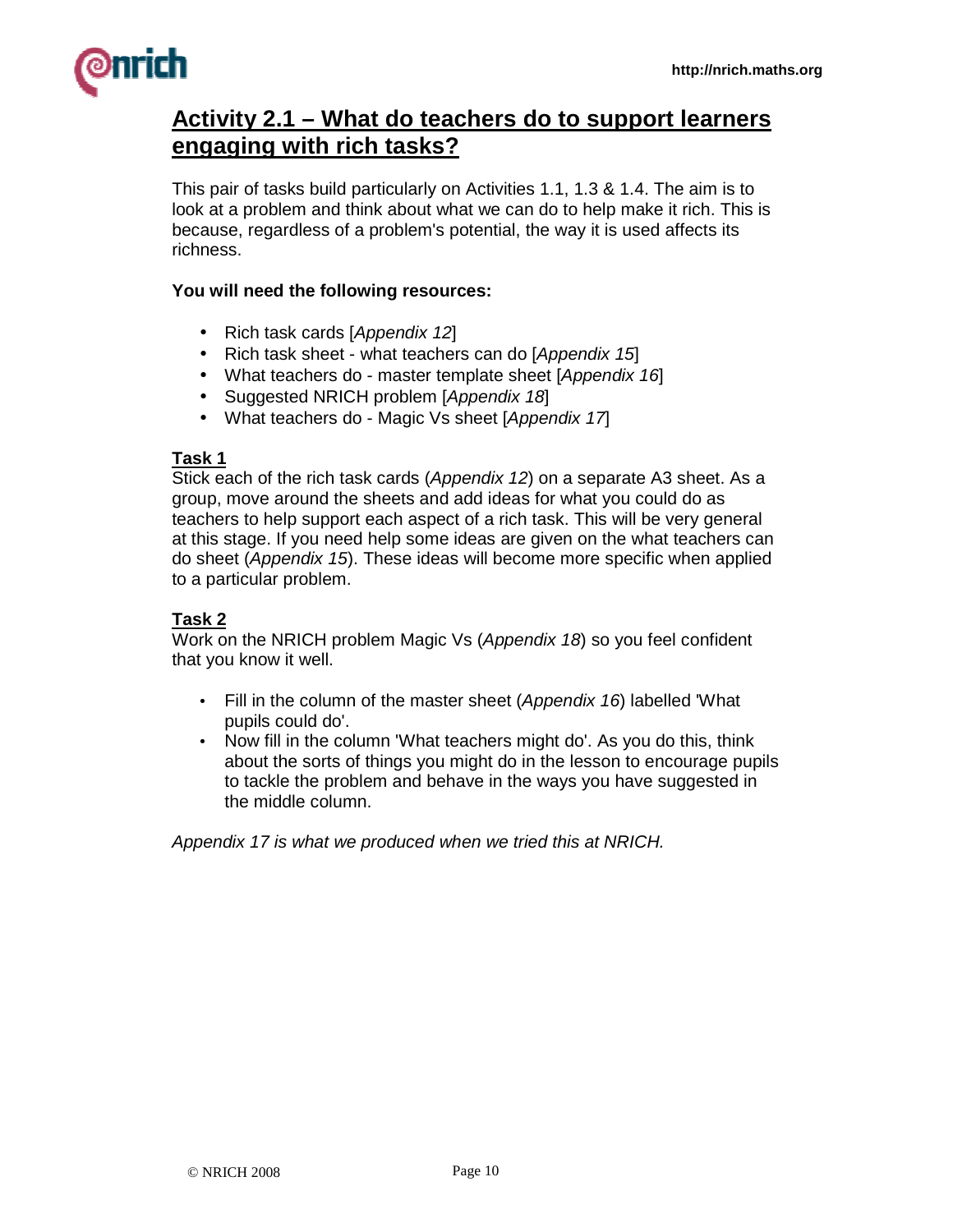## Activity 2.1 – What do teachers do to support learners engaging with rich tasks?

This pair of tasks build particularly on Activities 1.1, 1.3 & 1.4. The aim is to look at a problem and think about what we can do to help make it rich. This is because, regardless of a problem's potential, the way it is used affects its richness.

**You will need the following resources:**

- Rich task cards [*Appendix 12*]
- Rich task sheet - what teachers can do [*Appendix 15*]
- What teachers do - master template sheet [*Appendix 16*]
- Suggested NRICH problem [*Appendix 18*]
- What teachers do - Magic Vs sheet [*Appendix 17*]

### Task 1

Stick each of the rich task cards (*Appendix 12*) on a separate A3 sheet. As a group, move around the sheets and add ideas for what you could do as teachers to help support each aspect of a rich task. This will be very general at this stage. If you need help some ideas are given on the what teachers can do sheet (*Appendix 15*). These ideas will become more specific when applied to a particular problem.

### Task 2

Work on the NRICH problem Magic Vs (*Appendix 18*) so you feel confident that you know it well.

- Fill in the column of the master sheet (*Appendix 16*) labelled 'What pupils could do'.
- Now fill in the column 'What teachers might do'. As you do this, think about the sorts of things you might do in the lesson to encourage pupils to tackle the problem and behave in the ways you have suggested in the middle column.

*Appendix 17 is what we produced when we tried this at NRICH.*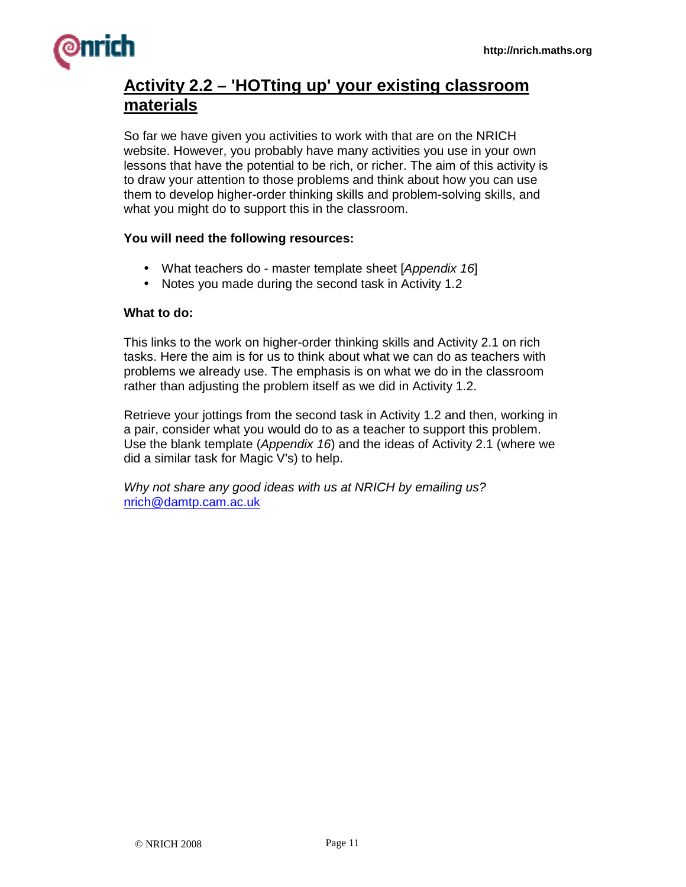## Activity 2.2 – 'HOTting up' your existing classroom materials

So far we have given you activities to work with that are on the NRICH website. However, you probably have many activities you use in your own lessons that have the potential to be rich, or richer. The aim of this activity is to draw your attention to those problems and think about how you can use them to develop higher-order thinking skills and problem-solving skills, and what you might do to support this in the classroom.

**You will need the following resources:**

- What teachers do - master template sheet [*Appendix 16*]
- Notes you made during the second task in Activity 1.2

**What to do:**

This links to the work on higher-order thinking skills and Activity 2.1 on rich tasks. Here the aim is for us to think about what we can do as teachers with problems we already use. The emphasis is on what we do in the classroom rather than adjusting the problem itself as we did in Activity 1.2.

Retrieve your jottings from the second task in Activity 1.2 and then, working in a pair, consider what you would do to as a teacher to support this problem. Use the blank template (*Appendix 16*) and the ideas of Activity 2.1 (where we did a similar task for Magic V's) to help.

*Why not share any good ideas with us at NRICH by emailing us?*
nrich@damtp.cam.ac.uk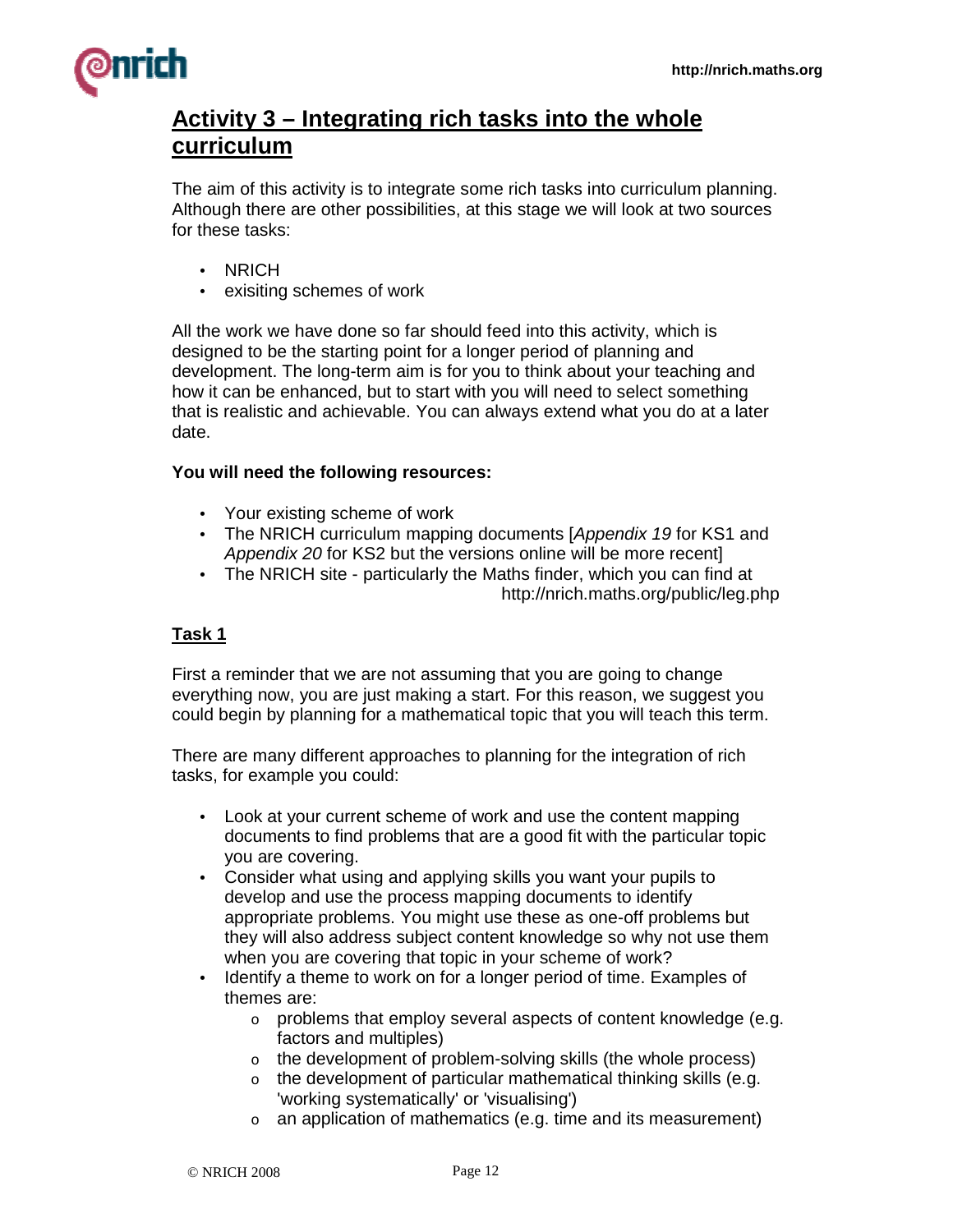## Activity 3 – Integrating rich tasks into the whole curriculum

The aim of this activity is to integrate some rich tasks into curriculum planning. Although there are other possibilities, at this stage we will look at two sources for these tasks:

- NRICH
- exisiting schemes of work

All the work we have done so far should feed into this activity, which is designed to be the starting point for a longer period of planning and development. The long-term aim is for you to think about your teaching and how it can be enhanced, but to start with you will need to select something that is realistic and achievable. You can always extend what you do at a later date.

**You will need the following resources:**

- Your existing scheme of work
- The NRICH curriculum mapping documents [*Appendix 19* for KS1 and *Appendix 20* for KS2 but the versions online will be more recent]
- The NRICH site - particularly the Maths finder, which you can find at http://nrich.maths.org/public/leg.php

### Task 1

First a reminder that we are not assuming that you are going to change everything now, you are just making a start. For this reason, we suggest you could begin by planning for a mathematical topic that you will teach this term.

There are many different approaches to planning for the integration of rich tasks, for example you could:

- Look at your current scheme of work and use the content mapping documents to find problems that are a good fit with the particular topic you are covering.
- Consider what using and applying skills you want your pupils to develop and use the process mapping documents to identify appropriate problems. You might use these as one-off problems but they will also address subject content knowledge so why not use them when you are covering that topic in your scheme of work?
- Identify a theme to work on for a longer period of time. Examples of themes are:
  - problems that employ several aspects of content knowledge (e.g. factors and multiples)
  - the development of problem-solving skills (the whole process)
  - the development of particular mathematical thinking skills (e.g. 'working systematically' or 'visualising')
  - an application of mathematics (e.g. time and its measurement)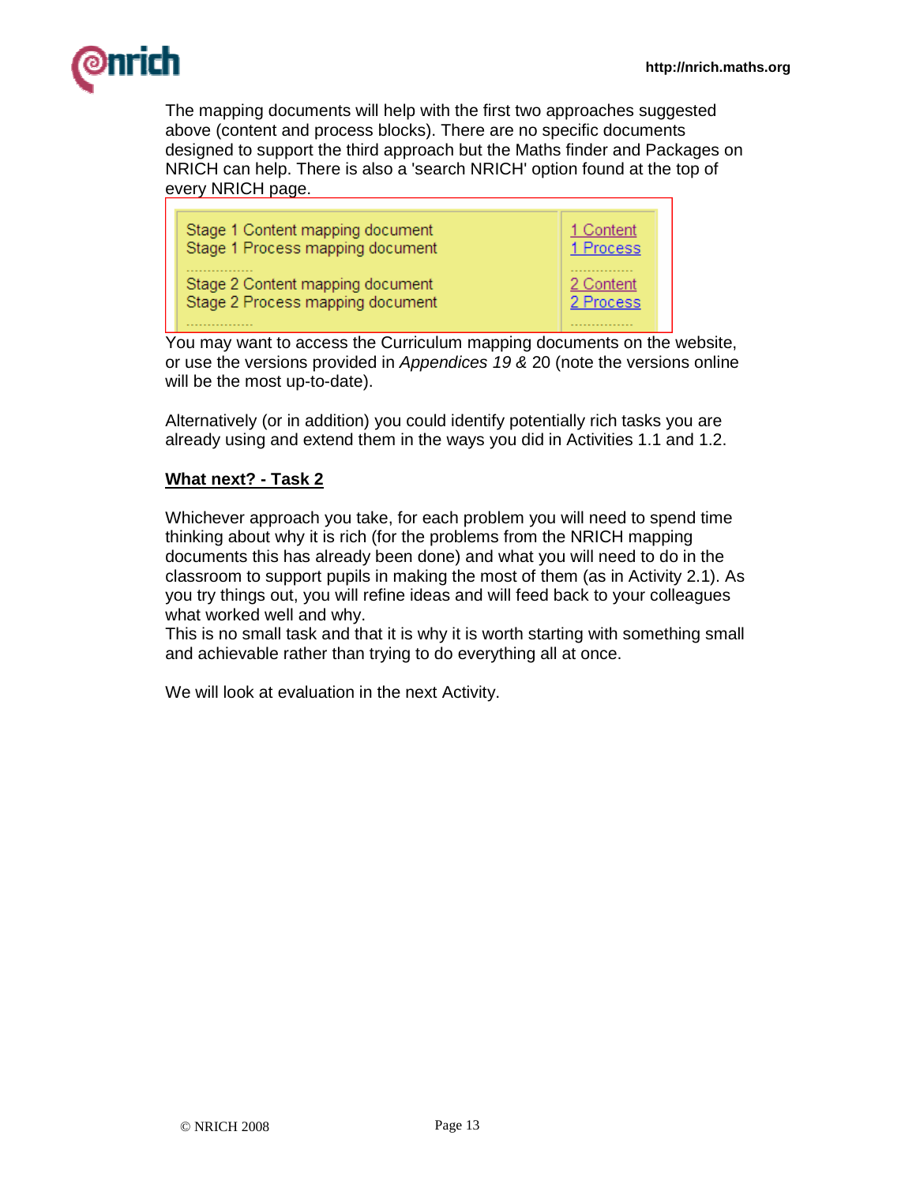The mapping documents will help with the first two approaches suggested above (content and process blocks). There are no specific documents designed to support the third approach but the Maths finder and Packages on NRICH can help. There is also a 'search NRICH' option found at the top of every NRICH page.

| | |
|---|---|
| Stage 1 Content mapping document<br>Stage 1 Process mapping document | 1 Content<br>1 Process |
| Stage 2 Content mapping document<br>Stage 2 Process mapping document | 2 Content<br>2 Process |

You may want to access the Curriculum mapping documents on the website, or use the versions provided in *Appendices 19 &* 20 (note the versions online will be the most up-to-date).

Alternatively (or in addition) you could identify potentially rich tasks you are already using and extend them in the ways you did in Activities 1.1 and 1.2.

**What next? - Task 2**

Whichever approach you take, for each problem you will need to spend time thinking about why it is rich (for the problems from the NRICH mapping documents this has already been done) and what you will need to do in the classroom to support pupils in making the most of them (as in Activity 2.1). As you try things out, you will refine ideas and will feed back to your colleagues what worked well and why.
This is no small task and that it is why it is worth starting with something small and achievable rather than trying to do everything all at once.

We will look at evaluation in the next Activity.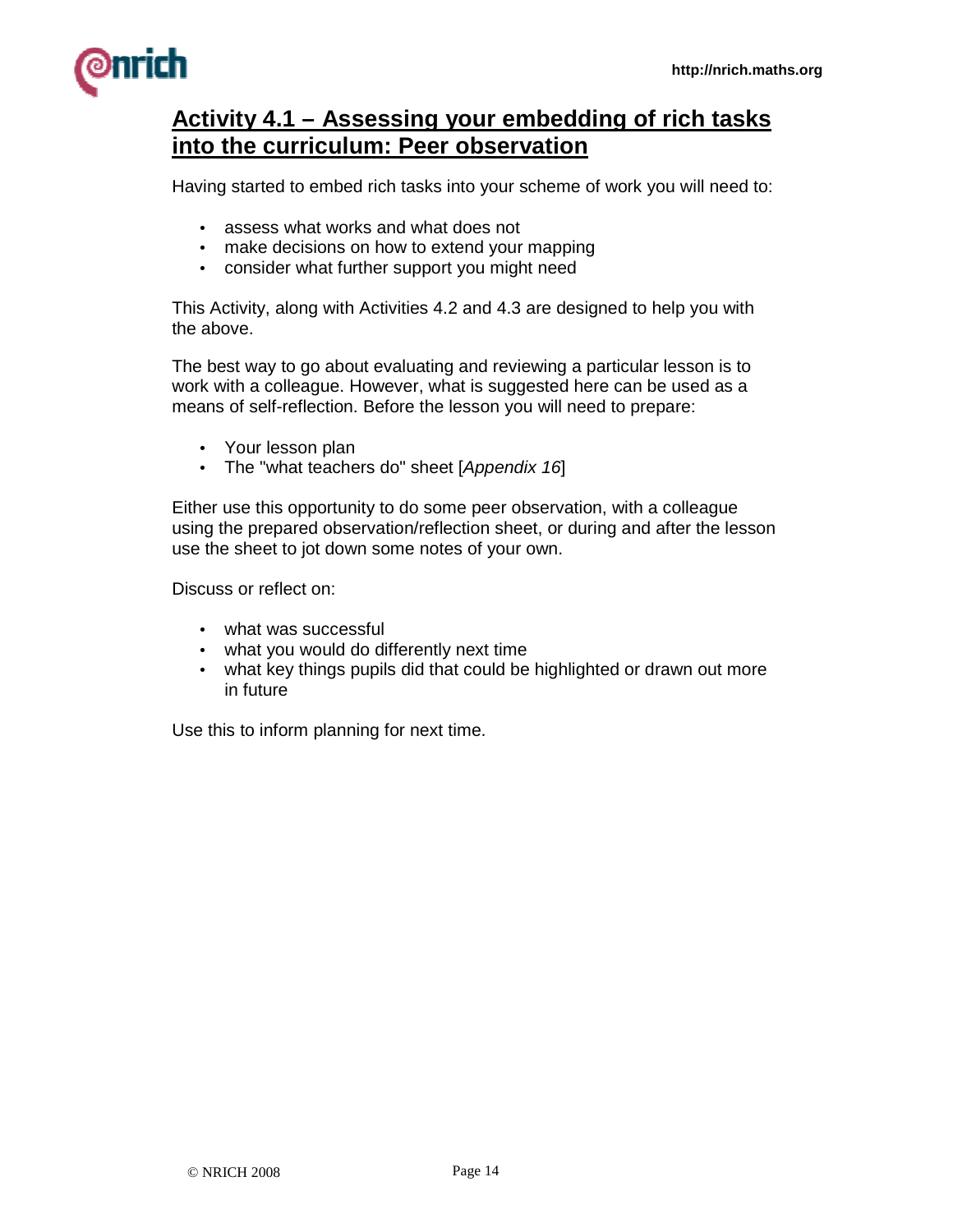## Activity 4.1 – Assessing your embedding of rich tasks into the curriculum: Peer observation

Having started to embed rich tasks into your scheme of work you will need to:

- assess what works and what does not
- make decisions on how to extend your mapping
- consider what further support you might need

This Activity, along with Activities 4.2 and 4.3 are designed to help you with the above.

The best way to go about evaluating and reviewing a particular lesson is to work with a colleague. However, what is suggested here can be used as a means of self-reflection. Before the lesson you will need to prepare:

- Your lesson plan
- The "what teachers do" sheet [*Appendix 16*]

Either use this opportunity to do some peer observation, with a colleague using the prepared observation/reflection sheet, or during and after the lesson use the sheet to jot down some notes of your own.

Discuss or reflect on:

- what was successful
- what you would do differently next time
- what key things pupils did that could be highlighted or drawn out more in future

Use this to inform planning for next time.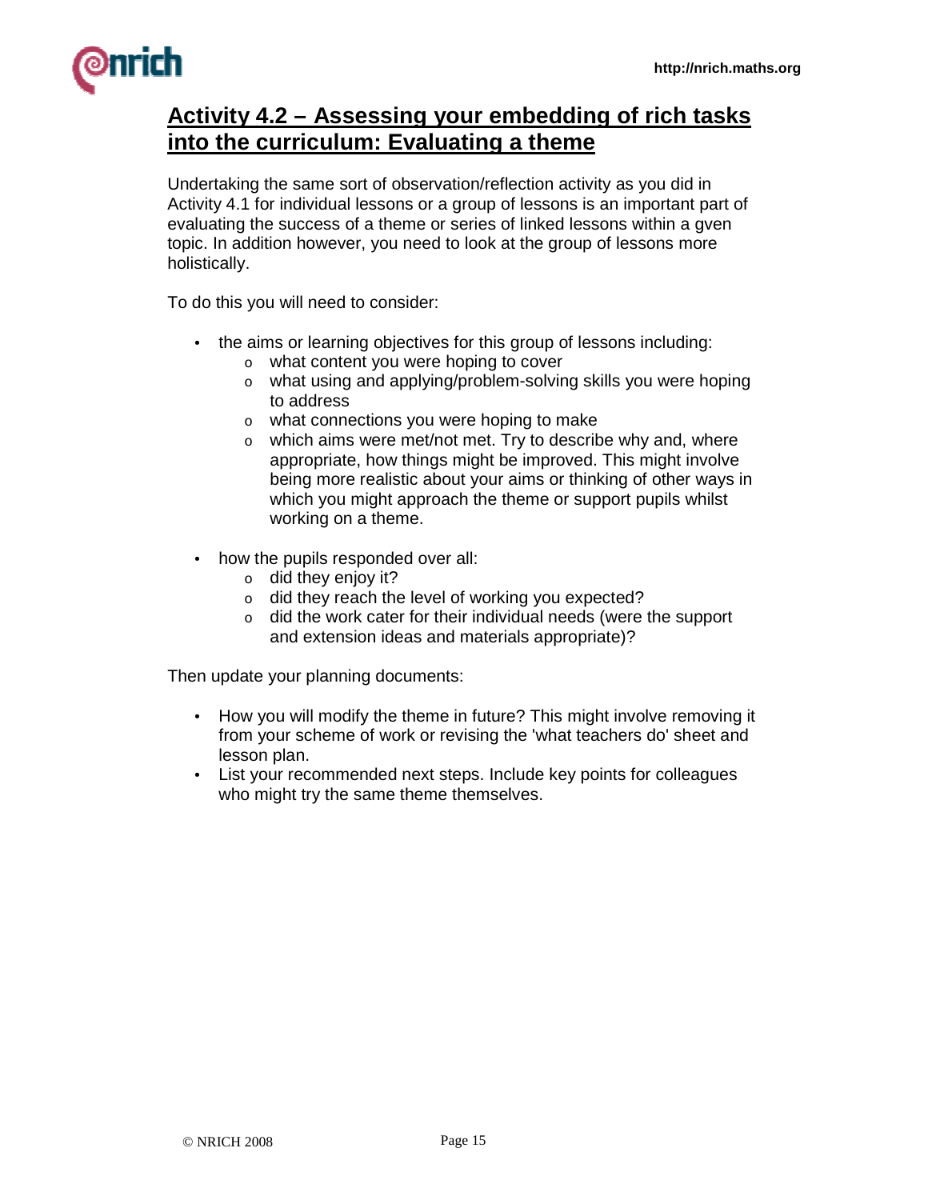## Activity 4.2 – Assessing your embedding of rich tasks into the curriculum: Evaluating a theme

Undertaking the same sort of observation/reflection activity as you did in Activity 4.1 for individual lessons or a group of lessons is an important part of evaluating the success of a theme or series of linked lessons within a gven topic. In addition however, you need to look at the group of lessons more holistically.

To do this you will need to consider:

- the aims or learning objectives for this group of lessons including:
  - what content you were hoping to cover
  - what using and applying/problem-solving skills you were hoping to address
  - what connections you were hoping to make
  - which aims were met/not met. Try to describe why and, where appropriate, how things might be improved. This might involve being more realistic about your aims or thinking of other ways in which you might approach the theme or support pupils whilst working on a theme.
- how the pupils responded over all:
  - did they enjoy it?
  - did they reach the level of working you expected?
  - did the work cater for their individual needs (were the support and extension ideas and materials appropriate)?

Then update your planning documents:

- How you will modify the theme in future? This might involve removing it from your scheme of work or revising the 'what teachers do' sheet and lesson plan.
- List your recommended next steps. Include key points for colleagues who might try the same theme themselves.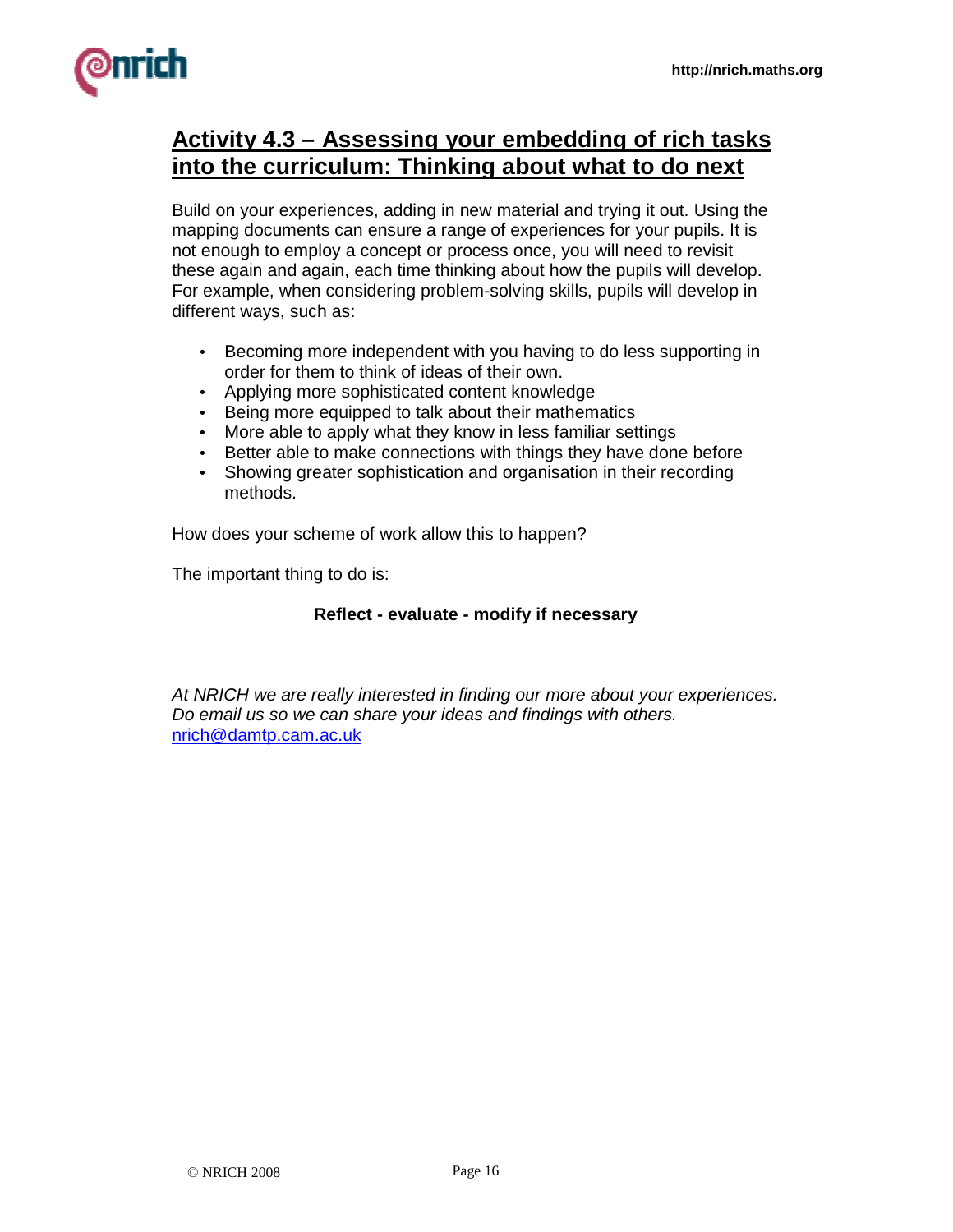## Activity 4.3 – Assessing your embedding of rich tasks into the curriculum: Thinking about what to do next

Build on your experiences, adding in new material and trying it out. Using the mapping documents can ensure a range of experiences for your pupils. It is not enough to employ a concept or process once, you will need to revisit these again and again, each time thinking about how the pupils will develop. For example, when considering problem-solving skills, pupils will develop in different ways, such as:

- Becoming more independent with you having to do less supporting in order for them to think of ideas of their own.
- Applying more sophisticated content knowledge
- Being more equipped to talk about their mathematics
- More able to apply what they know in less familiar settings
- Better able to make connections with things they have done before
- Showing greater sophistication and organisation in their recording methods.

How does your scheme of work allow this to happen?

The important thing to do is:

**Reflect - evaluate - modify if necessary**

*At NRICH we are really interested in finding our more about your experiences. Do email us so we can share your ideas and findings with others.*
nrich@damtp.cam.ac.uk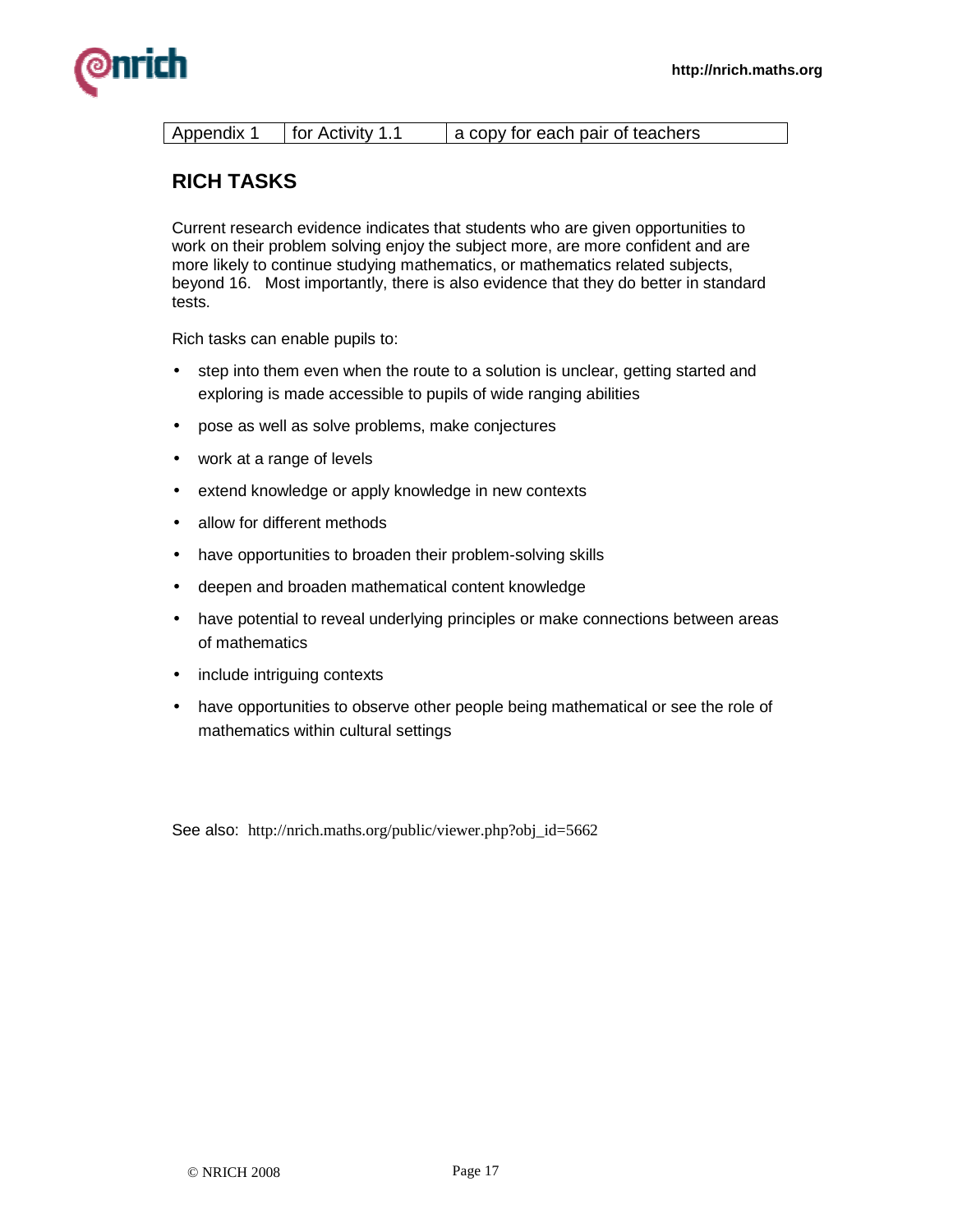| Appendix 1 | for Activity 1.1 | a copy for each pair of teachers |
| --- | --- | --- |

## RICH TASKS

Current research evidence indicates that students who are given opportunities to work on their problem solving enjoy the subject more, are more confident and are more likely to continue studying mathematics, or mathematics related subjects, beyond 16. Most importantly, there is also evidence that they do better in standard tests.

Rich tasks can enable pupils to:

- step into them even when the route to a solution is unclear, getting started and exploring is made accessible to pupils of wide ranging abilities
- pose as well as solve problems, make conjectures
- work at a range of levels
- extend knowledge or apply knowledge in new contexts
- allow for different methods
- have opportunities to broaden their problem-solving skills
- deepen and broaden mathematical content knowledge
- have potential to reveal underlying principles or make connections between areas of mathematics
- include intriguing contexts
- have opportunities to observe other people being mathematical or see the role of mathematics within cultural settings

See also: http://nrich.maths.org/public/viewer.php?obj_id=5662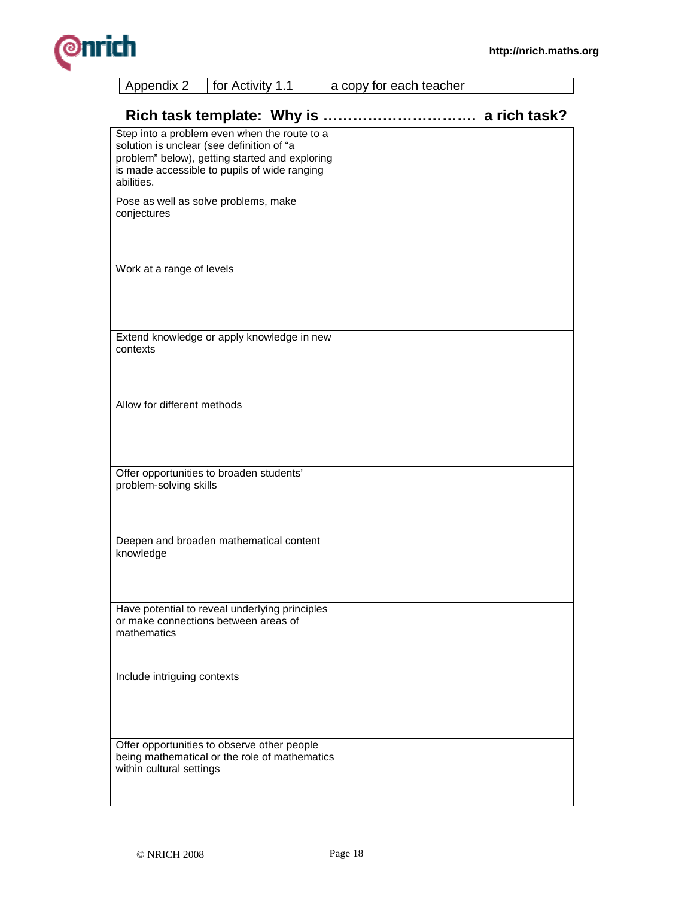| Appendix 2 | for Activity 1.1 | a copy for each teacher |
|---|---|---|

## Rich task template: Why is ………………………… a rich task?

| | |
|---|---|
| Step into a problem even when the route to a solution is unclear (see definition of "a problem" below), getting started and exploring is made accessible to pupils of wide ranging abilities. | |
| Pose as well as solve problems, make conjectures | |
| Work at a range of levels | |
| Extend knowledge or apply knowledge in new contexts | |
| Allow for different methods | |
| Offer opportunities to broaden students' problem-solving skills | |
| Deepen and broaden mathematical content knowledge | |
| Have potential to reveal underlying principles or make connections between areas of mathematics | |
| Include intriguing contexts | |
| Offer opportunities to observe other people being mathematical or the role of mathematics within cultural settings | |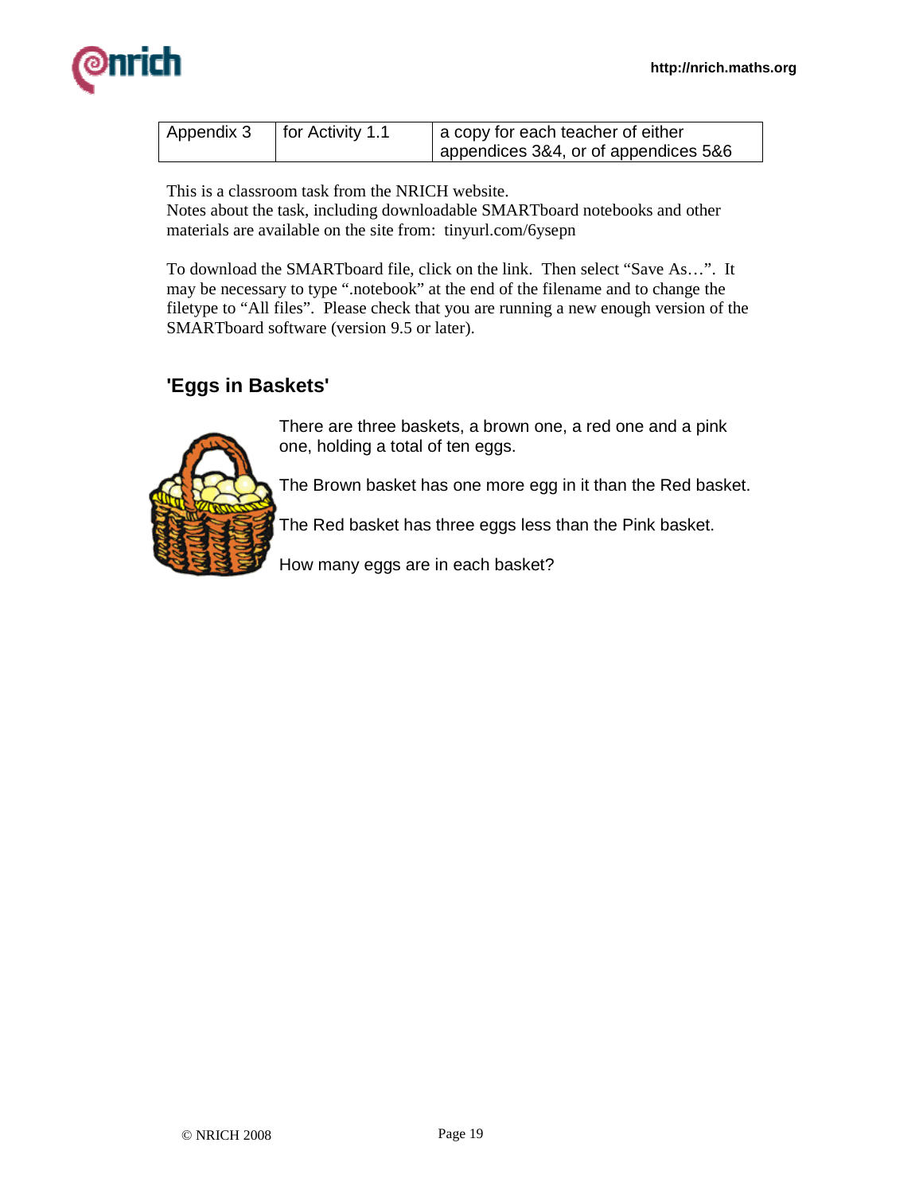| Appendix 3 | for Activity 1.1 | a copy for each teacher of either appendices 3&4, or of appendices 5&6 |
|---|---|---|

This is a classroom task from the NRICH website.
Notes about the task, including downloadable SMARTboard notebooks and other materials are available on the site from: tinyurl.com/6ysepn

To download the SMARTboard file, click on the link. Then select "Save As…". It may be necessary to type ".notebook" at the end of the filename and to change the filetype to "All files". Please check that you are running a new enough version of the SMARTboard software (version 9.5 or later).

## 'Eggs in Baskets'

There are three baskets, a brown one, a red one and a pink one, holding a total of ten eggs.

The Brown basket has one more egg in it than the Red basket.

The Red basket has three eggs less than the Pink basket.

How many eggs are in each basket?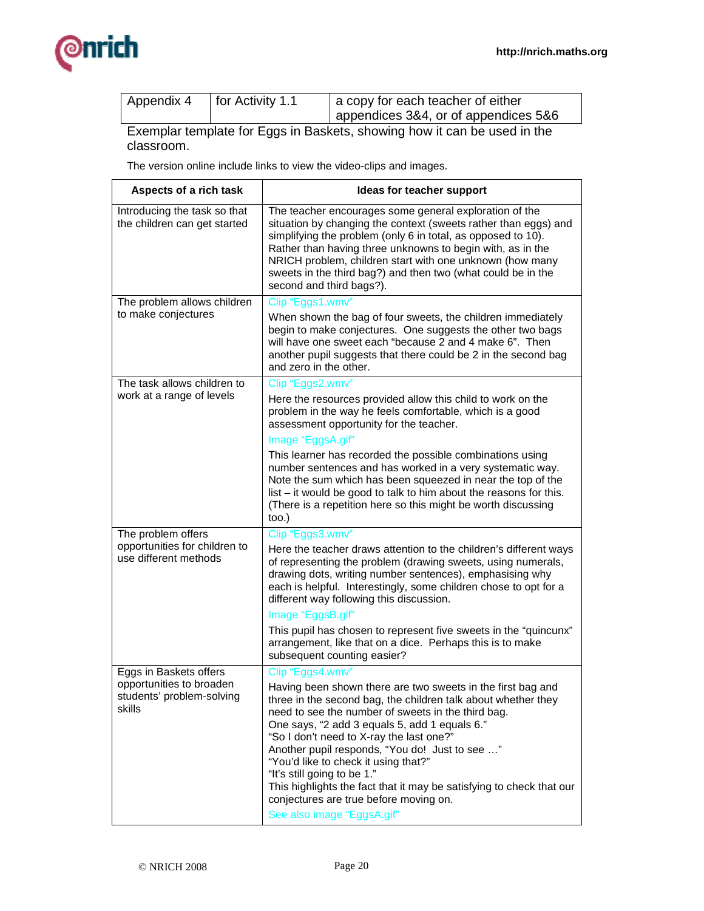| Appendix 4 | for Activity 1.1 | a copy for each teacher of either appendices 3&4, or of appendices 5&6 |
|---|---|---|

Exemplar template for Eggs in Baskets, showing how it can be used in the classroom.

The version online include links to view the video-clips and images.

| Aspects of a rich task | Ideas for teacher support |
|---|---|
| Introducing the task so that the children can get started | The teacher encourages some general exploration of the situation by changing the context (sweets rather than eggs) and simplifying the problem (only 6 in total, as opposed to 10). Rather than having three unknowns to begin with, as in the NRICH problem, children start with one unknown (how many sweets in the third bag?) and then two (what could be in the second and third bags?). |
| The problem allows children to make conjectures | Clip "Eggs1.wmv"<br>When shown the bag of four sweets, the children immediately begin to make conjectures. One suggests the other two bags will have one sweet each "because 2 and 4 make 6". Then another pupil suggests that there could be 2 in the second bag and zero in the other. |
| The task allows children to work at a range of levels | Clip "Eggs2.wmv"<br>Here the resources provided allow this child to work on the problem in the way he feels comfortable, which is a good assessment opportunity for the teacher.<br>Image "EggsA.gif"<br>This learner has recorded the possible combinations using number sentences and has worked in a very systematic way. Note the sum which has been squeezed in near the top of the list – it would be good to talk to him about the reasons for this. (There is a repetition here so this might be worth discussing too.) |
| The problem offers opportunities for children to use different methods | Clip "Eggs3.wmv"<br>Here the teacher draws attention to the children's different ways of representing the problem (drawing sweets, using numerals, drawing dots, writing number sentences), emphasising why each is helpful. Interestingly, some children chose to opt for a different way following this discussion.<br>Image "EggsB.gif"<br>This pupil has chosen to represent five sweets in the "quincunx" arrangement, like that on a dice. Perhaps this is to make subsequent counting easier? |
| Eggs in Baskets offers opportunities to broaden students' problem-solving skills | Clip "Eggs4.wmv"<br>Having been shown there are two sweets in the first bag and three in the second bag, the children talk about whether they need to see the number of sweets in the third bag.<br>One says, "2 add 3 equals 5, add 1 equals 6."<br>"So I don't need to X-ray the last one?"<br>Another pupil responds, "You do! Just to see …"<br>"You'd like to check it using that?"<br>"It's still going to be 1."<br>This highlights the fact that it may be satisfying to check that our conjectures are true before moving on.<br>See also image "EggsA.gif" |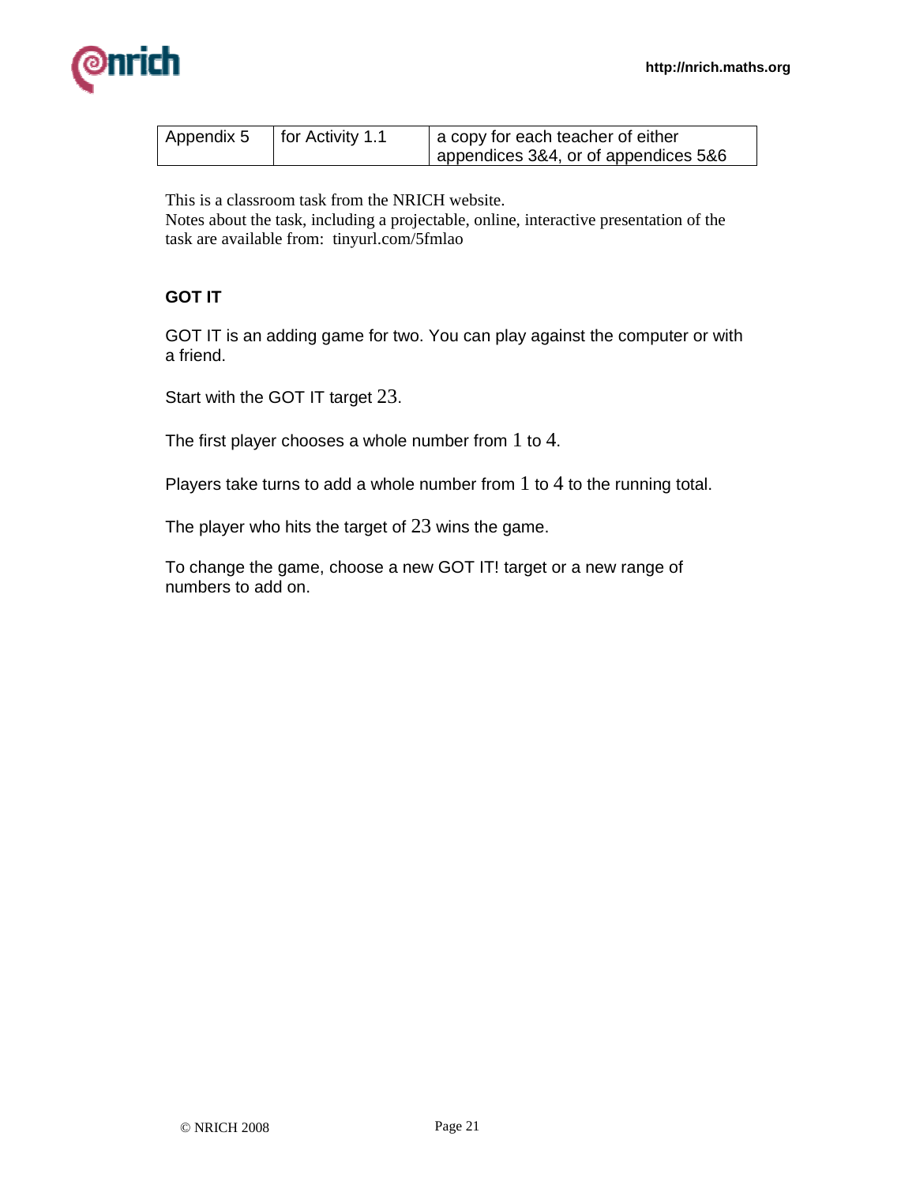| Appendix 5 | for Activity 1.1 | a copy for each teacher of either appendices 3&4, or of appendices 5&6 |
|---|---|---|

This is a classroom task from the NRICH website.
Notes about the task, including a projectable, online, interactive presentation of the task are available from: tinyurl.com/5fmlao

**GOT IT**

GOT IT is an adding game for two. You can play against the computer or with a friend.

Start with the GOT IT target 23.

The first player chooses a whole number from 1 to 4.

Players take turns to add a whole number from 1 to 4 to the running total.

The player who hits the target of 23 wins the game.

To change the game, choose a new GOT IT! target or a new range of numbers to add on.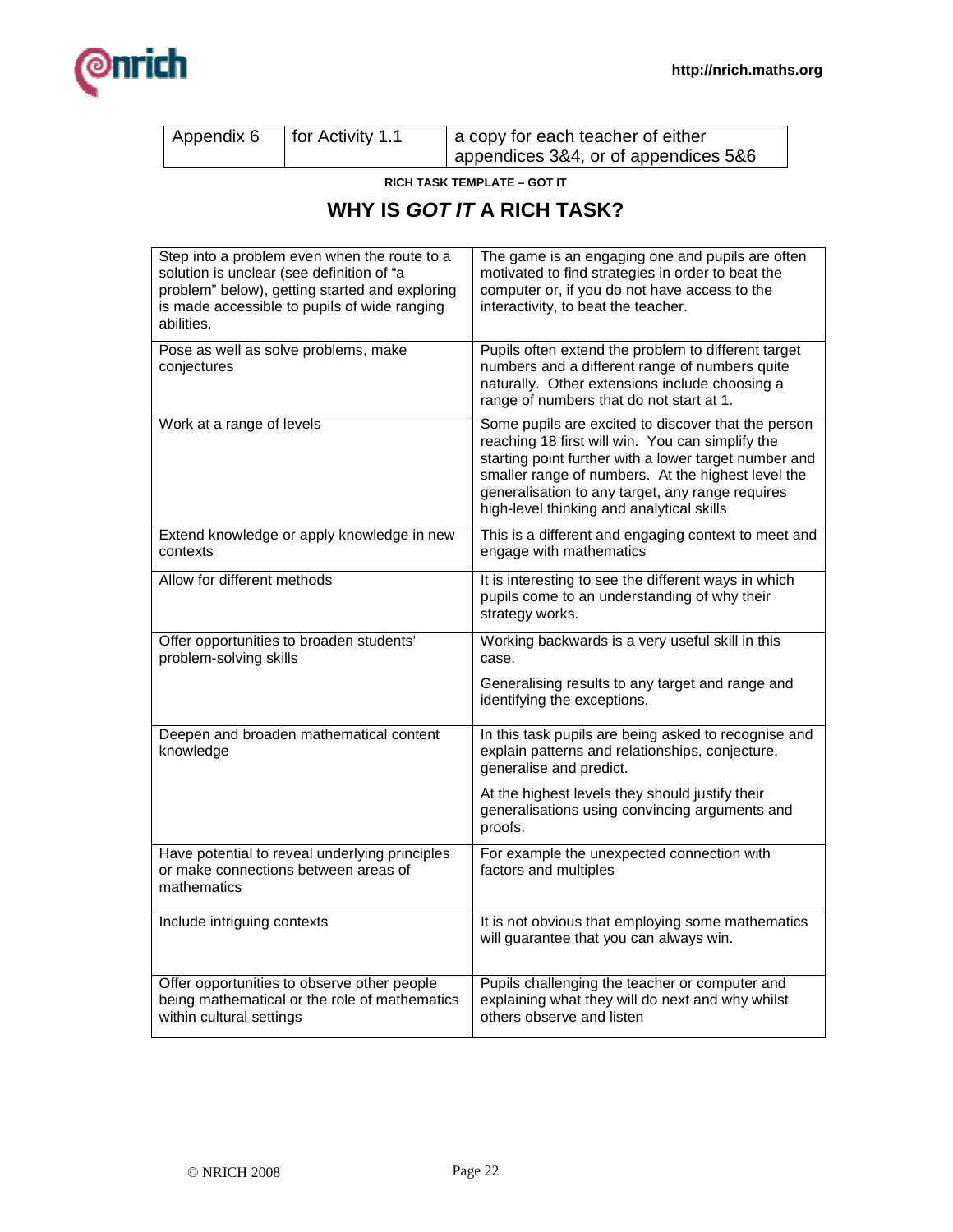| Appendix 6 | for Activity 1.1 | a copy for each teacher of either appendices 3&4, or of appendices 5&6 |
| --- | --- | --- |

**RICH TASK TEMPLATE – GOT IT**

# WHY IS *GOT IT* A RICH TASK?

| | |
| --- | --- |
| Step into a problem even when the route to a solution is unclear (see definition of "a problem" below), getting started and exploring is made accessible to pupils of wide ranging abilities. | The game is an engaging one and pupils are often motivated to find strategies in order to beat the computer or, if you do not have access to the interactivity, to beat the teacher. |
| Pose as well as solve problems, make conjectures | Pupils often extend the problem to different target numbers and a different range of numbers quite naturally. Other extensions include choosing a range of numbers that do not start at 1. |
| Work at a range of levels | Some pupils are excited to discover that the person reaching 18 first will win. You can simplify the starting point further with a lower target number and smaller range of numbers. At the highest level the generalisation to any target, any range requires high-level thinking and analytical skills |
| Extend knowledge or apply knowledge in new contexts | This is a different and engaging context to meet and engage with mathematics |
| Allow for different methods | It is interesting to see the different ways in which pupils come to an understanding of why their strategy works. |
| Offer opportunities to broaden students' problem-solving skills | Working backwards is a very useful skill in this case.<br><br>Generalising results to any target and range and identifying the exceptions. |
| Deepen and broaden mathematical content knowledge | In this task pupils are being asked to recognise and explain patterns and relationships, conjecture, generalise and predict.<br><br>At the highest levels they should justify their generalisations using convincing arguments and proofs. |
| Have potential to reveal underlying principles or make connections between areas of mathematics | For example the unexpected connection with factors and multiples |
| Include intriguing contexts | It is not obvious that employing some mathematics will guarantee that you can always win. |
| Offer opportunities to observe other people being mathematical or the role of mathematics within cultural settings | Pupils challenging the teacher or computer and explaining what they will do next and why whilst others observe and listen |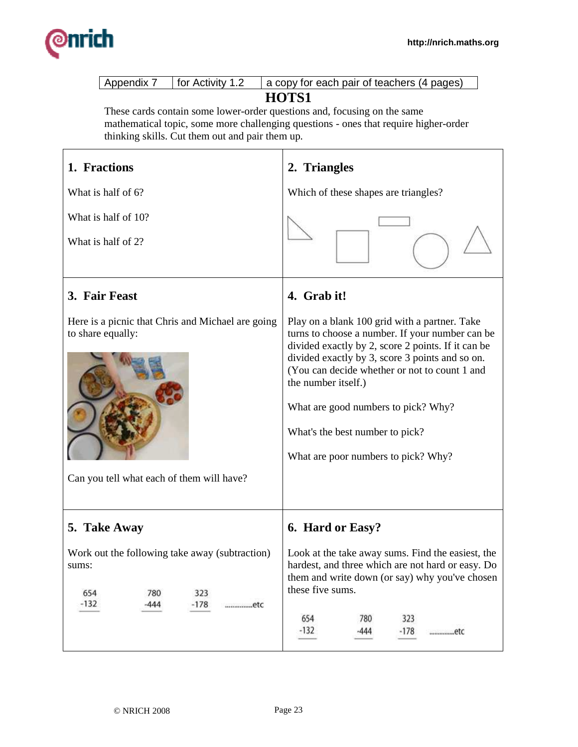| Appendix 7 | for Activity 1.2 | a copy for each pair of teachers (4 pages) |
|---|---|---|

# HOTS1

These cards contain some lower-order questions and, focusing on the same mathematical topic, some more challenging questions - ones that require higher-order thinking skills. Cut them out and pair them up.

### 1. Fractions

What is half of 6?

What is half of 10?

What is half of 2?

### 2. Triangles

Which of these shapes are triangles?

### 3. Fair Feast

Here is a picnic that Chris and Michael are going to share equally:

Can you tell what each of them will have?

### 4. Grab it!

Play on a blank 100 grid with a partner. Take turns to choose a number. If your number can be divided exactly by 2, score 2 points. If it can be divided exactly by 3, score 3 points and so on. (You can decide whether or not to count 1 and the number itself.)

What are good numbers to pick? Why?

What's the best number to pick?

What are poor numbers to pick? Why?

### 5. Take Away

Work out the following take away (subtraction) sums:

$$\begin{array}{r} 654 \\ -132 \\ \hline \end{array} \qquad \begin{array}{r} 780 \\ -444 \\ \hline \end{array} \qquad \begin{array}{r} 323 \\ -178 \\ \hline \end{array}$$

...............etc

### 6. Hard or Easy?

Look at the take away sums. Find the easiest, the hardest, and three which are not hard or easy. Do them and write down (or say) why you've chosen these five sums.

$$\begin{array}{r} 654 \\ -132 \\ \hline \end{array} \qquad \begin{array}{r} 780 \\ -444 \\ \hline \end{array} \qquad \begin{array}{r} 323 \\ -178 \\ \hline \end{array}$$

...............etc

© NRICH 2008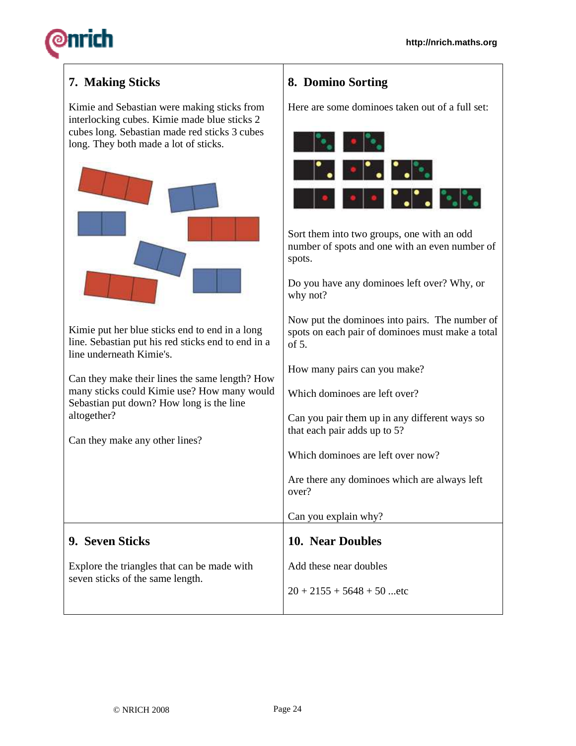## 7. Making Sticks

Kimie and Sebastian were making sticks from interlocking cubes. Kimie made blue sticks 2 cubes long. Sebastian made red sticks 3 cubes long. They both made a lot of sticks.

Kimie put her blue sticks end to end in a long line. Sebastian put his red sticks end to end in a line underneath Kimie's.

Can they make their lines the same length? How many sticks could Kimie use? How many would Sebastian put down? How long is the line altogether?

Can they make any other lines?

## 8. Domino Sorting

Here are some dominoes taken out of a full set:

Sort them into two groups, one with an odd number of spots and one with an even number of spots.

Do you have any dominoes left over? Why, or why not?

Now put the dominoes into pairs. The number of spots on each pair of dominoes must make a total of 5.

How many pairs can you make?

Which dominoes are left over?

Can you pair them up in any different ways so that each pair adds up to 5?

Which dominoes are left over now?

Are there any dominoes which are always left over?

Can you explain why?

## 9. Seven Sticks

Explore the triangles that can be made with seven sticks of the same length.

## 10. Near Doubles

Add these near doubles

20 + 2155 + 5648 + 50 ...etc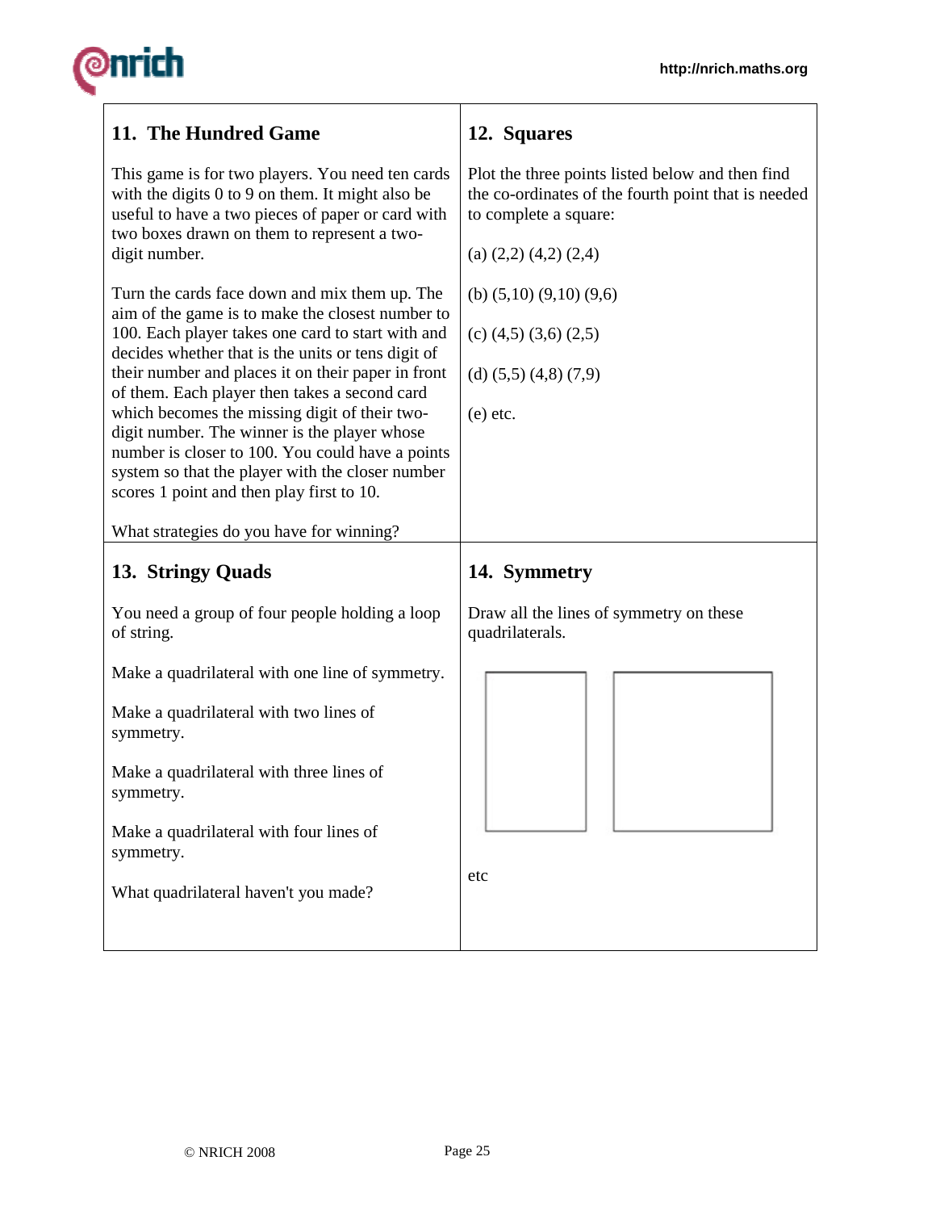## 11. The Hundred Game

This game is for two players. You need ten cards with the digits 0 to 9 on them. It might also be useful to have a two pieces of paper or card with two boxes drawn on them to represent a two-digit number.

Turn the cards face down and mix them up. The aim of the game is to make the closest number to 100. Each player takes one card to start with and decides whether that is the units or tens digit of their number and places it on their paper in front of them. Each player then takes a second card which becomes the missing digit of their two-digit number. The winner is the player whose number is closer to 100. You could have a points system so that the player with the closer number scores 1 point and then play first to 10.

What strategies do you have for winning?

## 12. Squares

Plot the three points listed below and then find the co-ordinates of the fourth point that is needed to complete a square:

(a) (2,2) (4,2) (2,4)

(b) (5,10) (9,10) (9,6)

(c) (4,5) (3,6) (2,5)

(d) (5,5) (4,8) (7,9)

(e) etc.

## 13. Stringy Quads

You need a group of four people holding a loop of string.

Make a quadrilateral with one line of symmetry.

Make a quadrilateral with two lines of symmetry.

Make a quadrilateral with three lines of symmetry.

Make a quadrilateral with four lines of symmetry.

What quadrilateral haven't you made?

## 14. Symmetry

Draw all the lines of symmetry on these quadrilaterals.

etc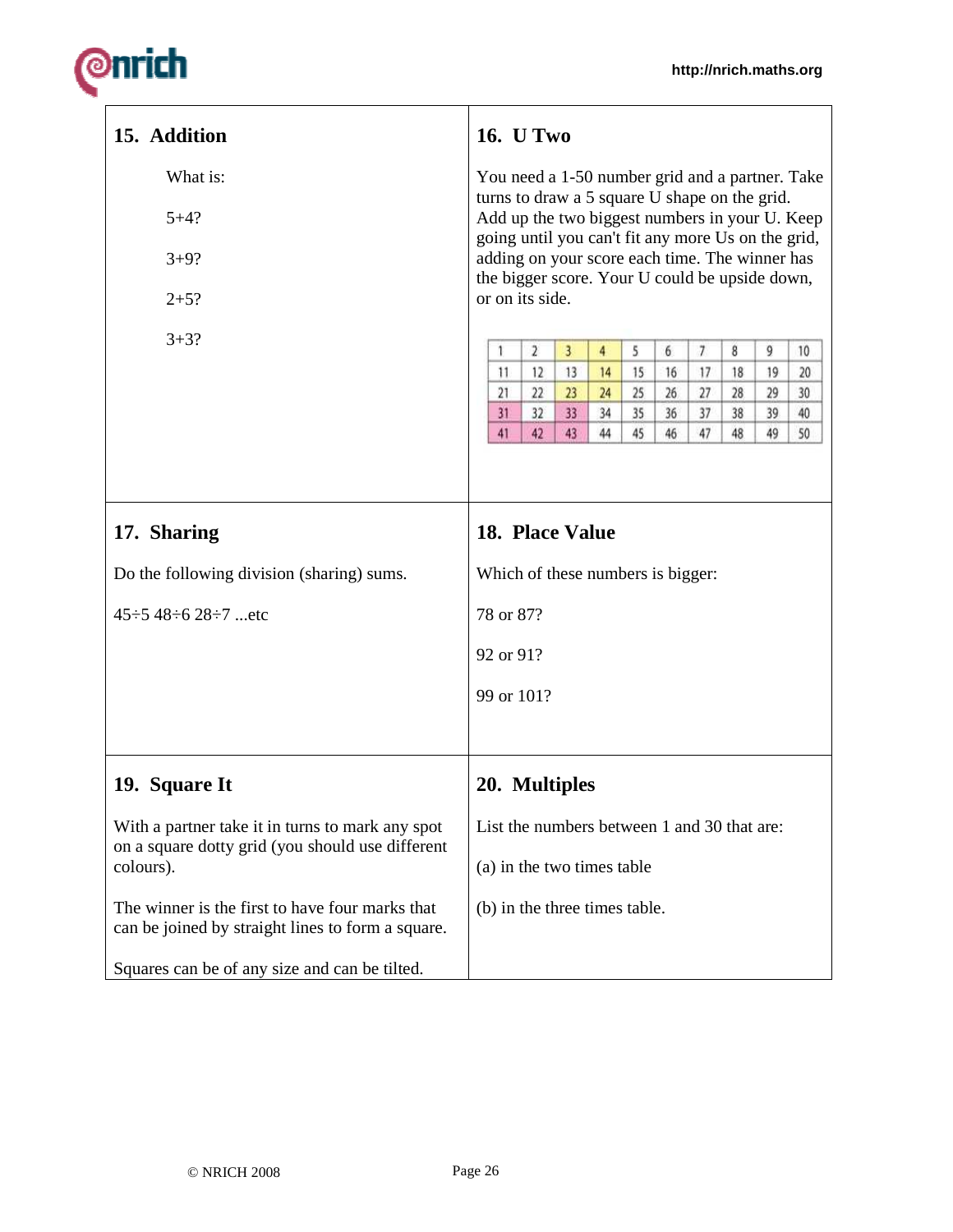## 15. Addition

What is:

5+4?

3+9?

2+5?

3+3?

## 16. U Two

You need a 1-50 number grid and a partner. Take turns to draw a 5 square U shape on the grid. Add up the two biggest numbers in your U. Keep going until you can't fit any more Us on the grid, adding on your score each time. The winner has the bigger score. Your U could be upside down, or on its side.

| 1 | 2 | 3 | 4 | 5 | 6 | 7 | 8 | 9 | 10 |
|---|---|---|---|---|---|---|---|---|---|
| 11 | 12 | 13 | 14 | 15 | 16 | 17 | 18 | 19 | 20 |
| 21 | 22 | 23 | 24 | 25 | 26 | 27 | 28 | 29 | 30 |
| 31 | 32 | 33 | 34 | 35 | 36 | 37 | 38 | 39 | 40 |
| 41 | 42 | 43 | 44 | 45 | 46 | 47 | 48 | 49 | 50 |

## 17. Sharing

Do the following division (sharing) sums.

45÷5 48÷6 28÷7 ...etc

## 18. Place Value

Which of these numbers is bigger:

78 or 87?

92 or 91?

99 or 101?

## 19. Square It

With a partner take it in turns to mark any spot on a square dotty grid (you should use different colours).

The winner is the first to have four marks that can be joined by straight lines to form a square.

Squares can be of any size and can be tilted.

## 20. Multiples

List the numbers between 1 and 30 that are:

(a) in the two times table

(b) in the three times table.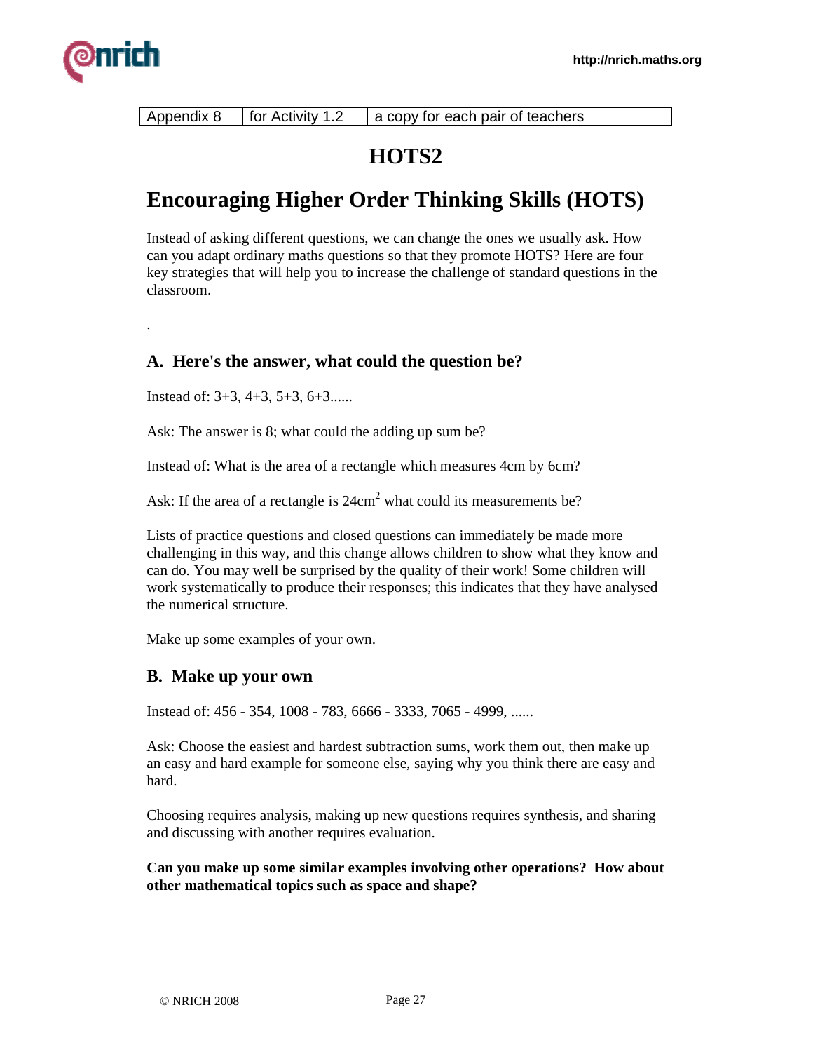| Appendix 8 | for Activity 1.2 | a copy for each pair of teachers |
|---|---|---|

# HOTS2

## Encouraging Higher Order Thinking Skills (HOTS)

Instead of asking different questions, we can change the ones we usually ask. How can you adapt ordinary maths questions so that they promote HOTS? Here are four key strategies that will help you to increase the challenge of standard questions in the classroom.

.

### A. Here's the answer, what could the question be?

Instead of: 3+3, 4+3, 5+3, 6+3......

Ask: The answer is 8; what could the adding up sum be?

Instead of: What is the area of a rectangle which measures 4cm by 6cm?

Ask: If the area of a rectangle is $24cm^2$ what could its measurements be?

Lists of practice questions and closed questions can immediately be made more challenging in this way, and this change allows children to show what they know and can do. You may well be surprised by the quality of their work! Some children will work systematically to produce their responses; this indicates that they have analysed the numerical structure.

Make up some examples of your own.

### B. Make up your own

Instead of: 456 - 354, 1008 - 783, 6666 - 3333, 7065 - 4999, ......

Ask: Choose the easiest and hardest subtraction sums, work them out, then make up an easy and hard example for someone else, saying why you think there are easy and hard.

Choosing requires analysis, making up new questions requires synthesis, and sharing and discussing with another requires evaluation.

**Can you make up some similar examples involving other operations? How about other mathematical topics such as space and shape?**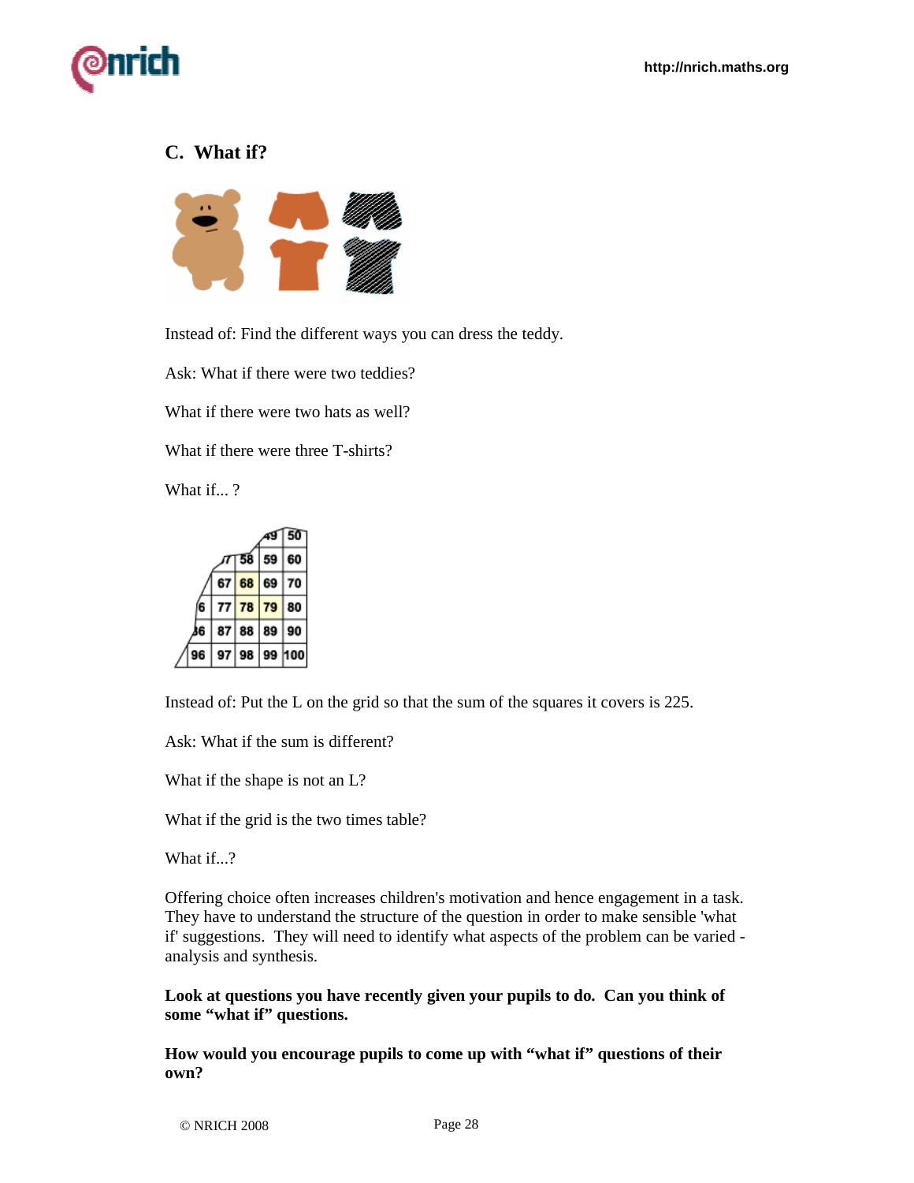## C. What if?

Instead of: Find the different ways you can dress the teddy.

Ask: What if there were two teddies?

What if there were two hats as well?

What if there were three T-shirts?

What if... ?

Instead of: Put the L on the grid so that the sum of the squares it covers is 225.

Ask: What if the sum is different?

What if the shape is not an L?

What if the grid is the two times table?

What if...?

Offering choice often increases children's motivation and hence engagement in a task. They have to understand the structure of the question in order to make sensible 'what if' suggestions. They will need to identify what aspects of the problem can be varied - analysis and synthesis.

**Look at questions you have recently given your pupils to do. Can you think of some "what if" questions.**

**How would you encourage pupils to come up with "what if" questions of their own?**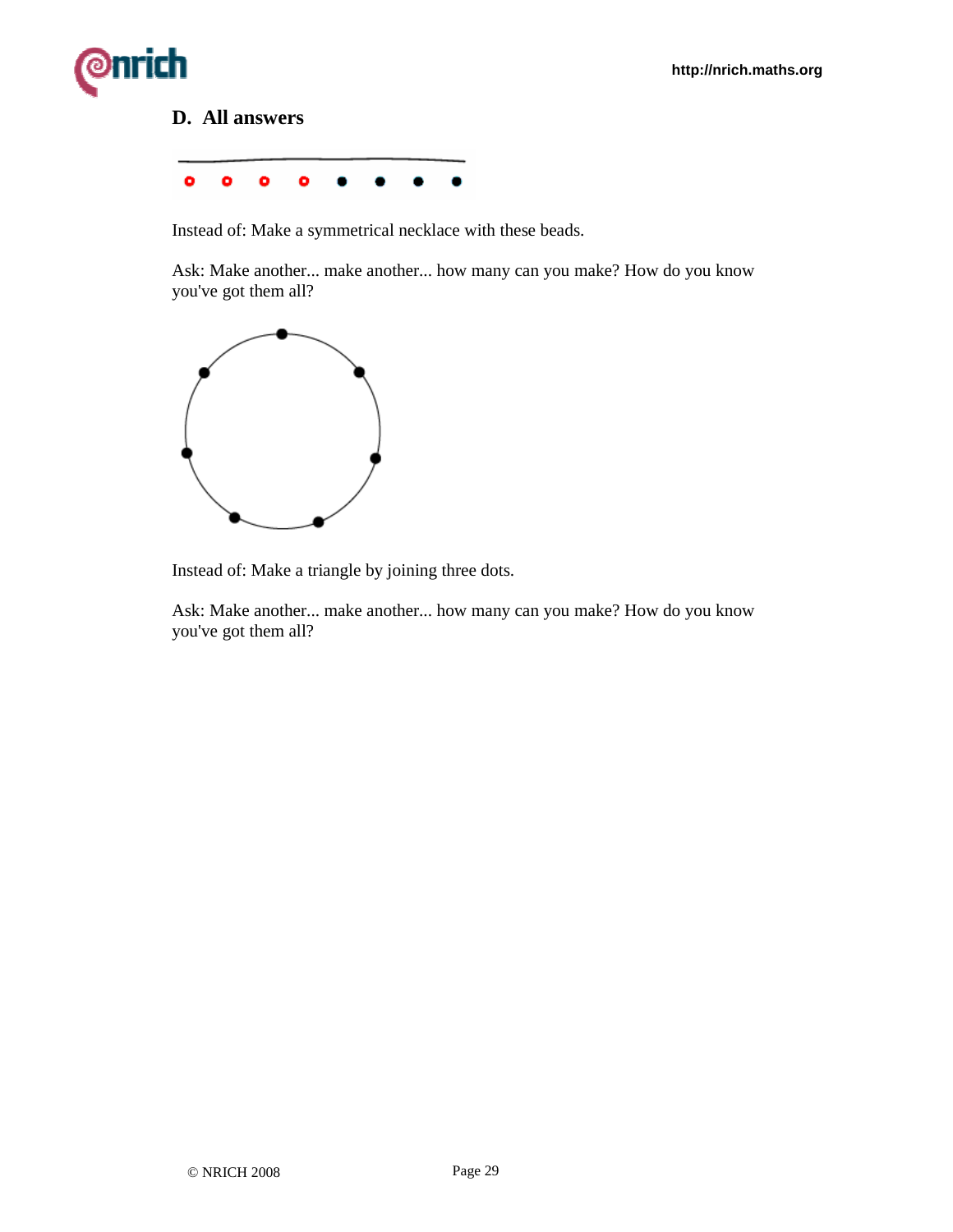## D. All answers

Instead of: Make a symmetrical necklace with these beads.

Ask: Make another... make another... how many can you make? How do you know you've got them all?

Instead of: Make a triangle by joining three dots.

Ask: Make another... make another... how many can you make? How do you know you've got them all?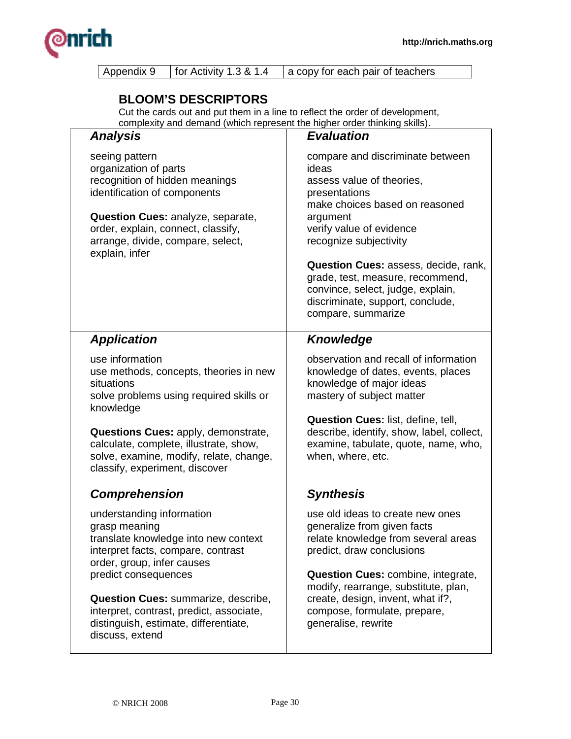| Appendix 9 | for Activity 1.3 & 1.4 | a copy for each pair of teachers |
| --- | --- | --- |

## BLOOM'S DESCRIPTORS

Cut the cards out and put them in a line to reflect the order of development, complexity and demand (which represent the higher order thinking skills).

| ***Analysis*** | ***Evaluation*** |
| --- | --- |
| seeing pattern<br>organization of parts<br>recognition of hidden meanings<br>identification of components<br><br>**Question Cues:** analyze, separate, order, explain, connect, classify, arrange, divide, compare, select, explain, infer | compare and discriminate between ideas<br>assess value of theories, presentations<br>make choices based on reasoned argument<br>verify value of evidence<br>recognize subjectivity<br><br>**Question Cues:** assess, decide, rank, grade, test, measure, recommend, convince, select, judge, explain, discriminate, support, conclude, compare, summarize |
| ***Application*** | ***Knowledge*** |
| use information<br>use methods, concepts, theories in new situations<br>solve problems using required skills or knowledge<br><br>**Questions Cues:** apply, demonstrate, calculate, complete, illustrate, show, solve, examine, modify, relate, change, classify, experiment, discover | observation and recall of information<br>knowledge of dates, events, places<br>knowledge of major ideas<br>mastery of subject matter<br><br>**Question Cues:** list, define, tell, describe, identify, show, label, collect, examine, tabulate, quote, name, who, when, where, etc. |
| ***Comprehension*** | ***Synthesis*** |
| understanding information<br>grasp meaning<br>translate knowledge into new context<br>interpret facts, compare, contrast<br>order, group, infer causes<br>predict consequences<br><br>**Question Cues:** summarize, describe, interpret, contrast, predict, associate, distinguish, estimate, differentiate, discuss, extend | use old ideas to create new ones<br>generalize from given facts<br>relate knowledge from several areas<br>predict, draw conclusions<br><br>**Question Cues:** combine, integrate, modify, rearrange, substitute, plan, create, design, invent, what if?, compose, formulate, prepare, generalise, rewrite |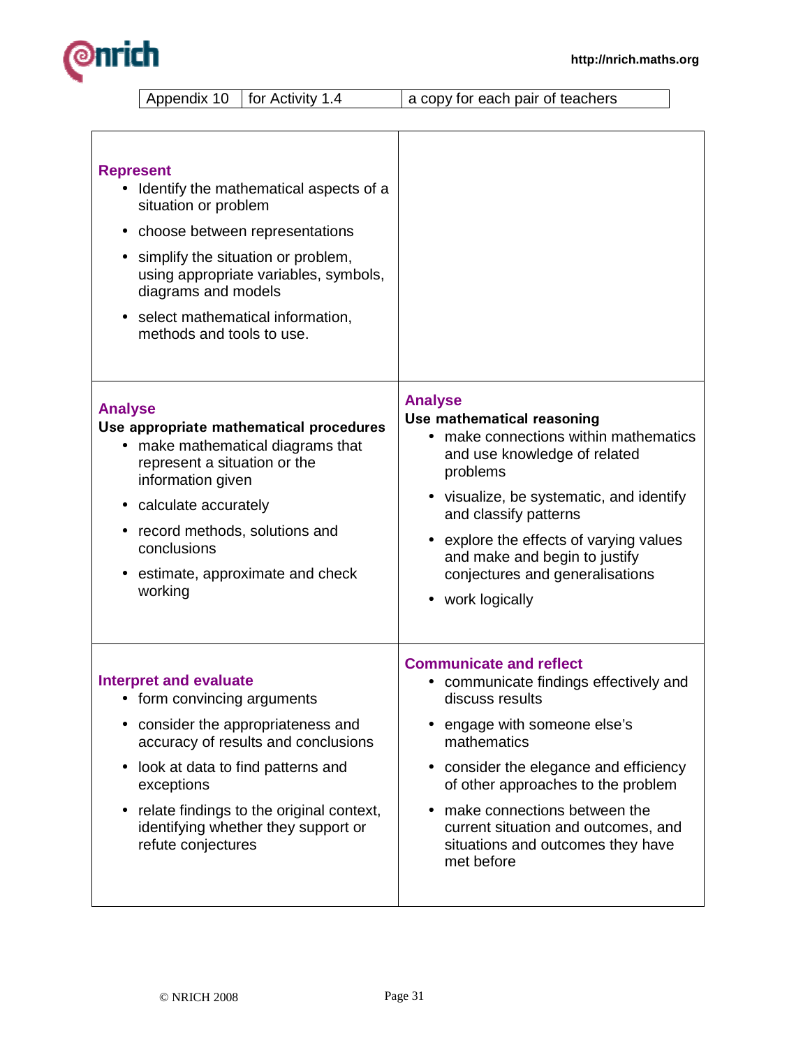| Appendix 10 | for Activity 1.4 | a copy for each pair of teachers |
|---|---|---|

**Represent**

- Identify the mathematical aspects of a situation or problem
- choose between representations
- simplify the situation or problem, using appropriate variables, symbols, diagrams and models
- select mathematical information, methods and tools to use.

**Analyse**
**Use appropriate mathematical procedures**

- make mathematical diagrams that represent a situation or the information given
- calculate accurately
- record methods, solutions and conclusions
- estimate, approximate and check working

**Analyse**
**Use mathematical reasoning**

- make connections within mathematics and use knowledge of related problems
- visualize, be systematic, and identify and classify patterns
- explore the effects of varying values and make and begin to justify conjectures and generalisations
- work logically

**Interpret and evaluate**

- form convincing arguments
- consider the appropriateness and accuracy of results and conclusions
- look at data to find patterns and exceptions
- relate findings to the original context, identifying whether they support or refute conjectures

**Communicate and reflect**

- communicate findings effectively and discuss results
- engage with someone else's mathematics
- consider the elegance and efficiency of other approaches to the problem
- make connections between the current situation and outcomes, and situations and outcomes they have met before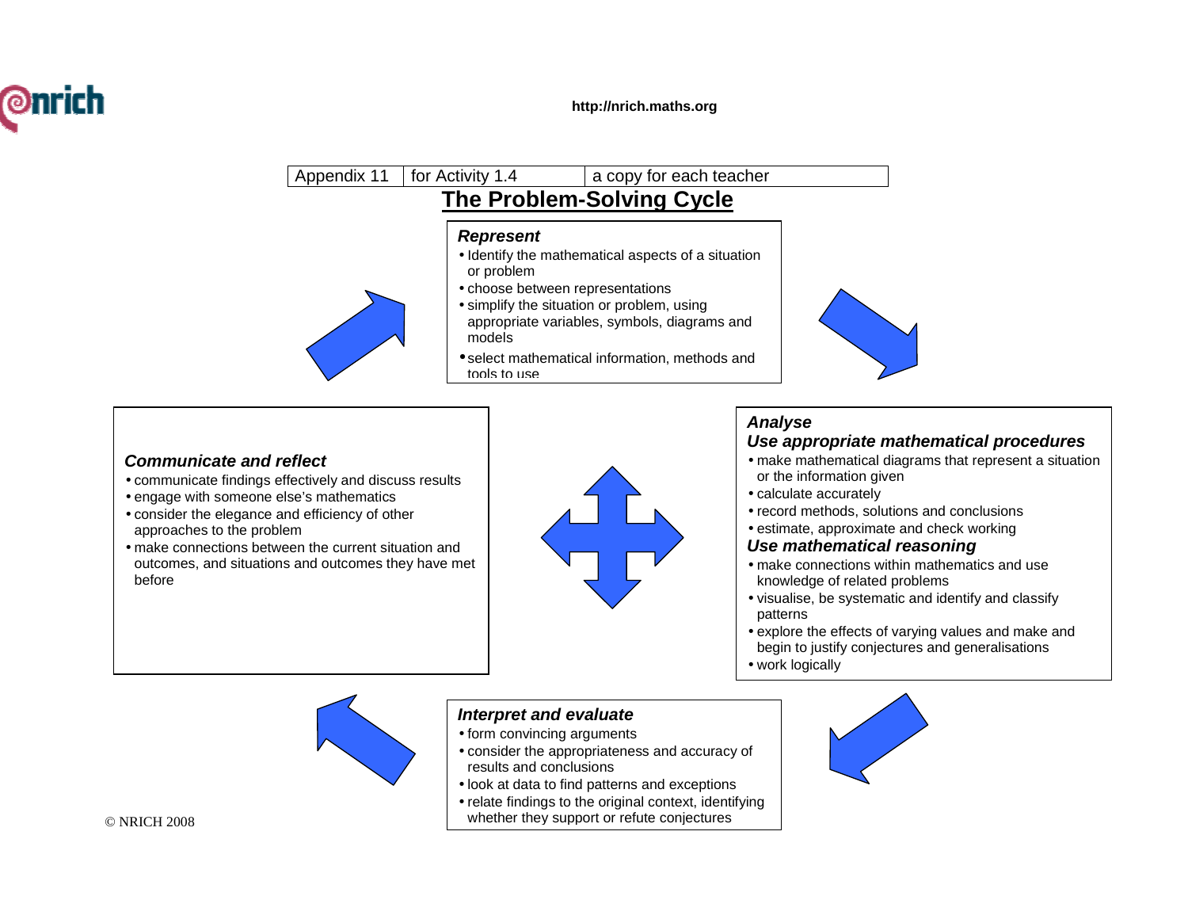| Appendix 11 | for Activity 1.4 | a copy for each teacher |
|---|---|---|

# The Problem-Solving Cycle

### *Represent*

- Identify the mathematical aspects of a situation or problem
- choose between representations
- simplify the situation or problem, using appropriate variables, symbols, diagrams and models
- select mathematical information, methods and tools to use

### *Analyse*

#### *Use appropriate mathematical procedures*

- make mathematical diagrams that represent a situation or the information given
- calculate accurately
- record methods, solutions and conclusions
- estimate, approximate and check working

#### *Use mathematical reasoning*

- make connections within mathematics and use knowledge of related problems
- visualise, be systematic and identify and classify patterns
- explore the effects of varying values and make and begin to justify conjectures and generalisations
- work logically

### *Interpret and evaluate*

- form convincing arguments
- consider the appropriateness and accuracy of results and conclusions
- look at data to find patterns and exceptions
- relate findings to the original context, identifying whether they support or refute conjectures

### *Communicate and reflect*

- communicate findings effectively and discuss results
- engage with someone else's mathematics
- consider the elegance and efficiency of other approaches to the problem
- make connections between the current situation and outcomes, and situations and outcomes they have met before

© NRICH 2008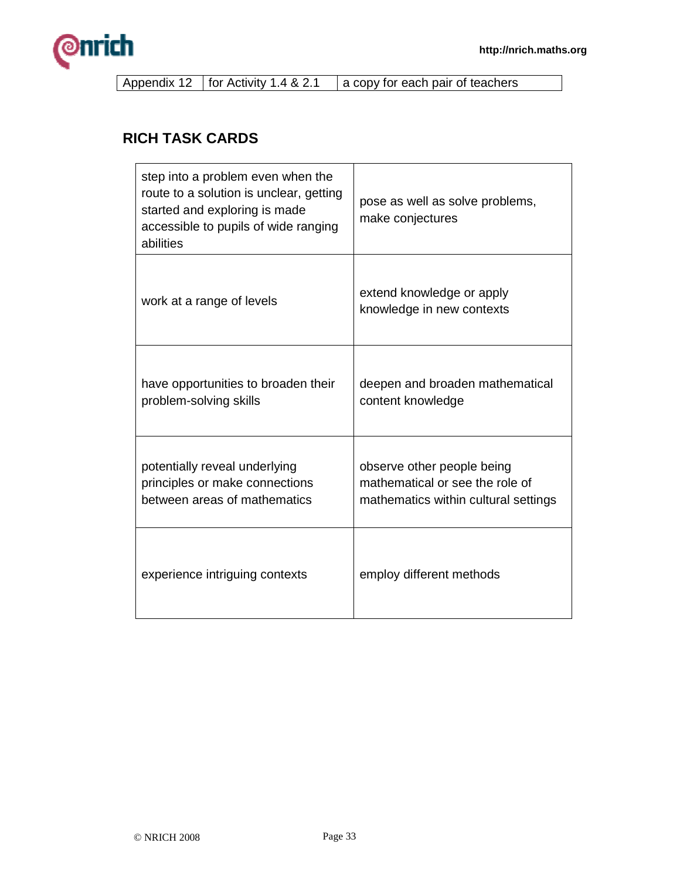| Appendix 12 | for Activity 1.4 & 2.1 | a copy for each pair of teachers |
|---|---|---|

## RICH TASK CARDS

| | |
|---|---|
| step into a problem even when the route to a solution is unclear, getting started and exploring is made accessible to pupils of wide ranging abilities | pose as well as solve problems, make conjectures |
| work at a range of levels | extend knowledge or apply knowledge in new contexts |
| have opportunities to broaden their problem-solving skills | deepen and broaden mathematical content knowledge |
| potentially reveal underlying principles or make connections between areas of mathematics | observe other people being mathematical or see the role of mathematics within cultural settings |
| experience intriguing contexts | employ different methods |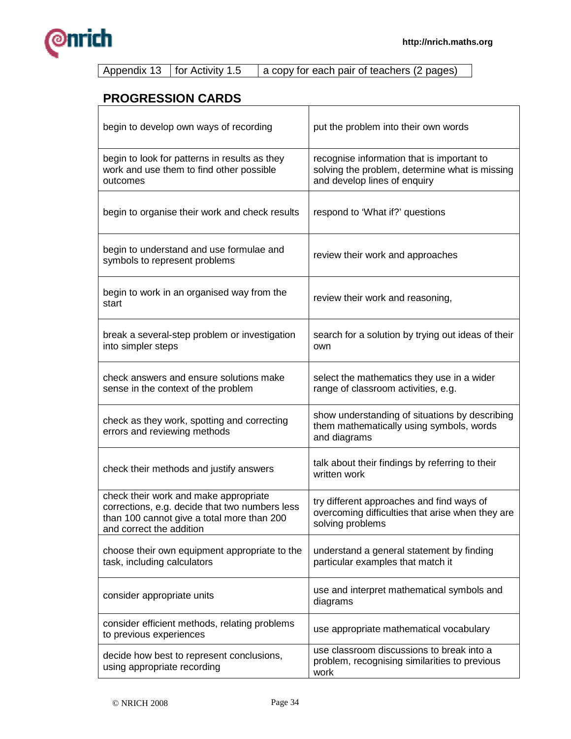| Appendix 13 | for Activity 1.5 | a copy for each pair of teachers (2 pages) |
|---|---|---|

## PROGRESSION CARDS

| | |
|---|---|
| begin to develop own ways of recording | put the problem into their own words |
| begin to look for patterns in results as they work and use them to find other possible outcomes | recognise information that is important to solving the problem, determine what is missing and develop lines of enquiry |
| begin to organise their work and check results | respond to 'What if?' questions |
| begin to understand and use formulae and symbols to represent problems | review their work and approaches |
| begin to work in an organised way from the start | review their work and reasoning, |
| break a several-step problem or investigation into simpler steps | search for a solution by trying out ideas of their own |
| check answers and ensure solutions make sense in the context of the problem | select the mathematics they use in a wider range of classroom activities, e.g. |
| check as they work, spotting and correcting errors and reviewing methods | show understanding of situations by describing them mathematically using symbols, words and diagrams |
| check their methods and justify answers | talk about their findings by referring to their written work |
| check their work and make appropriate corrections, e.g. decide that two numbers less than 100 cannot give a total more than 200 and correct the addition | try different approaches and find ways of overcoming difficulties that arise when they are solving problems |
| choose their own equipment appropriate to the task, including calculators | understand a general statement by finding particular examples that match it |
| consider appropriate units | use and interpret mathematical symbols and diagrams |
| consider efficient methods, relating problems to previous experiences | use appropriate mathematical vocabulary |
| decide how best to represent conclusions, using appropriate recording | use classroom discussions to break into a problem, recognising similarities to previous work |

© NRICH 2008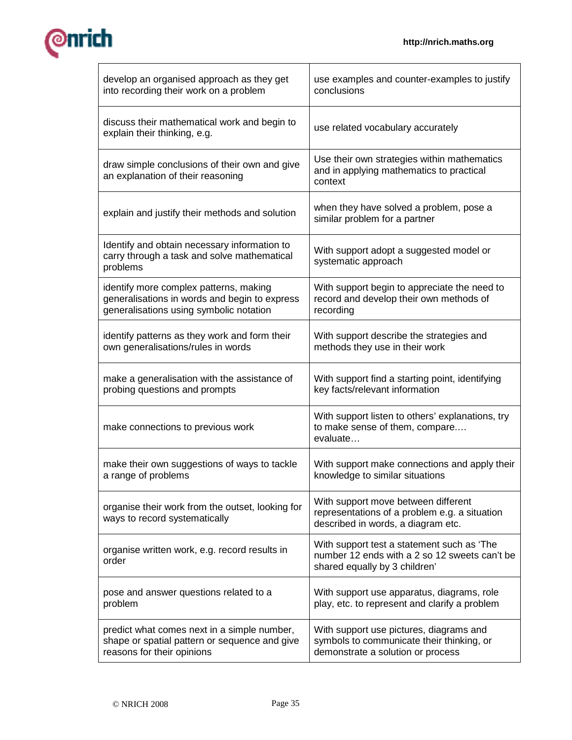| | |
|---|---|
| develop an organised approach as they get into recording their work on a problem | use examples and counter-examples to justify conclusions |
| discuss their mathematical work and begin to explain their thinking, e.g. | use related vocabulary accurately |
| draw simple conclusions of their own and give an explanation of their reasoning | Use their own strategies within mathematics and in applying mathematics to practical context |
| explain and justify their methods and solution | when they have solved a problem, pose a similar problem for a partner |
| Identify and obtain necessary information to carry through a task and solve mathematical problems | With support adopt a suggested model or systematic approach |
| identify more complex patterns, making generalisations in words and begin to express generalisations using symbolic notation | With support begin to appreciate the need to record and develop their own methods of recording |
| identify patterns as they work and form their own generalisations/rules in words | With support describe the strategies and methods they use in their work |
| make a generalisation with the assistance of probing questions and prompts | With support find a starting point, identifying key facts/relevant information |
| make connections to previous work | With support listen to others' explanations, try to make sense of them, compare…. evaluate… |
| make their own suggestions of ways to tackle a range of problems | With support make connections and apply their knowledge to similar situations |
| organise their work from the outset, looking for ways to record systematically | With support move between different representations of a problem e.g. a situation described in words, a diagram etc. |
| organise written work, e.g. record results in order | With support test a statement such as 'The number 12 ends with a 2 so 12 sweets can't be shared equally by 3 children' |
| pose and answer questions related to a problem | With support use apparatus, diagrams, role play, etc. to represent and clarify a problem |
| predict what comes next in a simple number, shape or spatial pattern or sequence and give reasons for their opinions | With support use pictures, diagrams and symbols to communicate their thinking, or demonstrate a solution or process |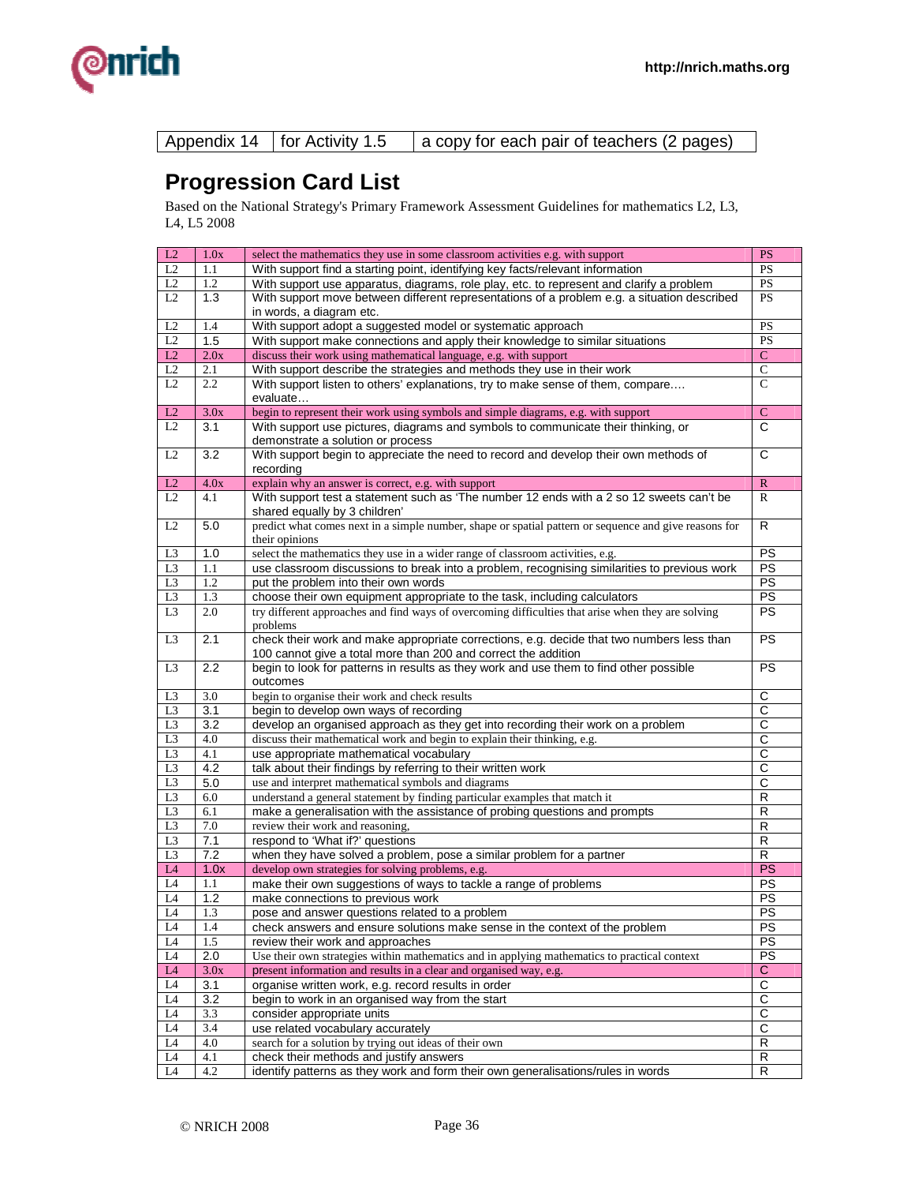| Appendix 14 | for Activity 1.5 | a copy for each pair of teachers (2 pages) |
|---|---|---|

# Progression Card List

Based on the National Strategy's Primary Framework Assessment Guidelines for mathematics L2, L3, L4, L5 2008

| | | | |
|---|---|---|---|
| L2 | 1.0x | select the mathematics they use in some classroom activities e.g. with support | PS |
| L2 | 1.1 | With support find a starting point, identifying key facts/relevant information | PS |
| L2 | 1.2 | With support use apparatus, diagrams, role play, etc. to represent and clarify a problem | PS |
| L2 | 1.3 | With support move between different representations of a problem e.g. a situation described in words, a diagram etc. | PS |
| L2 | 1.4 | With support adopt a suggested model or systematic approach | PS |
| L2 | 1.5 | With support make connections and apply their knowledge to similar situations | PS |
| L2 | 2.0x | discuss their work using mathematical language, e.g. with support | C |
| L2 | 2.1 | With support describe the strategies and methods they use in their work | C |
| L2 | 2.2 | With support listen to others' explanations, try to make sense of them, compare…. evaluate… | C |
| L2 | 3.0x | begin to represent their work using symbols and simple diagrams, e.g. with support | C |
| L2 | 3.1 | With support use pictures, diagrams and symbols to communicate their thinking, or demonstrate a solution or process | C |
| L2 | 3.2 | With support begin to appreciate the need to record and develop their own methods of recording | C |
| L2 | 4.0x | explain why an answer is correct, e.g. with support | R |
| L2 | 4.1 | With support test a statement such as 'The number 12 ends with a 2 so 12 sweets can't be shared equally by 3 children' | R |
| L2 | 5.0 | predict what comes next in a simple number, shape or spatial pattern or sequence and give reasons for their opinions | R |
| L3 | 1.0 | select the mathematics they use in a wider range of classroom activities, e.g. | PS |
| L3 | 1.1 | use classroom discussions to break into a problem, recognising similarities to previous work | PS |
| L3 | 1.2 | put the problem into their own words | PS |
| L3 | 1.3 | choose their own equipment appropriate to the task, including calculators | PS |
| L3 | 2.0 | try different approaches and find ways of overcoming difficulties that arise when they are solving problems | PS |
| L3 | 2.1 | check their work and make appropriate corrections, e.g. decide that two numbers less than 100 cannot give a total more than 200 and correct the addition | PS |
| L3 | 2.2 | begin to look for patterns in results as they work and use them to find other possible outcomes | PS |
| L3 | 3.0 | begin to organise their work and check results | C |
| L3 | 3.1 | begin to develop own ways of recording | C |
| L3 | 3.2 | develop an organised approach as they get into recording their work on a problem | C |
| L3 | 4.0 | discuss their mathematical work and begin to explain their thinking, e.g. | C |
| L3 | 4.1 | use appropriate mathematical vocabulary | C |
| L3 | 4.2 | talk about their findings by referring to their written work | C |
| L3 | 5.0 | use and interpret mathematical symbols and diagrams | C |
| L3 | 6.0 | understand a general statement by finding particular examples that match it | R |
| L3 | 6.1 | make a generalisation with the assistance of probing questions and prompts | R |
| L3 | 7.0 | review their work and reasoning, | R |
| L3 | 7.1 | respond to 'What if?' questions | R |
| L3 | 7.2 | when they have solved a problem, pose a similar problem for a partner | R |
| L4 | 1.0x | develop own strategies for solving problems, e.g. | PS |
| L4 | 1.1 | make their own suggestions of ways to tackle a range of problems | PS |
| L4 | 1.2 | make connections to previous work | PS |
| L4 | 1.3 | pose and answer questions related to a problem | PS |
| L4 | 1.4 | check answers and ensure solutions make sense in the context of the problem | PS |
| L4 | 1.5 | review their work and approaches | PS |
| L4 | 2.0 | Use their own strategies within mathematics and in applying mathematics to practical context | PS |
| L4 | 3.0x | present information and results in a clear and organised way, e.g. | C |
| L4 | 3.1 | organise written work, e.g. record results in order | C |
| L4 | 3.2 | begin to work in an organised way from the start | C |
| L4 | 3.3 | consider appropriate units | C |
| L4 | 3.4 | use related vocabulary accurately | C |
| L4 | 4.0 | search for a solution by trying out ideas of their own | R |
| L4 | 4.1 | check their methods and justify answers | R |
| L4 | 4.2 | identify patterns as they work and form their own generalisations/rules in words | R |

© NRICH 2008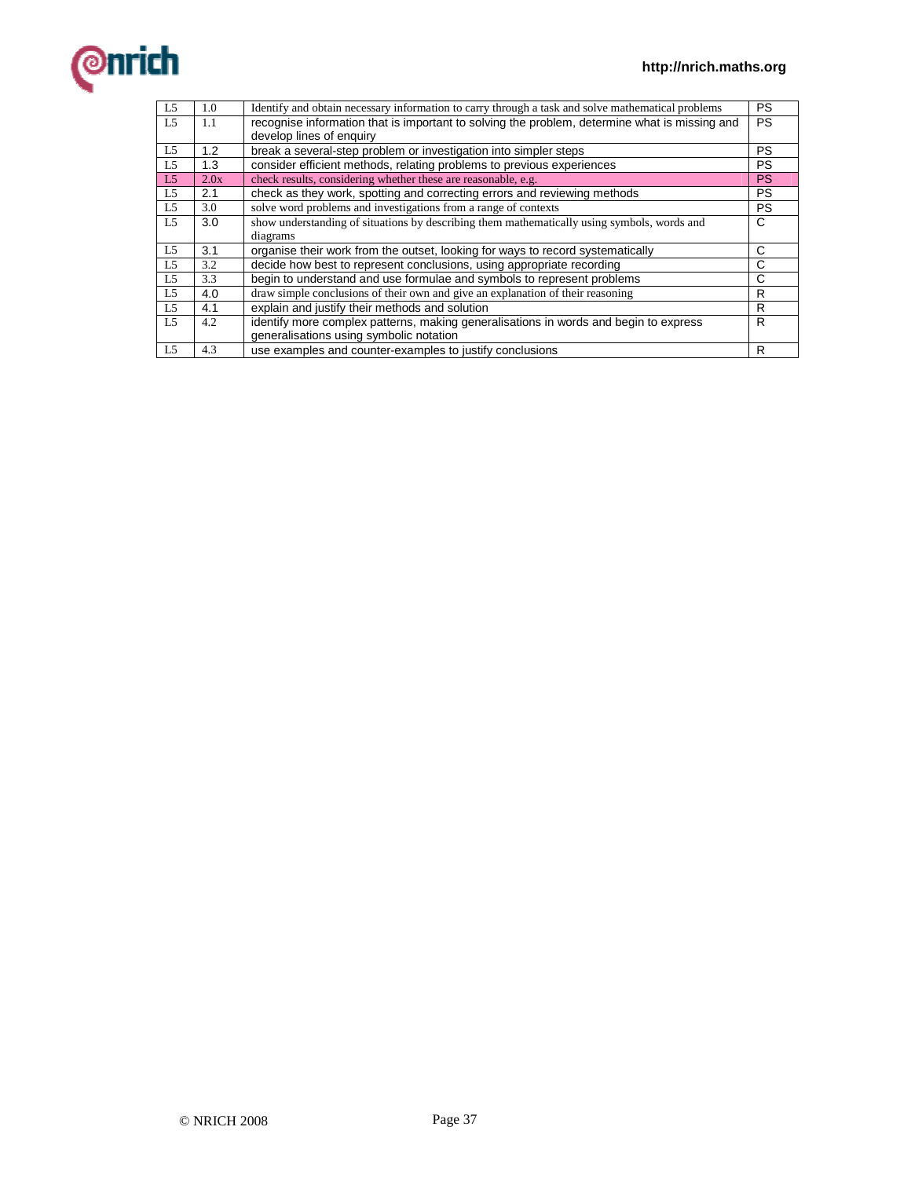| L5 | 1.0 | Identify and obtain necessary information to carry through a task and solve mathematical problems | PS |
|---|---|---|---|
| L5 | 1.1 | recognise information that is important to solving the problem, determine what is missing and develop lines of enquiry | PS |
| L5 | 1.2 | break a several-step problem or investigation into simpler steps | PS |
| L5 | 1.3 | consider efficient methods, relating problems to previous experiences | PS |
| L5 | 2.0x | check results, considering whether these are reasonable, e.g. | PS |
| L5 | 2.1 | check as they work, spotting and correcting errors and reviewing methods | PS |
| L5 | 3.0 | solve word problems and investigations from a range of contexts | PS |
| L5 | 3.0 | show understanding of situations by describing them mathematically using symbols, words and diagrams | C |
| L5 | 3.1 | organise their work from the outset, looking for ways to record systematically | C |
| L5 | 3.2 | decide how best to represent conclusions, using appropriate recording | C |
| L5 | 3.3 | begin to understand and use formulae and symbols to represent problems | C |
| L5 | 4.0 | draw simple conclusions of their own and give an explanation of their reasoning | R |
| L5 | 4.1 | explain and justify their methods and solution | R |
| L5 | 4.2 | identify more complex patterns, making generalisations in words and begin to express generalisations using symbolic notation | R |
| L5 | 4.3 | use examples and counter-examples to justify conclusions | R |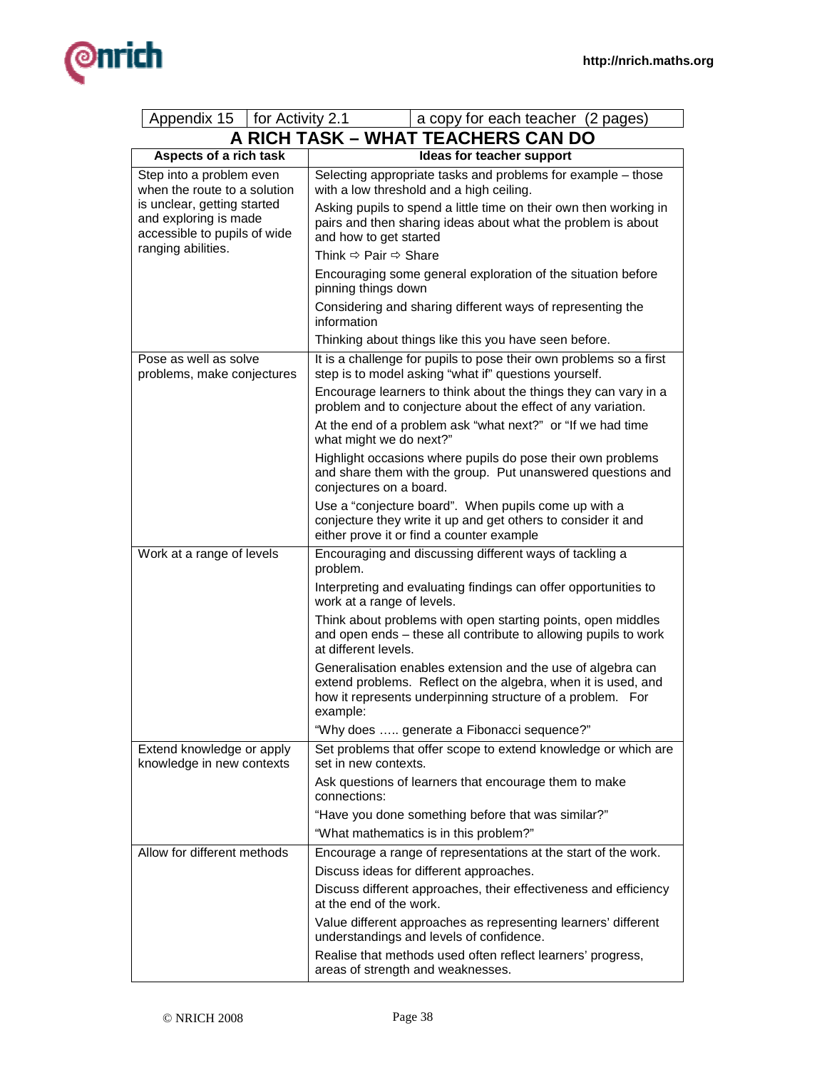| Appendix 15 | for Activity 2.1 | a copy for each teacher (2 pages) |
|---|---|---|

## A RICH TASK – WHAT TEACHERS CAN DO

| Aspects of a rich task | Ideas for teacher support |
|---|---|
| Step into a problem even when the route to a solution is unclear, getting started and exploring is made accessible to pupils of wide ranging abilities. | Selecting appropriate tasks and problems for example – those with a low threshold and a high ceiling.<br><br>Asking pupils to spend a little time on their own then working in pairs and then sharing ideas about what the problem is about and how to get started<br><br>Think ⇨ Pair ⇨ Share<br><br>Encouraging some general exploration of the situation before pinning things down<br><br>Considering and sharing different ways of representing the information<br><br>Thinking about things like this you have seen before. |
| Pose as well as solve problems, make conjectures | It is a challenge for pupils to pose their own problems so a first step is to model asking "what if" questions yourself.<br><br>Encourage learners to think about the things they can vary in a problem and to conjecture about the effect of any variation.<br><br>At the end of a problem ask "what next?" or "If we had time what might we do next?"<br><br>Highlight occasions where pupils do pose their own problems and share them with the group. Put unanswered questions and conjectures on a board.<br><br>Use a "conjecture board". When pupils come up with a conjecture they write it up and get others to consider it and either prove it or find a counter example |
| Work at a range of levels | Encouraging and discussing different ways of tackling a problem.<br><br>Interpreting and evaluating findings can offer opportunities to work at a range of levels.<br><br>Think about problems with open starting points, open middles and open ends – these all contribute to allowing pupils to work at different levels.<br><br>Generalisation enables extension and the use of algebra can extend problems. Reflect on the algebra, when it is used, and how it represents underpinning structure of a problem. For example:<br><br>"Why does ….. generate a Fibonacci sequence?" |
| Extend knowledge or apply knowledge in new contexts | Set problems that offer scope to extend knowledge or which are set in new contexts.<br><br>Ask questions of learners that encourage them to make connections:<br><br>"Have you done something before that was similar?"<br><br>"What mathematics is in this problem?" |
| Allow for different methods | Encourage a range of representations at the start of the work.<br><br>Discuss ideas for different approaches.<br><br>Discuss different approaches, their effectiveness and efficiency at the end of the work.<br><br>Value different approaches as representing learners' different understandings and levels of confidence.<br><br>Realise that methods used often reflect learners' progress, areas of strength and weaknesses. |

© NRICH 2008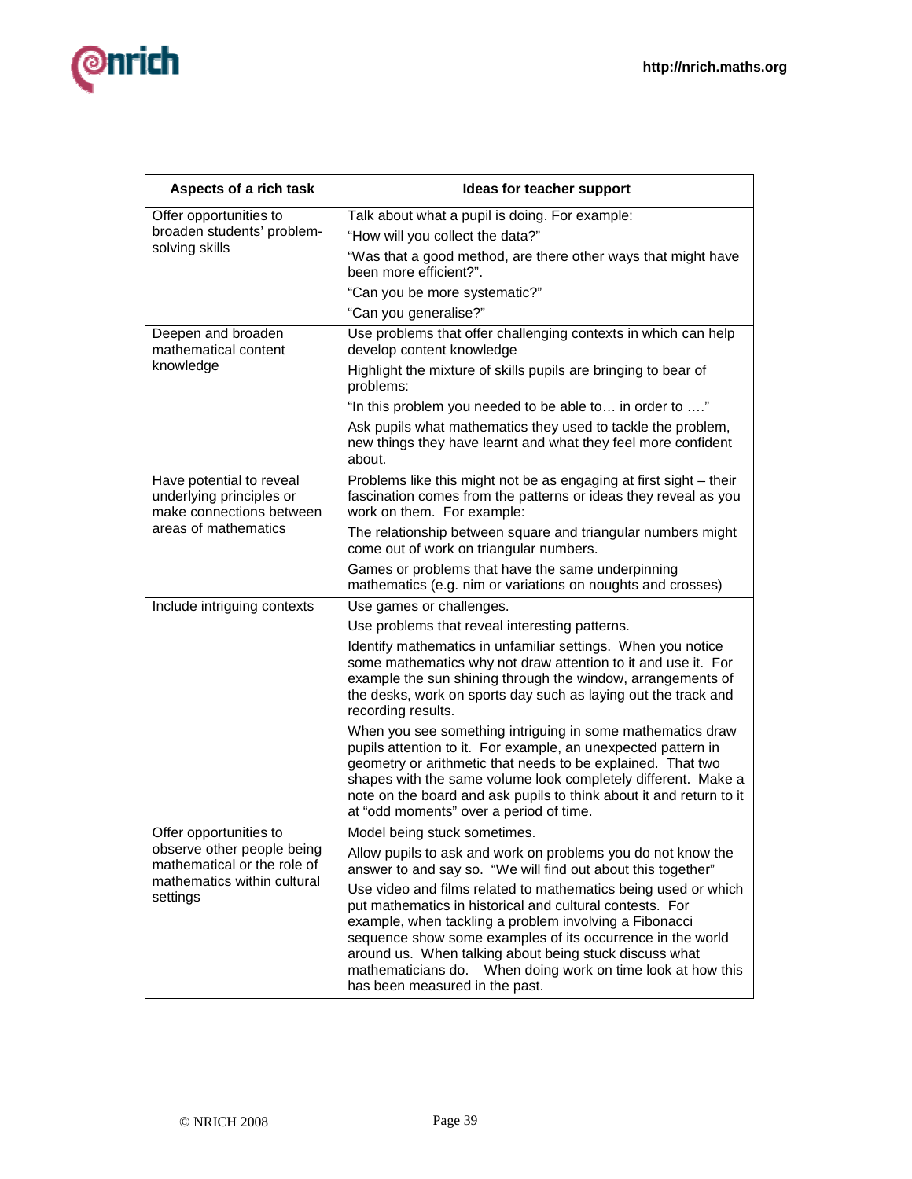| Aspects of a rich task | Ideas for teacher support |
|---|---|
| Offer opportunities to broaden students' problem-solving skills | Talk about what a pupil is doing. For example:<br>"How will you collect the data?"<br>"Was that a good method, are there other ways that might have been more efficient?".<br>"Can you be more systematic?"<br>"Can you generalise?" |
| Deepen and broaden mathematical content knowledge | Use problems that offer challenging contexts in which can help develop content knowledge<br>Highlight the mixture of skills pupils are bringing to bear of problems:<br>"In this problem you needed to be able to… in order to …."<br>Ask pupils what mathematics they used to tackle the problem, new things they have learnt and what they feel more confident about. |
| Have potential to reveal underlying principles or make connections between areas of mathematics | Problems like this might not be as engaging at first sight – their fascination comes from the patterns or ideas they reveal as you work on them. For example:<br>The relationship between square and triangular numbers might come out of work on triangular numbers.<br>Games or problems that have the same underpinning mathematics (e.g. nim or variations on noughts and crosses) |
| Include intriguing contexts | Use games or challenges.<br>Use problems that reveal interesting patterns.<br>Identify mathematics in unfamiliar settings. When you notice some mathematics why not draw attention to it and use it. For example the sun shining through the window, arrangements of the desks, work on sports day such as laying out the track and recording results.<br>When you see something intriguing in some mathematics draw pupils attention to it. For example, an unexpected pattern in geometry or arithmetic that needs to be explained. That two shapes with the same volume look completely different. Make a note on the board and ask pupils to think about it and return to it at "odd moments" over a period of time. |
| Offer opportunities to observe other people being mathematical or the role of mathematics within cultural settings | Model being stuck sometimes.<br>Allow pupils to ask and work on problems you do not know the answer to and say so. "We will find out about this together"<br>Use video and films related to mathematics being used or which put mathematics in historical and cultural contests. For example, when tackling a problem involving a Fibonacci sequence show some examples of its occurrence in the world around us. When talking about being stuck discuss what mathematicians do. When doing work on time look at how this has been measured in the past. |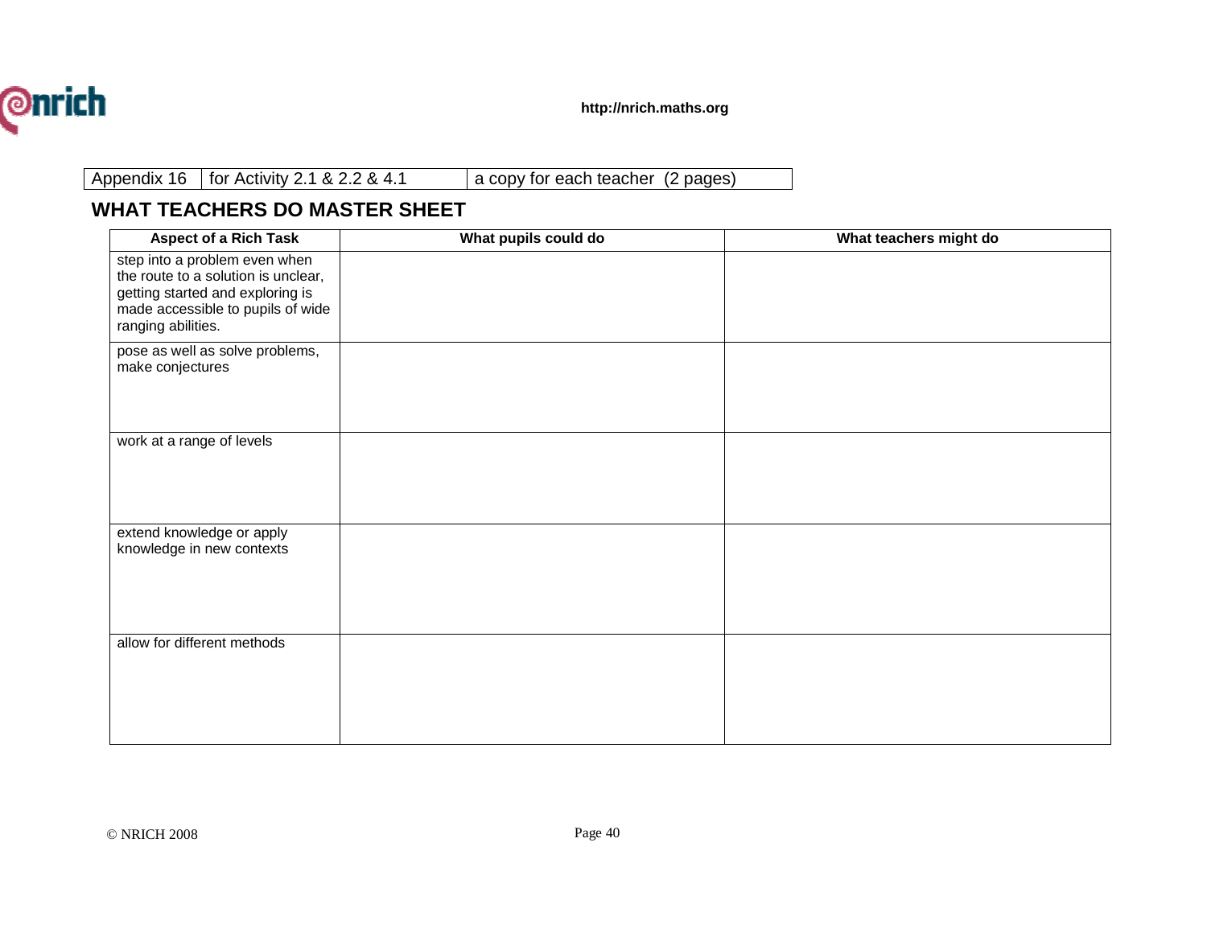| Appendix 16 | for Activity 2.1 & 2.2 & 4.1 | a copy for each teacher (2 pages) |
|---|---|---|

## WHAT TEACHERS DO MASTER SHEET

| Aspect of a Rich Task | What pupils could do | What teachers might do |
|---|---|---|
| step into a problem even when the route to a solution is unclear, getting started and exploring is made accessible to pupils of wide ranging abilities. | | |
| pose as well as solve problems, make conjectures | | |
| work at a range of levels | | |
| extend knowledge or apply knowledge in new contexts | | |
| allow for different methods | | |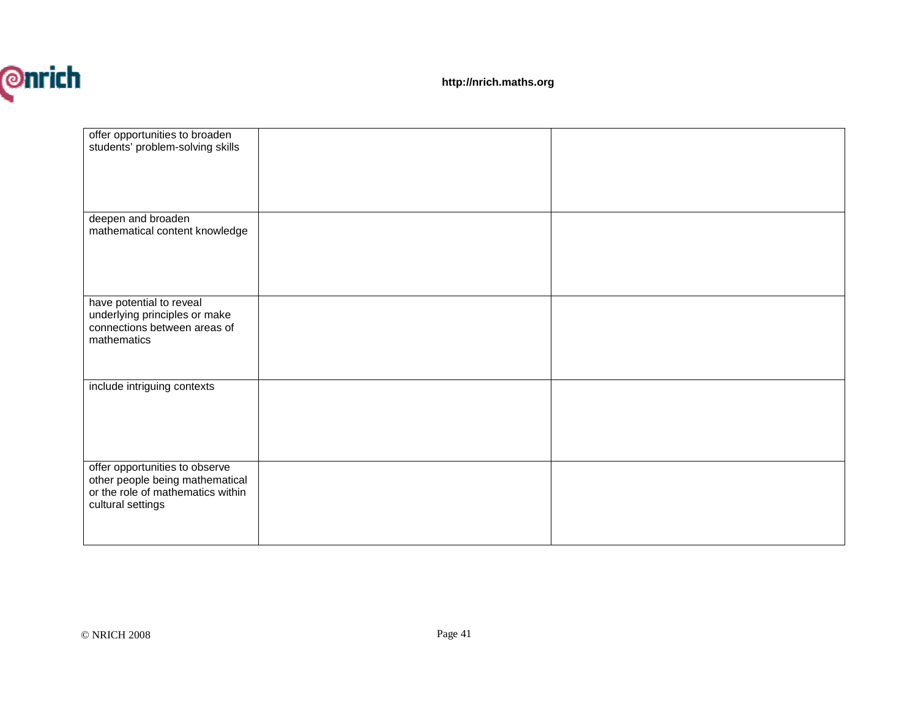| | | |
|---|---|---|
| offer opportunities to broaden students' problem-solving skills | | |
| deepen and broaden mathematical content knowledge | | |
| have potential to reveal underlying principles or make connections between areas of mathematics | | |
| include intriguing contexts | | |
| offer opportunities to observe other people being mathematical or the role of mathematics within cultural settings | | |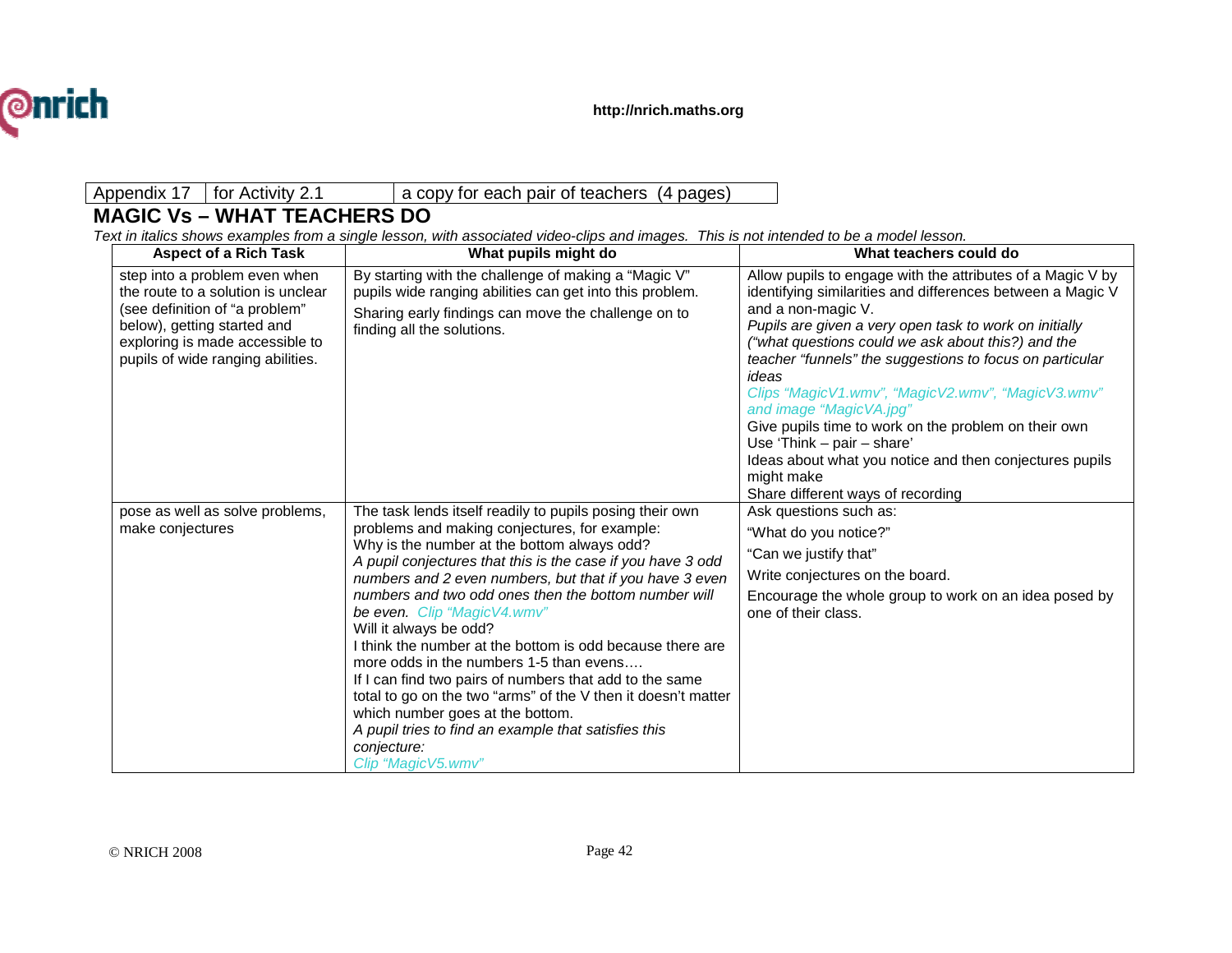| Appendix 17 | for Activity 2.1 | a copy for each pair of teachers (4 pages) |
|---|---|---|

## MAGIC Vs – WHAT TEACHERS DO

*Text in italics shows examples from a single lesson, with associated video-clips and images. This is not intended to be a model lesson.*

| Aspect of a Rich Task | What pupils might do | What teachers could do |
|---|---|---|
| step into a problem even when the route to a solution is unclear (see definition of "a problem" below), getting started and exploring is made accessible to pupils of wide ranging abilities. | By starting with the challenge of making a "Magic V" pupils wide ranging abilities can get into this problem.<br><br>Sharing early findings can move the challenge on to finding all the solutions. | Allow pupils to engage with the attributes of a Magic V by identifying similarities and differences between a Magic V and a non-magic V.<br>*Pupils are given a very open task to work on initially ("what questions could we ask about this?) and the teacher "funnels" the suggestions to focus on particular ideas*<br>*Clips "MagicV1.wmv", "MagicV2.wmv", "MagicV3.wmv" and image "MagicVA.jpg"*<br>Give pupils time to work on the problem on their own<br>Use 'Think – pair – share'<br>Ideas about what you notice and then conjectures pupils might make<br>Share different ways of recording |
| pose as well as solve problems, make conjectures | The task lends itself readily to pupils posing their own problems and making conjectures, for example:<br>Why is the number at the bottom always odd?<br>*A pupil conjectures that this is the case if you have 3 odd numbers and 2 even numbers, but that if you have 3 even numbers and two odd ones then the bottom number will be even. Clip "MagicV4.wmv"*<br>Will it always be odd?<br>I think the number at the bottom is odd because there are more odds in the numbers 1-5 than evens….<br>If I can find two pairs of numbers that add to the same total to go on the two "arms" of the V then it doesn't matter which number goes at the bottom.<br>*A pupil tries to find an example that satisfies this conjecture:*<br>*Clip "MagicV5.wmv"* | Ask questions such as:<br><br>"What do you notice?"<br><br>"Can we justify that"<br><br>Write conjectures on the board.<br><br>Encourage the whole group to work on an idea posed by one of their class. |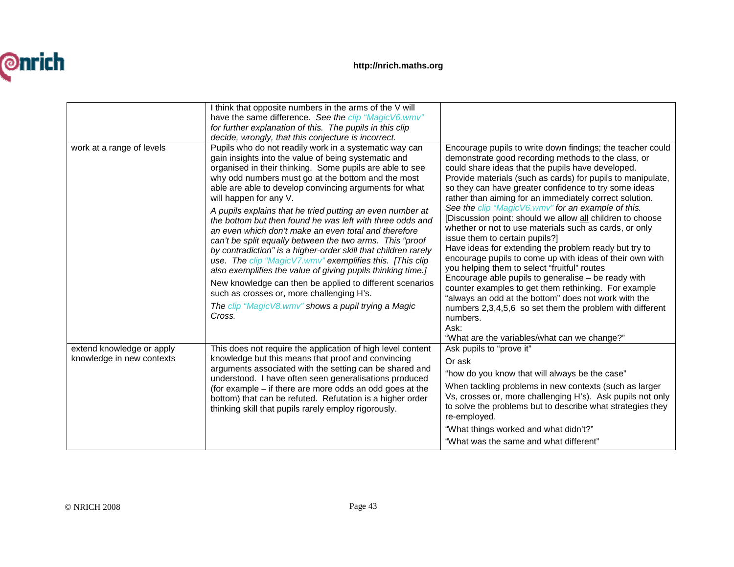| | | |
|---|---|---|
| | I think that opposite numbers in the arms of the V will have the same difference. *See the clip "MagicV6.wmv" for further explanation of this. The pupils in this clip decide, wrongly, that this conjecture is incorrect.* | |
| work at a range of levels | Pupils who do not readily work in a systematic way can gain insights into the value of being systematic and organised in their thinking. Some pupils are able to see why odd numbers must go at the bottom and the most able are able to develop convincing arguments for what will happen for any V.<br><br>*A pupils explains that he tried putting an even number at the bottom but then found he was left with three odds and an even which don't make an even total and therefore can't be split equally between the two arms. This "proof by contradiction" is a higher-order skill that children rarely use. The clip "MagicV7.wmv" exemplifies this. [This clip also exemplifies the value of giving pupils thinking time.]*<br><br>New knowledge can then be applied to different scenarios such as crosses or, more challenging H's.<br><br>*The clip "MagicV8.wmv" shows a pupil trying a Magic Cross.* | Encourage pupils to write down findings; the teacher could demonstrate good recording methods to the class, or could share ideas that the pupils have developed.<br>Provide materials (such as cards) for pupils to manipulate, so they can have greater confidence to try some ideas rather than aiming for an immediately correct solution. *See the clip "MagicV6.wmv" for an example of this.*<br>[Discussion point: should we allow all children to choose whether or not to use materials such as cards, or only issue them to certain pupils?]<br>Have ideas for extending the problem ready but try to encourage pupils to come up with ideas of their own with you helping them to select "fruitful" routes<br>Encourage able pupils to generalise – be ready with counter examples to get them rethinking. For example "always an odd at the bottom" does not work with the numbers 2,3,4,5,6 so set them the problem with different numbers.<br>Ask:<br>"What are the variables/what can we change?" |
| extend knowledge or apply knowledge in new contexts | This does not require the application of high level content knowledge but this means that proof and convincing arguments associated with the setting can be shared and understood. I have often seen generalisations produced (for example – if there are more odds an odd goes at the bottom) that can be refuted. Refutation is a higher order thinking skill that pupils rarely employ rigorously. | Ask pupils to "prove it"<br><br>Or ask<br><br>"how do you know that will always be the case"<br><br>When tackling problems in new contexts (such as larger Vs, crosses or, more challenging H's). Ask pupils not only to solve the problems but to describe what strategies they re-employed.<br><br>"What things worked and what didn't?"<br><br>"What was the same and what different" |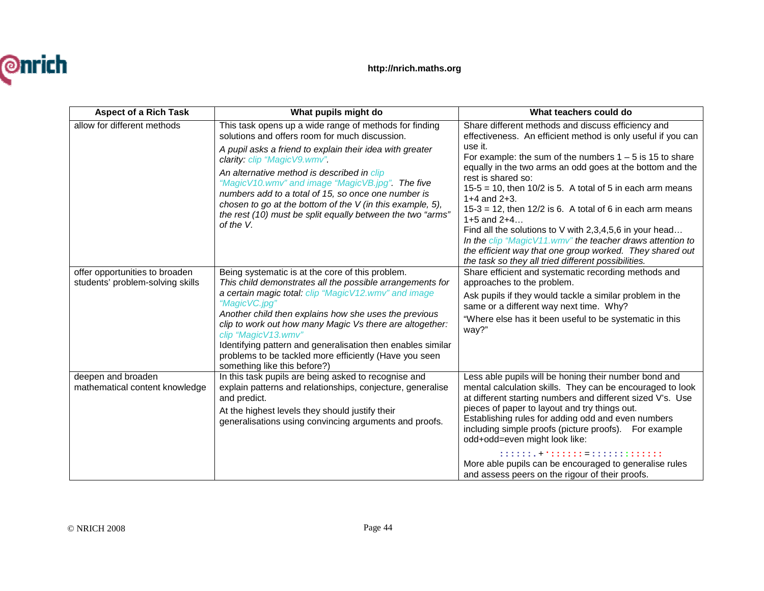| Aspect of a Rich Task | What pupils might do | What teachers could do |
|---|---|---|
| allow for different methods | This task opens up a wide range of methods for finding solutions and offers room for much discussion.<br>*A pupil asks a friend to explain their idea with greater clarity: clip "MagicV9.wmv".*<br>*An alternative method is described in clip "MagicV10.wmv" and image "MagicVB.jpg". The five numbers add to a total of 15, so once one number is chosen to go at the bottom of the V (in this example, 5), the rest (10) must be split equally between the two "arms" of the V.* | Share different methods and discuss efficiency and effectiveness. An efficient method is only useful if you can use it.<br>For example: the sum of the numbers 1 – 5 is 15 to share equally in the two arms an odd goes at the bottom and the rest is shared so:<br>15-5 = 10, then 10/2 is 5. A total of 5 in each arm means 1+4 and 2+3.<br>15-3 = 12, then 12/2 is 6. A total of 6 in each arm means 1+5 and 2+4…<br>Find all the solutions to V with 2,3,4,5,6 in your head…<br>*In the clip "MagicV11.wmv" the teacher draws attention to the efficient way that one group worked. They shared out the task so they all tried different possibilities.* |
| offer opportunities to broaden students' problem-solving skills | Being systematic is at the core of this problem.<br>*This child demonstrates all the possible arrangements for a certain magic total: clip "MagicV12.wmv" and image "MagicVC.jpg"*<br>*Another child then explains how she uses the previous clip to work out how many Magic Vs there are altogether: clip "MagicV13.wmv"*<br>Identifying pattern and generalisation then enables similar problems to be tackled more efficiently (Have you seen something like this before?) | Share efficient and systematic recording methods and approaches to the problem.<br>Ask pupils if they would tackle a similar problem in the same or a different way next time. Why?<br>"Where else has it been useful to be systematic in this way?" |
| deepen and broaden mathematical content knowledge | In this task pupils are being asked to recognise and explain patterns and relationships, conjecture, generalise and predict.<br>At the highest levels they should justify their generalisations using convincing arguments and proofs. | Less able pupils will be honing their number bond and mental calculation skills. They can be encouraged to look at different starting numbers and different sized V's. Use pieces of paper to layout and try things out.<br>Establishing rules for adding odd and even numbers including simple proofs (picture proofs). For example odd+odd=even might look like:<br>: : : : : : . + ' : : : : : : = : : : : : : : : : : : : :<br>More able pupils can be encouraged to generalise rules and assess peers on the rigour of their proofs. |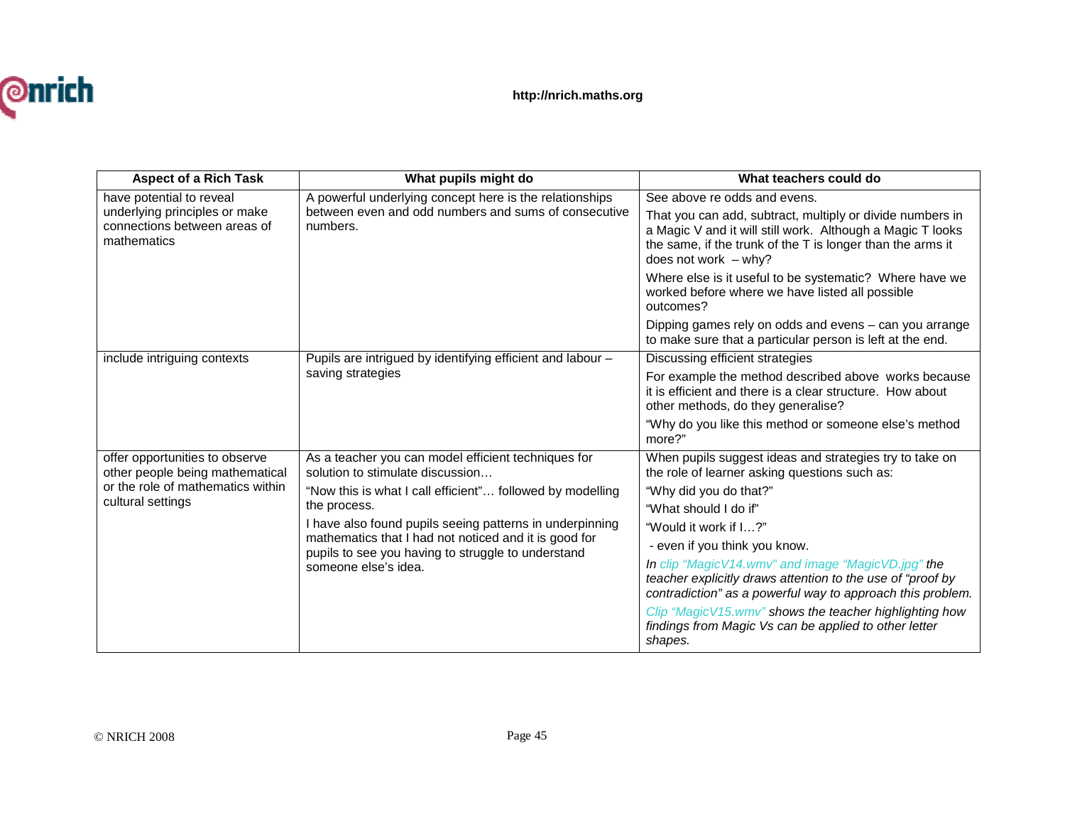| Aspect of a Rich Task | What pupils might do | What teachers could do |
|---|---|---|
| have potential to reveal underlying principles or make connections between areas of mathematics | A powerful underlying concept here is the relationships between even and odd numbers and sums of consecutive numbers. | See above re odds and evens.<br><br>That you can add, subtract, multiply or divide numbers in a Magic V and it will still work. Although a Magic T looks the same, if the trunk of the T is longer than the arms it does not work – why?<br><br>Where else is it useful to be systematic? Where have we worked before where we have listed all possible outcomes?<br><br>Dipping games rely on odds and evens – can you arrange to make sure that a particular person is left at the end. |
| include intriguing contexts | Pupils are intrigued by identifying efficient and labour – saving strategies | Discussing efficient strategies<br><br>For example the method described above works because it is efficient and there is a clear structure. How about other methods, do they generalise?<br><br>"Why do you like this method or someone else's method more?" |
| offer opportunities to observe other people being mathematical or the role of mathematics within cultural settings | As a teacher you can model efficient techniques for solution to stimulate discussion…<br><br>"Now this is what I call efficient"… followed by modelling the process.<br><br>I have also found pupils seeing patterns in underpinning mathematics that I had not noticed and it is good for pupils to see you having to struggle to understand someone else's idea. | When pupils suggest ideas and strategies try to take on the role of learner asking questions such as:<br><br>"Why did you do that?"<br><br>"What should I do if"<br><br>"Would it work if I…?"<br><br>- even if you think you know.<br><br>*In clip "MagicV14.wmv" and image "MagicVD.jpg" the teacher explicitly draws attention to the use of "proof by contradiction" as a powerful way to approach this problem.*<br><br>*Clip "MagicV15.wmv" shows the teacher highlighting how findings from Magic Vs can be applied to other letter shapes.* |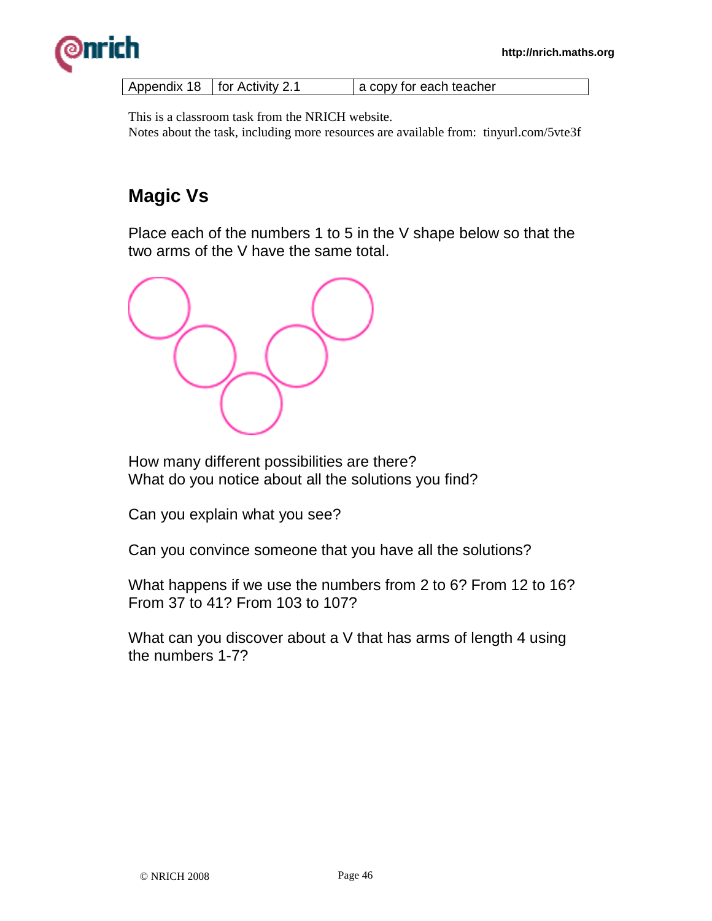| Appendix 18 | for Activity 2.1 | a copy for each teacher |
|---|---|---|

This is a classroom task from the NRICH website.
Notes about the task, including more resources are available from: tinyurl.com/5vte3f

## Magic Vs

Place each of the numbers 1 to 5 in the V shape below so that the two arms of the V have the same total.

How many different possibilities are there?
What do you notice about all the solutions you find?

Can you explain what you see?

Can you convince someone that you have all the solutions?

What happens if we use the numbers from 2 to 6? From 12 to 16? From 37 to 41? From 103 to 107?

What can you discover about a V that has arms of length 4 using the numbers 1-7?

© NRICH 2008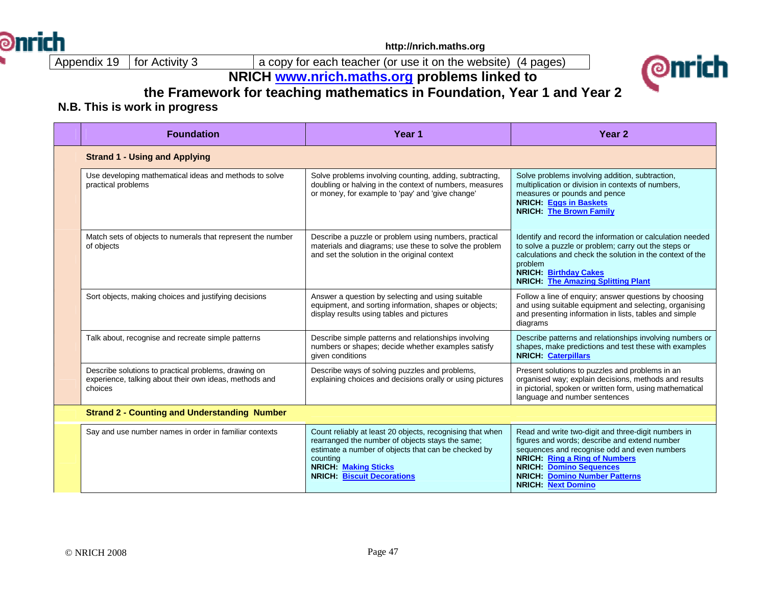http://nrich.maths.org

| Appendix 19 | for Activity 3 | a copy for each teacher (or use it on the website) (4 pages) |
|---|---|---|

# NRICH www.nrich.maths.org problems linked to the Framework for teaching mathematics in Foundation, Year 1 and Year 2

**N.B. This is work in progress**

| Foundation | Year 1 | Year 2 |
|---|---|---|
| **Strand 1 - Using and Applying** | | |
| Use developing mathematical ideas and methods to solve practical problems | Solve problems involving counting, adding, subtracting, doubling or halving in the context of numbers, measures or money, for example to 'pay' and 'give change' | Solve problems involving addition, subtraction, multiplication or division in contexts of numbers, measures or pounds and pence<br>**NRICH: Eggs in Baskets**<br>**NRICH: The Brown Family** |
| Match sets of objects to numerals that represent the number of objects | Describe a puzzle or problem using numbers, practical materials and diagrams; use these to solve the problem and set the solution in the original context | Identify and record the information or calculation needed to solve a puzzle or problem; carry out the steps or calculations and check the solution in the context of the problem<br>**NRICH: Birthday Cakes**<br>**NRICH: The Amazing Splitting Plant** |
| Sort objects, making choices and justifying decisions | Answer a question by selecting and using suitable equipment, and sorting information, shapes or objects; display results using tables and pictures | Follow a line of enquiry; answer questions by choosing and using suitable equipment and selecting, organising and presenting information in lists, tables and simple diagrams |
| Talk about, recognise and recreate simple patterns | Describe simple patterns and relationships involving numbers or shapes; decide whether examples satisfy given conditions | Describe patterns and relationships involving numbers or shapes, make predictions and test these with examples<br>**NRICH: Caterpillars** |
| Describe solutions to practical problems, drawing on experience, talking about their own ideas, methods and choices | Describe ways of solving puzzles and problems, explaining choices and decisions orally or using pictures | Present solutions to puzzles and problems in an organised way; explain decisions, methods and results in pictorial, spoken or written form, using mathematical language and number sentences |
| **Strand 2 - Counting and Understanding Number** | | |
| Say and use number names in order in familiar contexts | Count reliably at least 20 objects, recognising that when rearranged the number of objects stays the same; estimate a number of objects that can be checked by counting<br>**NRICH: Making Sticks**<br>**NRICH: Biscuit Decorations** | Read and write two-digit and three-digit numbers in figures and words; describe and extend number sequences and recognise odd and even numbers<br>**NRICH: Ring a Ring of Numbers**<br>**NRICH: Domino Sequences**<br>**NRICH: Domino Number Patterns**<br>**NRICH: Next Domino** |

© NRICH 2008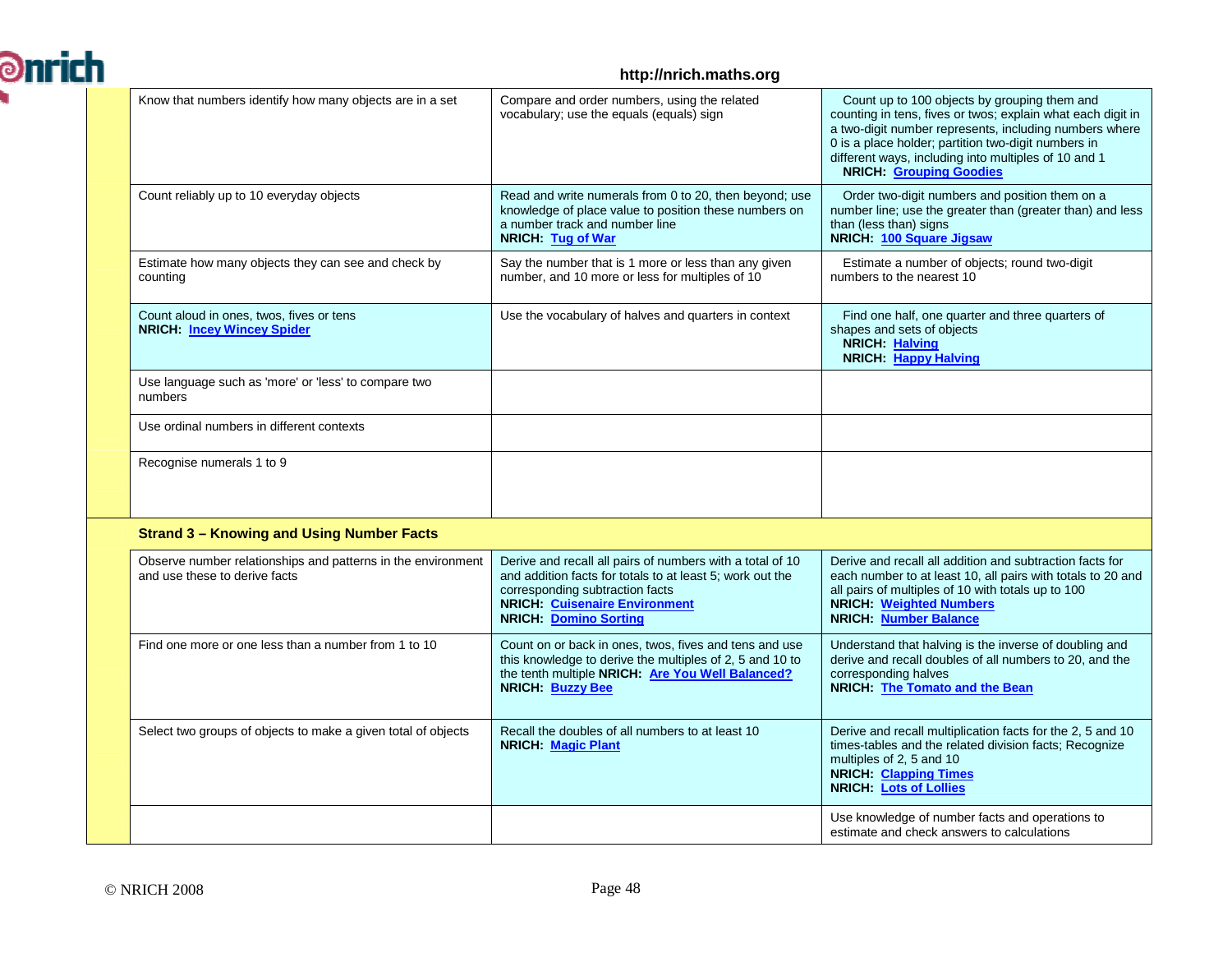| | | | |
|---|---|---|---|
| | Know that numbers identify how many objects are in a set | Compare and order numbers, using the related vocabulary; use the equals (equals) sign | Count up to 100 objects by grouping them and counting in tens, fives or twos; explain what each digit in a two-digit number represents, including numbers where 0 is a place holder; partition two-digit numbers in different ways, including into multiples of 10 and 1 **NRICH: Grouping Goodies** |
| | Count reliably up to 10 everyday objects | Read and write numerals from 0 to 20, then beyond; use knowledge of place value to position these numbers on a number track and number line **NRICH: Tug of War** | Order two-digit numbers and position them on a number line; use the greater than (greater than) and less than (less than) signs **NRICH: 100 Square Jigsaw** |
| | Estimate how many objects they can see and check by counting | Say the number that is 1 more or less than any given number, and 10 more or less for multiples of 10 | Estimate a number of objects; round two-digit numbers to the nearest 10 |
| | Count aloud in ones, twos, fives or tens **NRICH: Incey Wincey Spider** | Use the vocabulary of halves and quarters in context | Find one half, one quarter and three quarters of shapes and sets of objects **NRICH: Halving** **NRICH: Happy Halving** |
| | Use language such as 'more' or 'less' to compare two numbers | | |
| | Use ordinal numbers in different contexts | | |
| | Recognise numerals 1 to 9 | | |
| | **Strand 3 – Knowing and Using Number Facts** | | |
| | Observe number relationships and patterns in the environment and use these to derive facts | Derive and recall all pairs of numbers with a total of 10 and addition facts for totals to at least 5; work out the corresponding subtraction facts **NRICH: Cuisenaire Environment** **NRICH: Domino Sorting** | Derive and recall all addition and subtraction facts for each number to at least 10, all pairs with totals to 20 and all pairs of multiples of 10 with totals up to 100 **NRICH: Weighted Numbers** **NRICH: Number Balance** |
| | Find one more or one less than a number from 1 to 10 | Count on or back in ones, twos, fives and tens and use this knowledge to derive the multiples of 2, 5 and 10 to the tenth multiple **NRICH: Are You Well Balanced?** **NRICH: Buzzy Bee** | Understand that halving is the inverse of doubling and derive and recall doubles of all numbers to 20, and the corresponding halves **NRICH: The Tomato and the Bean** |
| | Select two groups of objects to make a given total of objects | Recall the doubles of all numbers to at least 10 **NRICH: Magic Plant** | Derive and recall multiplication facts for the 2, 5 and 10 times-tables and the related division facts; Recognize multiples of 2, 5 and 10 **NRICH: Clapping Times** **NRICH: Lots of Lollies** |
| | | | Use knowledge of number facts and operations to estimate and check answers to calculations |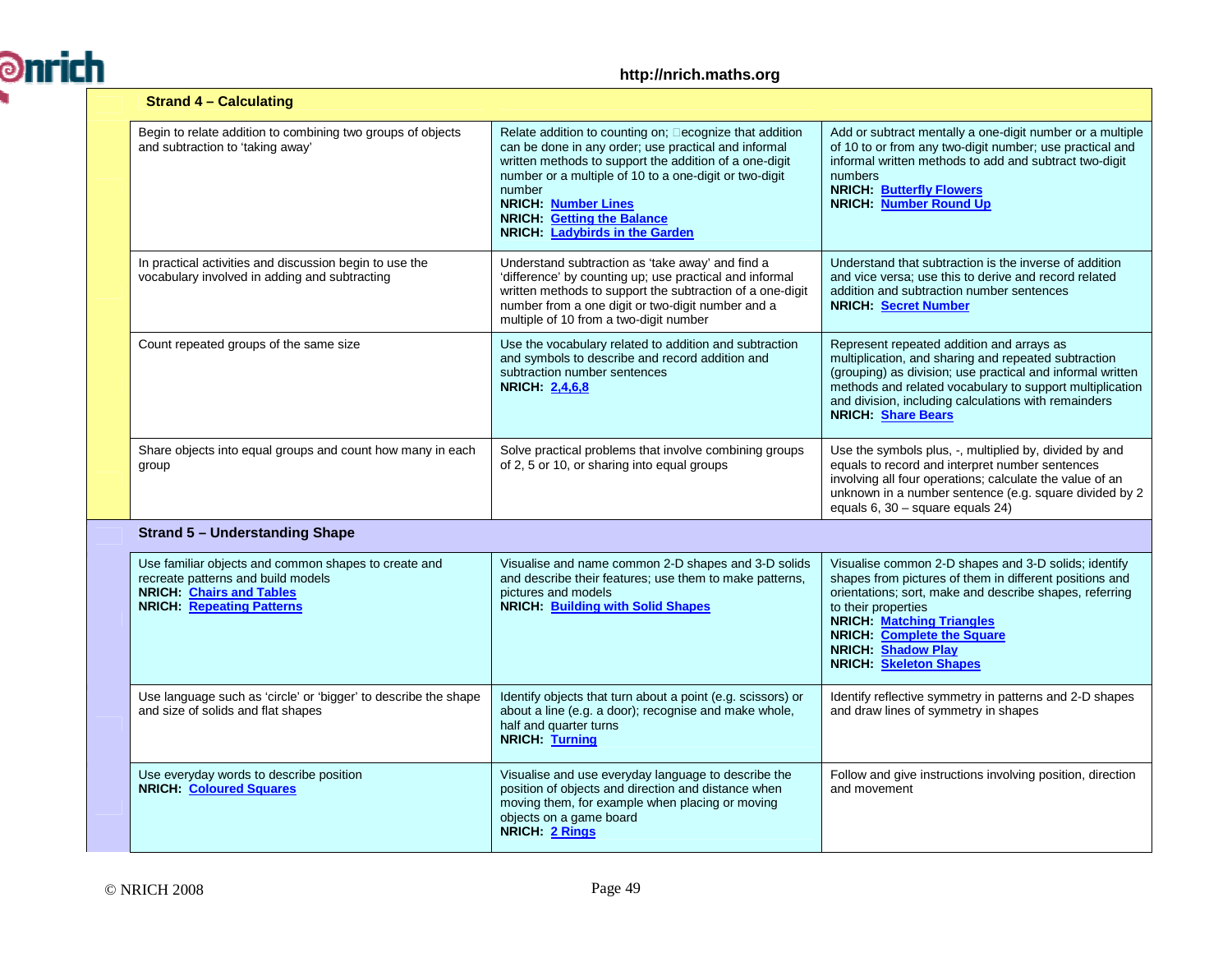| Strand 4 – Calculating | | |
|---|---|---|
| Begin to relate addition to combining two groups of objects and subtraction to 'taking away' | Relate addition to counting on; recognize that addition can be done in any order; use practical and informal written methods to support the addition of a one-digit number or a multiple of 10 to a one-digit or two-digit number<br>**NRICH: Number Lines**<br>**NRICH: Getting the Balance**<br>**NRICH: Ladybirds in the Garden** | Add or subtract mentally a one-digit number or a multiple of 10 to or from any two-digit number; use practical and informal written methods to add and subtract two-digit numbers<br>**NRICH: Butterfly Flowers**<br>**NRICH: Number Round Up** |
| In practical activities and discussion begin to use the vocabulary involved in adding and subtracting | Understand subtraction as 'take away' and find a 'difference' by counting up; use practical and informal written methods to support the subtraction of a one-digit number from a one digit or two-digit number and a multiple of 10 from a two-digit number | Understand that subtraction is the inverse of addition and vice versa; use this to derive and record related addition and subtraction number sentences<br>**NRICH: Secret Number** |
| Count repeated groups of the same size | Use the vocabulary related to addition and subtraction and symbols to describe and record addition and subtraction number sentences<br>**NRICH: 2,4,6,8** | Represent repeated addition and arrays as multiplication, and sharing and repeated subtraction (grouping) as division; use practical and informal written methods and related vocabulary to support multiplication and division, including calculations with remainders<br>**NRICH: Share Bears** |
| Share objects into equal groups and count how many in each group | Solve practical problems that involve combining groups of 2, 5 or 10, or sharing into equal groups | Use the symbols plus, -, multiplied by, divided by and equals to record and interpret number sentences involving all four operations; calculate the value of an unknown in a number sentence (e.g. square divided by 2 equals 6, 30 – square equals 24) |
| **Strand 5 – Understanding Shape** | | |
| Use familiar objects and common shapes to create and recreate patterns and build models<br>**NRICH: Chairs and Tables**<br>**NRICH: Repeating Patterns** | Visualise and name common 2-D shapes and 3-D solids and describe their features; use them to make patterns, pictures and models<br>**NRICH: Building with Solid Shapes** | Visualise common 2-D shapes and 3-D solids; identify shapes from pictures of them in different positions and orientations; sort, make and describe shapes, referring to their properties<br>**NRICH: Matching Triangles**<br>**NRICH: Complete the Square**<br>**NRICH: Shadow Play**<br>**NRICH: Skeleton Shapes** |
| Use language such as 'circle' or 'bigger' to describe the shape and size of solids and flat shapes | Identify objects that turn about a point (e.g. scissors) or about a line (e.g. a door); recognise and make whole, half and quarter turns<br>**NRICH: Turning** | Identify reflective symmetry in patterns and 2-D shapes and draw lines of symmetry in shapes |
| Use everyday words to describe position<br>**NRICH: Coloured Squares** | Visualise and use everyday language to describe the position of objects and direction and distance when moving them, for example when placing or moving objects on a game board<br>**NRICH: 2 Rings** | Follow and give instructions involving position, direction and movement |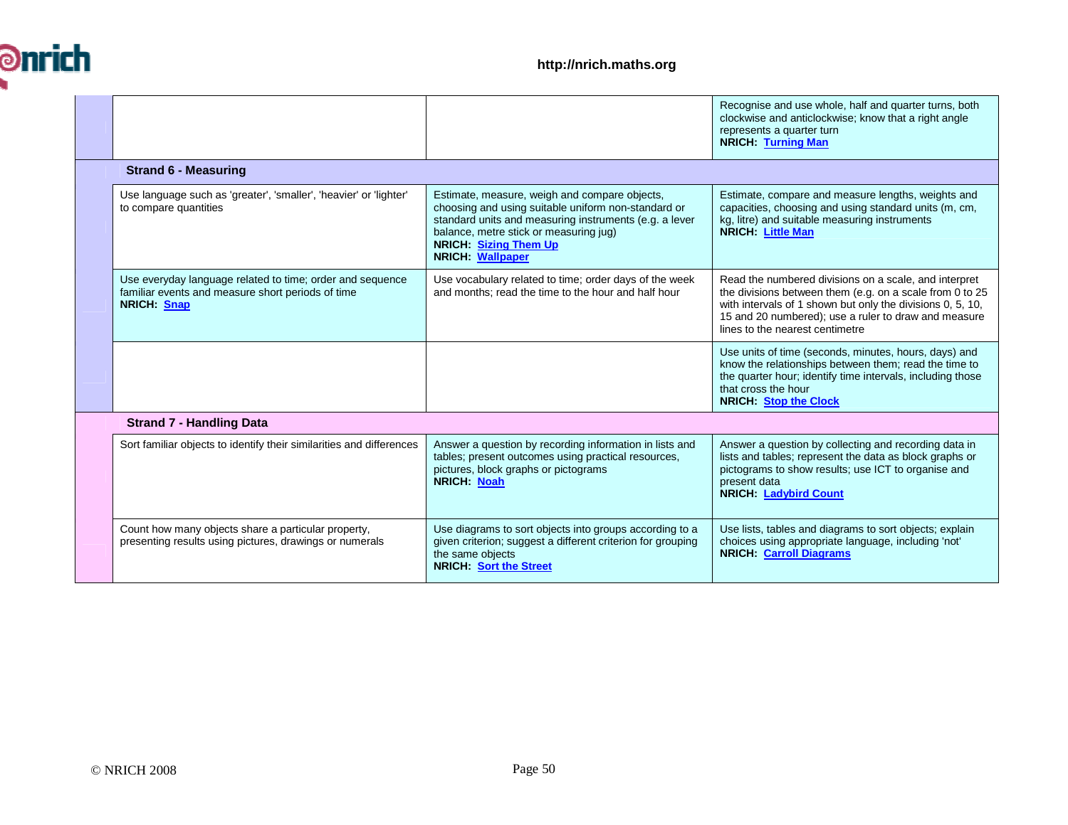| | | | |
|---|---|---|---|
| | | | Recognise and use whole, half and quarter turns, both clockwise and anticlockwise; know that a right angle represents a quarter turn<br>**NRICH: Turning Man** |
| | **Strand 6 - Measuring** | | |
| | Use language such as 'greater', 'smaller', 'heavier' or 'lighter' to compare quantities | Estimate, measure, weigh and compare objects, choosing and using suitable uniform non-standard or standard units and measuring instruments (e.g. a lever balance, metre stick or measuring jug)<br>**NRICH: Sizing Them Up**<br>**NRICH: Wallpaper** | Estimate, compare and measure lengths, weights and capacities, choosing and using standard units (m, cm, kg, litre) and suitable measuring instruments<br>**NRICH: Little Man** |
| | Use everyday language related to time; order and sequence familiar events and measure short periods of time<br>**NRICH: Snap** | Use vocabulary related to time; order days of the week and months; read the time to the hour and half hour | Read the numbered divisions on a scale, and interpret the divisions between them (e.g. on a scale from 0 to 25 with intervals of 1 shown but only the divisions 0, 5, 10, 15 and 20 numbered); use a ruler to draw and measure lines to the nearest centimetre |
| | | | Use units of time (seconds, minutes, hours, days) and know the relationships between them; read the time to the quarter hour; identify time intervals, including those that cross the hour<br>**NRICH: Stop the Clock** |
| | **Strand 7 - Handling Data** | | |
| | Sort familiar objects to identify their similarities and differences | Answer a question by recording information in lists and tables; present outcomes using practical resources, pictures, block graphs or pictograms<br>**NRICH: Noah** | Answer a question by collecting and recording data in lists and tables; represent the data as block graphs or pictograms to show results; use ICT to organise and present data<br>**NRICH: Ladybird Count** |
| | Count how many objects share a particular property, presenting results using pictures, drawings or numerals | Use diagrams to sort objects into groups according to a given criterion; suggest a different criterion for grouping the same objects<br>**NRICH: Sort the Street** | Use lists, tables and diagrams to sort objects; explain choices using appropriate language, including 'not'<br>**NRICH: Carroll Diagrams** |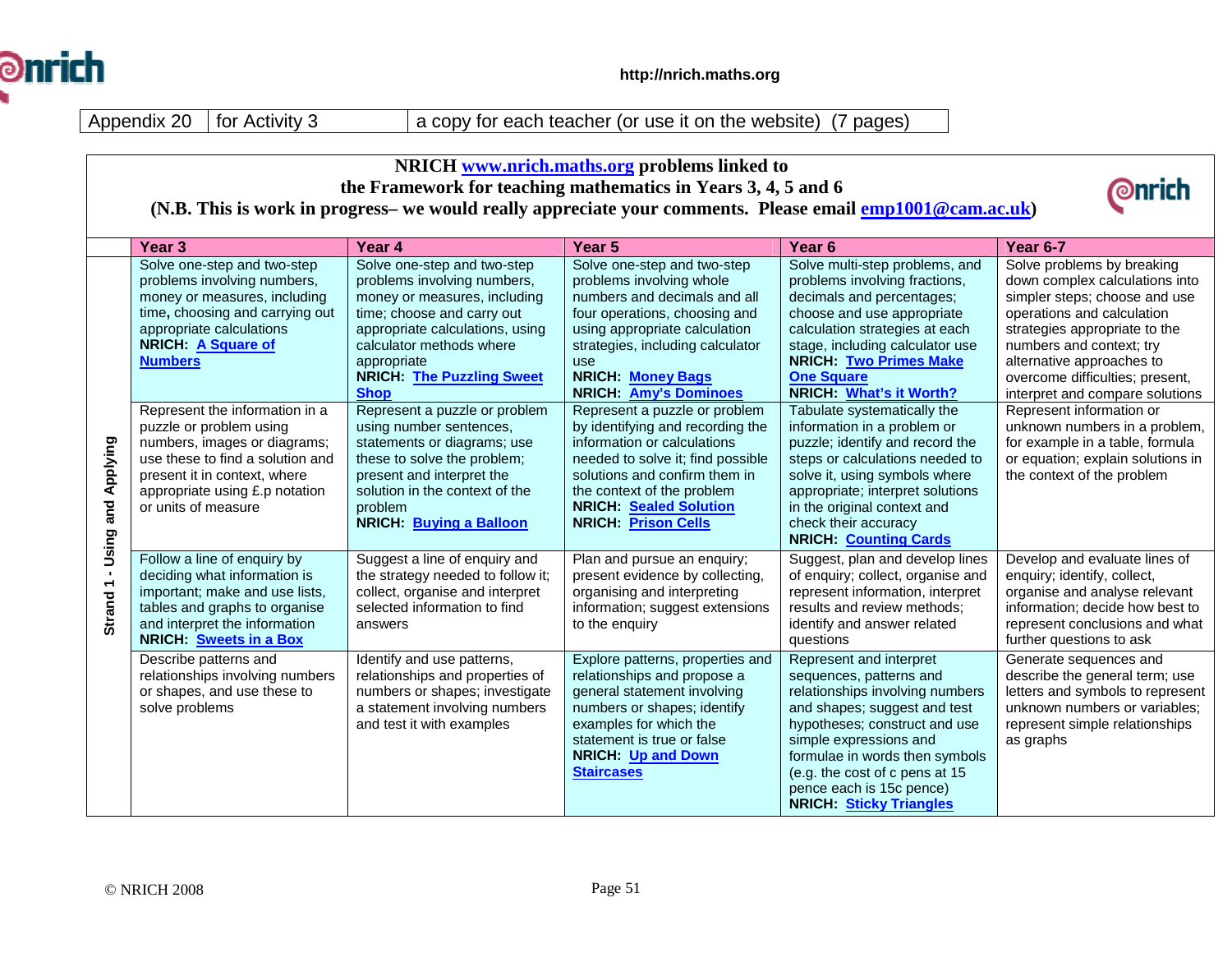http://nrich.maths.org

| Appendix 20 | for Activity 3 | a copy for each teacher (or use it on the website) (7 pages) |
|---|---|---|

**NRICH www.nrich.maths.org problems linked to**
**the Framework for teaching mathematics in Years 3, 4, 5 and 6**
**(N.B. This is work in progress– we would really appreciate your comments. Please email emp1001@cam.ac.uk)**

| | Year 3 | Year 4 | Year 5 | Year 6 | Year 6-7 |
|---|---|---|---|---|---|
| Strand 1 - Using and Applying | Solve one-step and two-step problems involving numbers, money or measures, including time, choosing and carrying out appropriate calculations **NRICH: A Square of Numbers** | Solve one-step and two-step problems involving numbers, money or measures, including time; choose and carry out appropriate calculations, using calculator methods where appropriate **NRICH: The Puzzling Sweet Shop** | Solve one-step and two-step problems involving whole numbers and decimals and all four operations, choosing and using appropriate calculation strategies, including calculator use **NRICH: Money Bags** **NRICH: Amy's Dominoes** | Solve multi-step problems, and problems involving fractions, decimals and percentages; choose and use appropriate calculation strategies at each stage, including calculator use **NRICH: Two Primes Make One Square** **NRICH: What's it Worth?** | Solve problems by breaking down complex calculations into simpler steps; choose and use operations and calculation strategies appropriate to the numbers and context; try alternative approaches to overcome difficulties; present, interpret and compare solutions |
| | Represent the information in a puzzle or problem using numbers, images or diagrams; use these to find a solution and present it in context, where appropriate using £.p notation or units of measure | Represent a puzzle or problem using number sentences, statements or diagrams; use these to solve the problem; present and interpret the solution in the context of the problem **NRICH: Buying a Balloon** | Represent a puzzle or problem by identifying and recording the information or calculations needed to solve it; find possible solutions and confirm them in the context of the problem **NRICH: Sealed Solution** **NRICH: Prison Cells** | Tabulate systematically the information in a problem or puzzle; identify and record the steps or calculations needed to solve it, using symbols where appropriate; interpret solutions in the original context and check their accuracy **NRICH: Counting Cards** | Represent information or unknown numbers in a problem, for example in a table, formula or equation; explain solutions in the context of the problem |
| | Follow a line of enquiry by deciding what information is important; make and use lists, tables and graphs to organise and interpret the information **NRICH: Sweets in a Box** | Suggest a line of enquiry and the strategy needed to follow it; collect, organise and interpret selected information to find answers | Plan and pursue an enquiry; present evidence by collecting, organising and interpreting information; suggest extensions to the enquiry | Suggest, plan and develop lines of enquiry; collect, organise and represent information, interpret results and review methods; identify and answer related questions | Develop and evaluate lines of enquiry; identify, collect, organise and analyse relevant information; decide how best to represent conclusions and what further questions to ask |
| | Describe patterns and relationships involving numbers or shapes, and use these to solve problems | Identify and use patterns, relationships and properties of numbers or shapes; investigate a statement involving numbers and test it with examples | Explore patterns, properties and relationships and propose a general statement involving numbers or shapes; identify examples for which the statement is true or false **NRICH: Up and Down Staircases** | Represent and interpret sequences, patterns and relationships involving numbers and shapes; suggest and test hypotheses; construct and use simple expressions and formulae in words then symbols (e.g. the cost of c pens at 15 pence each is 15c pence) **NRICH: Sticky Triangles** | Generate sequences and describe the general term; use letters and symbols to represent unknown numbers or variables; represent simple relationships as graphs |

© NRICH 2008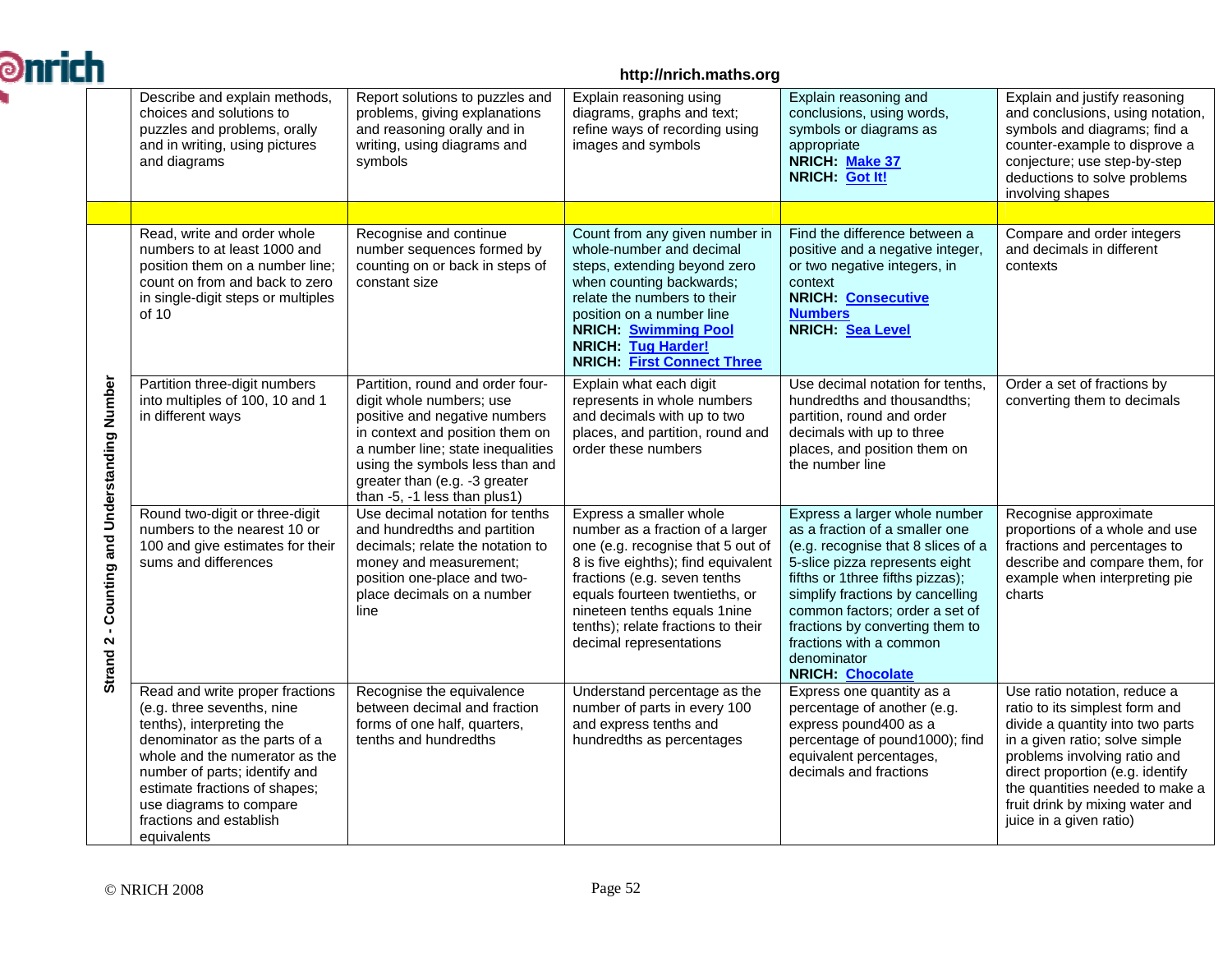| | | | | | |
|---|---|---|---|---|---|
| | Describe and explain methods, choices and solutions to puzzles and problems, orally and in writing, using pictures and diagrams | Report solutions to puzzles and problems, giving explanations and reasoning orally and in writing, using diagrams and symbols | Explain reasoning using diagrams, graphs and text; refine ways of recording using images and symbols | Explain reasoning and conclusions, using words, symbols or diagrams as appropriate **NRICH: Make 37** **NRICH: Got It!** | Explain and justify reasoning and conclusions, using notation, symbols and diagrams; find a counter-example to disprove a conjecture; use step-by-step deductions to solve problems involving shapes |
| | | | | | |
| **Strand 2 - Counting and Understanding Number** | Read, write and order whole numbers to at least 1000 and position them on a number line; count on from and back to zero in single-digit steps or multiples of 10 | Recognise and continue number sequences formed by counting on or back in steps of constant size | Count from any given number in whole-number and decimal steps, extending beyond zero when counting backwards; relate the numbers to their position on a number line **NRICH: Swimming Pool** **NRICH: Tug Harder!** **NRICH: First Connect Three** | Find the difference between a positive and a negative integer, or two negative integers, in context **NRICH: Consecutive Numbers** **NRICH: Sea Level** | Compare and order integers and decimals in different contexts |
| | Partition three-digit numbers into multiples of 100, 10 and 1 in different ways | Partition, round and order four-digit whole numbers; use positive and negative numbers in context and position them on a number line; state inequalities using the symbols less than and greater than (e.g. -3 greater than -5, -1 less than plus1) | Explain what each digit represents in whole numbers and decimals with up to two places, and partition, round and order these numbers | Use decimal notation for tenths, hundredths and thousandths; partition, round and order decimals with up to three places, and position them on the number line | Order a set of fractions by converting them to decimals |
| | Round two-digit or three-digit numbers to the nearest 10 or 100 and give estimates for their sums and differences | Use decimal notation for tenths and hundredths and partition decimals; relate the notation to money and measurement; position one-place and two-place decimals on a number line | Express a smaller whole number as a fraction of a larger one (e.g. recognise that 5 out of 8 is five eighths); find equivalent fractions (e.g. seven tenths equals fourteen twentieths, or nineteen tenths equals 1nine tenths); relate fractions to their decimal representations | Express a larger whole number as a fraction of a smaller one (e.g. recognise that 8 slices of a 5-slice pizza represents eight fifths or 1three fifths pizzas); simplify fractions by cancelling common factors; order a set of fractions by converting them to fractions with a common denominator **NRICH: Chocolate** | Recognise approximate proportions of a whole and use fractions and percentages to describe and compare them, for example when interpreting pie charts |
| | Read and write proper fractions (e.g. three sevenths, nine tenths), interpreting the denominator as the parts of a whole and the numerator as the number of parts; identify and estimate fractions of shapes; use diagrams to compare fractions and establish equivalents | Recognise the equivalence between decimal and fraction forms of one half, quarters, tenths and hundredths | Understand percentage as the number of parts in every 100 and express tenths and hundredths as percentages | Express one quantity as a percentage of another (e.g. express pound400 as a percentage of pound1000); find equivalent percentages, decimals and fractions | Use ratio notation, reduce a ratio to its simplest form and divide a quantity into two parts in a given ratio; solve simple problems involving ratio and direct proportion (e.g. identify the quantities needed to make a fruit drink by mixing water and juice in a given ratio) |

© NRICH 2008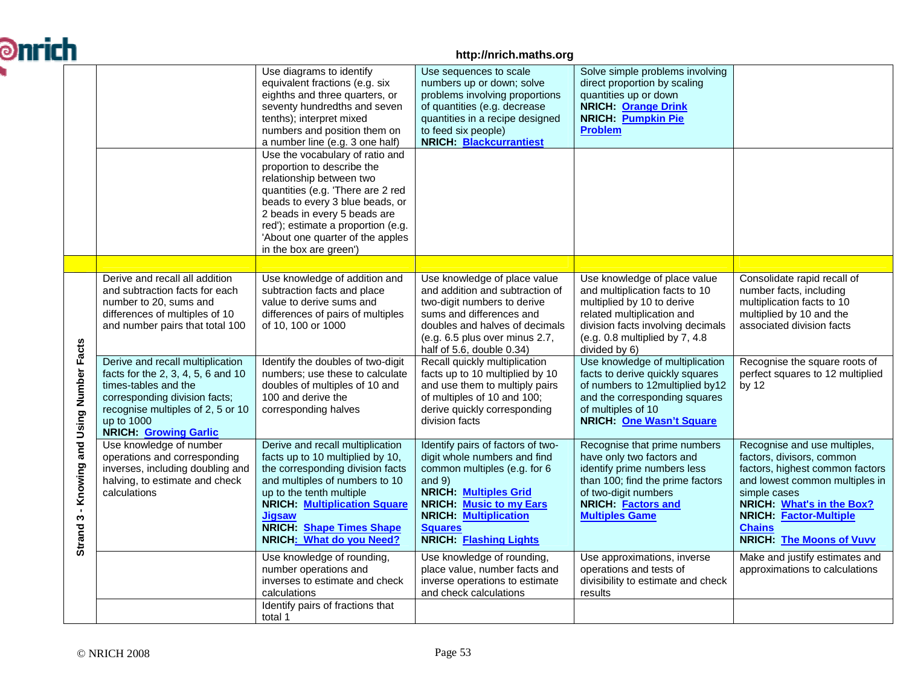| | | | | | |
|---|---|---|---|---|---|
| | | Use diagrams to identify equivalent fractions (e.g. six eighths and three quarters, or seventy hundredths and seven tenths); interpret mixed numbers and position them on a number line (e.g. 3 one half) | Use sequences to scale numbers up or down; solve problems involving proportions of quantities (e.g. decrease quantities in a recipe designed to feed six people) **NRICH: Blackcurrantiest** | Solve simple problems involving direct proportion by scaling quantities up or down **NRICH: Orange Drink** **NRICH: Pumpkin Pie Problem** | |
| | | Use the vocabulary of ratio and proportion to describe the relationship between two quantities (e.g. 'There are 2 red beads to every 3 blue beads, or 2 beads in every 5 beads are red'); estimate a proportion (e.g. 'About one quarter of the apples in the box are green') | | | |
| | | | | | |
| Strand 3 - Knowing and Using Number Facts | Derive and recall all addition and subtraction facts for each number to 20, sums and differences of multiples of 10 and number pairs that total 100 | Use knowledge of addition and subtraction facts and place value to derive sums and differences of pairs of multiples of 10, 100 or 1000 | Use knowledge of place value and addition and subtraction of two-digit numbers to derive sums and differences and doubles and halves of decimals (e.g. 6.5 plus over minus 2.7, half of 5.6, double 0.34) | Use knowledge of place value and multiplication facts to 10 multiplied by 10 to derive related multiplication and division facts involving decimals (e.g. 0.8 multiplied by 7, 4.8 divided by 6) | Consolidate rapid recall of number facts, including multiplication facts to 10 multiplied by 10 and the associated division facts |
| | Derive and recall multiplication facts for the 2, 3, 4, 5, 6 and 10 times-tables and the corresponding division facts; recognise multiples of 2, 5 or 10 up to 1000 **NRICH: Growing Garlic** | Identify the doubles of two-digit numbers; use these to calculate doubles of multiples of 10 and 100 and derive the corresponding halves | Recall quickly multiplication facts up to 10 multiplied by 10 and use them to multiply pairs of multiples of 10 and 100; derive quickly corresponding division facts | Use knowledge of multiplication facts to derive quickly squares of numbers to 12multiplied by12 and the corresponding squares of multiples of 10 **NRICH: One Wasn't Square** | Recognise the square roots of perfect squares to 12 multiplied by 12 |
| | Use knowledge of number operations and corresponding inverses, including doubling and halving, to estimate and check calculations | Derive and recall multiplication facts up to 10 multiplied by 10, the corresponding division facts and multiples of numbers to 10 up to the tenth multiple **NRICH: Multiplication Square Jigsaw** **NRICH: Shape Times Shape** **NRICH: What do you Need?** | Identify pairs of factors of two-digit whole numbers and find common multiples (e.g. for 6 and 9) **NRICH: Multiples Grid** **NRICH: Music to my Ears** **NRICH: Multiplication Squares** **NRICH: Flashing Lights** | Recognise that prime numbers have only two factors and identify prime numbers less than 100; find the prime factors of two-digit numbers **NRICH: Factors and Multiples Game** | Recognise and use multiples, factors, divisors, common factors, highest common factors and lowest common multiples in simple cases **NRICH: What's in the Box?** **NRICH: Factor-Multiple Chains** **NRICH: The Moons of Vuvv** |
| | | Use knowledge of rounding, number operations and inverses to estimate and check calculations | Use knowledge of rounding, place value, number facts and inverse operations to estimate and check calculations | Use approximations, inverse operations and tests of divisibility to estimate and check results | Make and justify estimates and approximations to calculations |
| | | Identify pairs of fractions that total 1 | | | |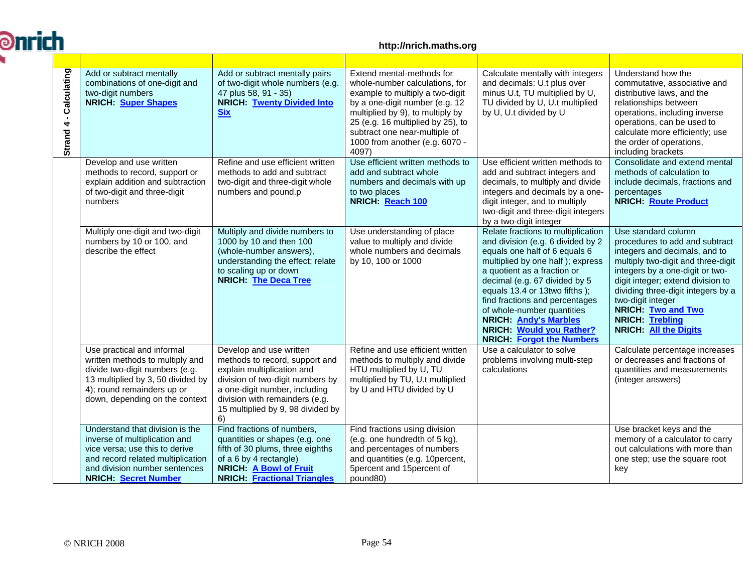| | | | | | |
|---|---|---|---|---|---|
| Strand 4 - Calculating | Add or subtract mentally combinations of one-digit and two-digit numbers<br>**NRICH: Super Shapes** | Add or subtract mentally pairs of two-digit whole numbers (e.g. 47 plus 58, 91 - 35)<br>**NRICH: Twenty Divided Into Six** | Extend mental-methods for whole-number calculations, for example to multiply a two-digit by a one-digit number (e.g. 12 multiplied by 9), to multiply by 25 (e.g. 16 multiplied by 25), to subtract one near-multiple of 1000 from another (e.g. 6070 - 4097) | Calculate mentally with integers and decimals: U.t plus over minus U.t, TU multiplied by U, TU divided by U, U.t multiplied by U, U.t divided by U | Understand how the commutative, associative and distributive laws, and the relationships between operations, including inverse operations, can be used to calculate more efficiently; use the order of operations, including brackets |
| | Develop and use written methods to record, support or explain addition and subtraction of two-digit and three-digit numbers | Refine and use efficient written methods to add and subtract two-digit and three-digit whole numbers and pound.p | Use efficient written methods to add and subtract whole numbers and decimals with up to two places<br>**NRICH: Reach 100** | Use efficient written methods to add and subtract integers and decimals, to multiply and divide integers and decimals by a one-digit integer, and to multiply two-digit and three-digit integers by a two-digit integer | Consolidate and extend mental methods of calculation to include decimals, fractions and percentages<br>**NRICH: Route Product** |
| | Multiply one-digit and two-digit numbers by 10 or 100, and describe the effect | Multiply and divide numbers to 1000 by 10 and then 100 (whole-number answers), understanding the effect; relate to scaling up or down<br>**NRICH: The Deca Tree** | Use understanding of place value to multiply and divide whole numbers and decimals by 10, 100 or 1000 | Relate fractions to multiplication and division (e.g. 6 divided by 2 equals one half of 6 equals 6 multiplied by one half ); express a quotient as a fraction or decimal (e.g. 67 divided by 5 equals 13.4 or 13two fifths ); find fractions and percentages of whole-number quantities<br>**NRICH: Andy's Marbles**<br>**NRICH: Would you Rather?**<br>**NRICH: Forgot the Numbers** | Use standard column procedures to add and subtract integers and decimals, and to multiply two-digit and three-digit integers by a one-digit or two-digit integer; extend division to dividing three-digit integers by a two-digit integer<br>**NRICH: Two and Two**<br>**NRICH: Trebling**<br>**NRICH: All the Digits** |
| | Use practical and informal written methods to multiply and divide two-digit numbers (e.g. 13 multiplied by 3, 50 divided by 4); round remainders up or down, depending on the context | Develop and use written methods to record, support and explain multiplication and division of two-digit numbers by a one-digit number, including division with remainders (e.g. 15 multiplied by 9, 98 divided by 6) | Refine and use efficient written methods to multiply and divide HTU multiplied by U, TU multiplied by TU, U.t multiplied by U and HTU divided by U | Use a calculator to solve problems involving multi-step calculations | Calculate percentage increases or decreases and fractions of quantities and measurements (integer answers) |
| | Understand that division is the inverse of multiplication and vice versa; use this to derive and record related multiplication and division number sentences<br>**NRICH: Secret Number** | Find fractions of numbers, quantities or shapes (e.g. one fifth of 30 plums, three eighths of a 6 by 4 rectangle)<br>**NRICH: A Bowl of Fruit**<br>**NRICH: Fractional Triangles** | Find fractions using division (e.g. one hundredth of 5 kg), and percentages of numbers and quantities (e.g. 10percent, 5percent and 15percent of pound80) | | Use bracket keys and the memory of a calculator to carry out calculations with more than one step; use the square root key |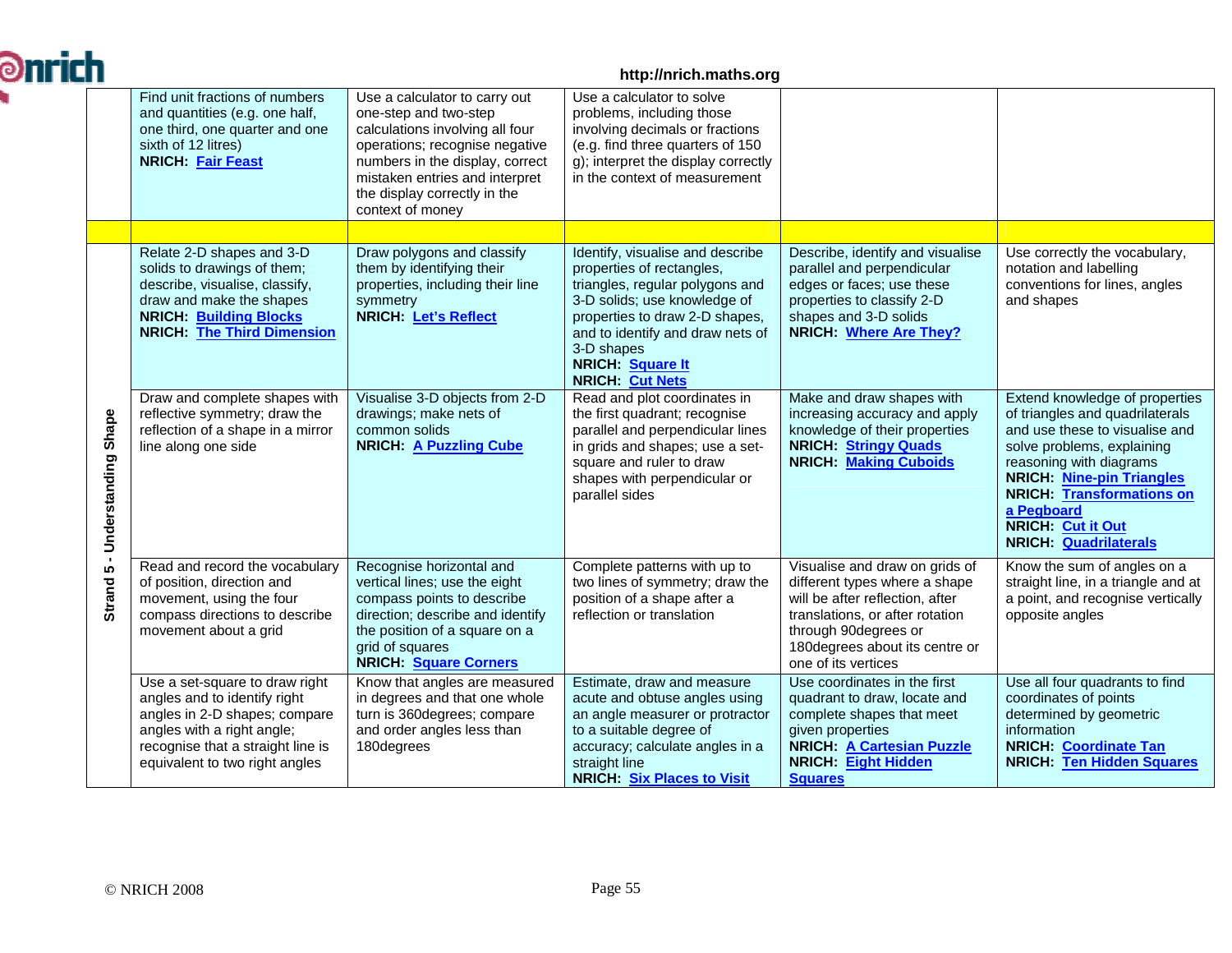| | | | | | |
|---|---|---|---|---|---|
| | Find unit fractions of numbers and quantities (e.g. one half, one third, one quarter and one sixth of 12 litres)<br>**NRICH: Fair Feast** | Use a calculator to carry out one-step and two-step calculations involving all four operations; recognise negative numbers in the display, correct mistaken entries and interpret the display correctly in the context of money | Use a calculator to solve problems, including those involving decimals or fractions (e.g. find three quarters of 150 g); interpret the display correctly in the context of measurement | | |
| | | | | | |
| **Strand 5 - Understanding Shape** | Relate 2-D shapes and 3-D solids to drawings of them; describe, visualise, classify, draw and make the shapes<br>**NRICH: Building Blocks**<br>**NRICH: The Third Dimension** | Draw polygons and classify them by identifying their properties, including their line symmetry<br>**NRICH: Let's Reflect** | Identify, visualise and describe properties of rectangles, triangles, regular polygons and 3-D solids; use knowledge of properties to draw 2-D shapes, and to identify and draw nets of 3-D shapes<br>**NRICH: Square It**<br>**NRICH: Cut Nets** | Describe, identify and visualise parallel and perpendicular edges or faces; use these properties to classify 2-D shapes and 3-D solids<br>**NRICH: Where Are They?** | Use correctly the vocabulary, notation and labelling conventions for lines, angles and shapes |
| | Draw and complete shapes with reflective symmetry; draw the reflection of a shape in a mirror line along one side | Visualise 3-D objects from 2-D drawings; make nets of common solids<br>**NRICH: A Puzzling Cube** | Read and plot coordinates in the first quadrant; recognise parallel and perpendicular lines in grids and shapes; use a set-square and ruler to draw shapes with perpendicular or parallel sides | Make and draw shapes with increasing accuracy and apply knowledge of their properties<br>**NRICH: Stringy Quads**<br>**NRICH: Making Cuboids** | Extend knowledge of properties of triangles and quadrilaterals and use these to visualise and solve problems, explaining reasoning with diagrams<br>**NRICH: Nine-pin Triangles**<br>**NRICH: Transformations on a Pegboard**<br>**NRICH: Cut it Out**<br>**NRICH: Quadrilaterals** |
| | Read and record the vocabulary of position, direction and movement, using the four compass directions to describe movement about a grid | Recognise horizontal and vertical lines; use the eight compass points to describe direction; describe and identify the position of a square on a grid of squares<br>**NRICH: Square Corners** | Complete patterns with up to two lines of symmetry; draw the position of a shape after a reflection or translation | Visualise and draw on grids of different types where a shape will be after reflection, after translations, or after rotation through 90degrees or 180degrees about its centre or one of its vertices | Know the sum of angles on a straight line, in a triangle and at a point, and recognise vertically opposite angles |
| | Use a set-square to draw right angles and to identify right angles in 2-D shapes; compare angles with a right angle; recognise that a straight line is equivalent to two right angles | Know that angles are measured in degrees and that one whole turn is 360degrees; compare and order angles less than 180degrees | Estimate, draw and measure acute and obtuse angles using an angle measurer or protractor to a suitable degree of accuracy; calculate angles in a straight line<br>**NRICH: Six Places to Visit** | Use coordinates in the first quadrant to draw, locate and complete shapes that meet given properties<br>**NRICH: A Cartesian Puzzle**<br>**NRICH: Eight Hidden Squares** | Use all four quadrants to find coordinates of points determined by geometric information<br>**NRICH: Coordinate Tan**<br>**NRICH: Ten Hidden Squares** |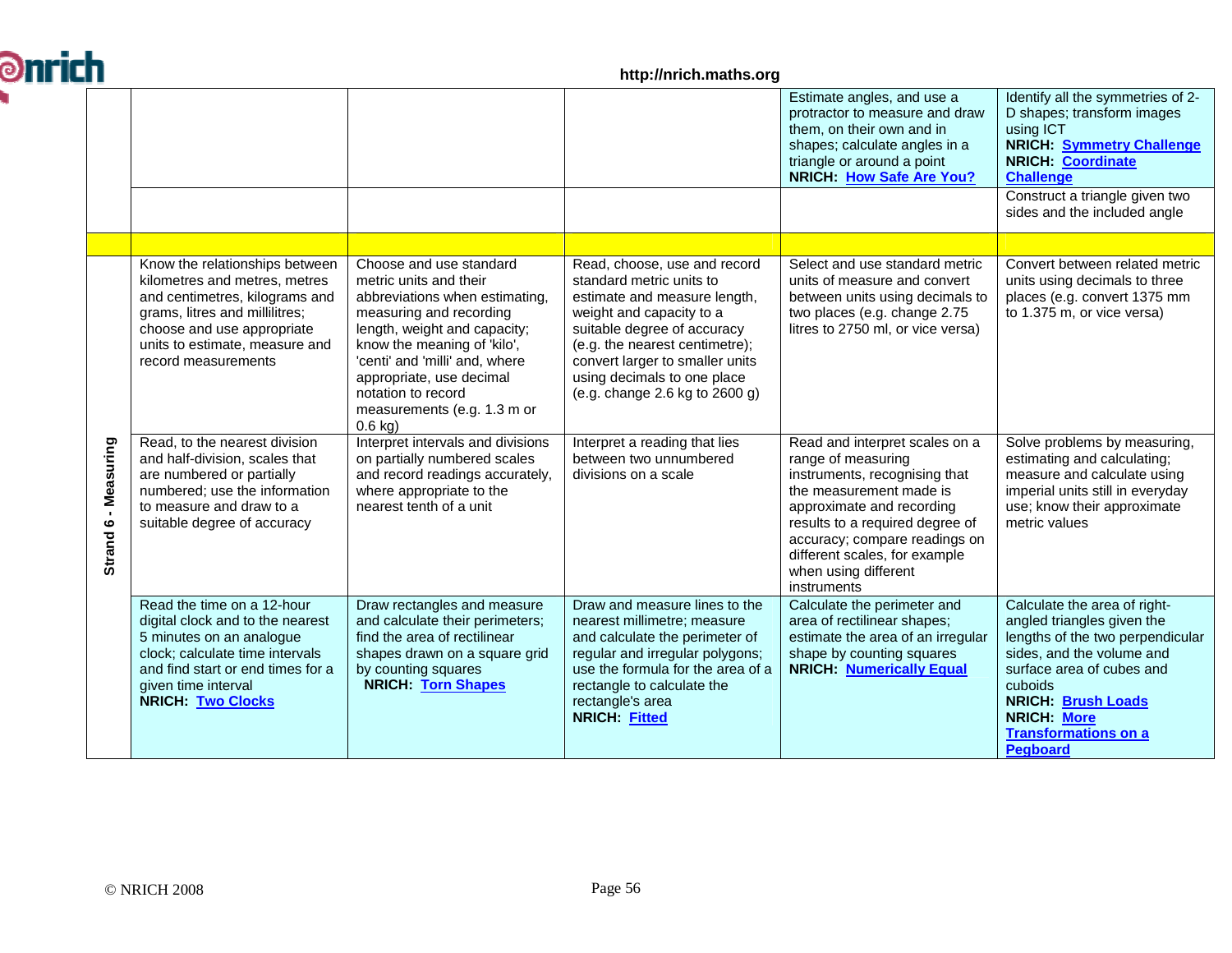| | | | | | |
|---|---|---|---|---|---|
| | | | | Estimate angles, and use a protractor to measure and draw them, on their own and in shapes; calculate angles in a triangle or around a point **NRICH: How Safe Are You?** | Identify all the symmetries of 2-D shapes; transform images using ICT **NRICH: Symmetry Challenge** **NRICH: Coordinate Challenge** |
| | | | | | Construct a triangle given two sides and the included angle |
| | | | | | |
| **Strand 6 - Measuring** | Know the relationships between kilometres and metres, metres and centimetres, kilograms and grams, litres and millilitres; choose and use appropriate units to estimate, measure and record measurements | Choose and use standard metric units and their abbreviations when estimating, measuring and recording length, weight and capacity; know the meaning of 'kilo', 'centi' and 'milli' and, where appropriate, use decimal notation to record measurements (e.g. 1.3 m or 0.6 kg) | Read, choose, use and record standard metric units to estimate and measure length, weight and capacity to a suitable degree of accuracy (e.g. the nearest centimetre); convert larger to smaller units using decimals to one place (e.g. change 2.6 kg to 2600 g) | Select and use standard metric units of measure and convert between units using decimals to two places (e.g. change 2.75 litres to 2750 ml, or vice versa) | Convert between related metric units using decimals to three places (e.g. convert 1375 mm to 1.375 m, or vice versa) |
| | Read, to the nearest division and half-division, scales that are numbered or partially numbered; use the information to measure and draw to a suitable degree of accuracy | Interpret intervals and divisions on partially numbered scales and record readings accurately, where appropriate to the nearest tenth of a unit | Interpret a reading that lies between two unnumbered divisions on a scale | Read and interpret scales on a range of measuring instruments, recognising that the measurement made is approximate and recording results to a required degree of accuracy; compare readings on different scales, for example when using different instruments | Solve problems by measuring, estimating and calculating; measure and calculate using imperial units still in everyday use; know their approximate metric values |
| | Read the time on a 12-hour digital clock and to the nearest 5 minutes on an analogue clock; calculate time intervals and find start or end times for a given time interval **NRICH: Two Clocks** | Draw rectangles and measure and calculate their perimeters; find the area of rectilinear shapes drawn on a square grid by counting squares **NRICH: Torn Shapes** | Draw and measure lines to the nearest millimetre; measure and calculate the perimeter of regular and irregular polygons; use the formula for the area of a rectangle to calculate the rectangle's area **NRICH: Fitted** | Calculate the perimeter and area of rectilinear shapes; estimate the area of an irregular shape by counting squares **NRICH: Numerically Equal** | Calculate the area of right-angled triangles given the lengths of the two perpendicular sides, and the volume and surface area of cubes and cuboids **NRICH: Brush Loads** **NRICH: More Transformations on a Pegboard** |

© NRICH 2008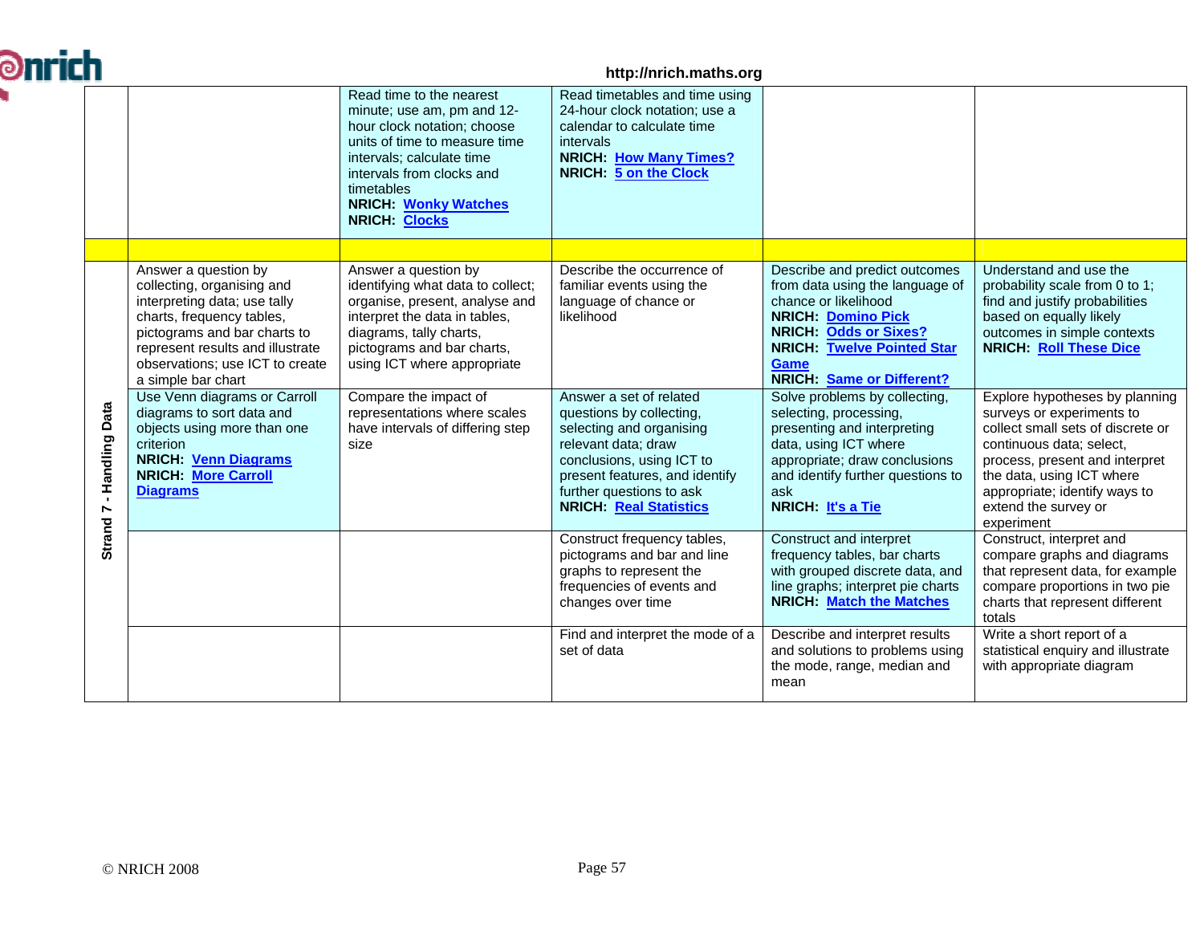| | | | | | |
|---|---|---|---|---|---|
| | | Read time to the nearest minute; use am, pm and 12-hour clock notation; choose units of time to measure time intervals; calculate time intervals from clocks and timetables<br>**NRICH: Wonky Watches**<br>**NRICH: Clocks** | Read timetables and time using 24-hour clock notation; use a calendar to calculate time intervals<br>**NRICH: How Many Times?**<br>**NRICH: 5 on the Clock** | | |
| | | | | | |
| **Strand 7 - Handling Data** | Answer a question by collecting, organising and interpreting data; use tally charts, frequency tables, pictograms and bar charts to represent results and illustrate observations; use ICT to create a simple bar chart | Answer a question by identifying what data to collect; organise, present, analyse and interpret the data in tables, diagrams, tally charts, pictograms and bar charts, using ICT where appropriate | Describe the occurrence of familiar events using the language of chance or likelihood | Describe and predict outcomes from data using the language of chance or likelihood<br>**NRICH: Domino Pick**<br>**NRICH: Odds or Sixes?**<br>**NRICH: Twelve Pointed Star Game**<br>**NRICH: Same or Different?** | Understand and use the probability scale from 0 to 1; find and justify probabilities based on equally likely outcomes in simple contexts<br>**NRICH: Roll These Dice** |
| | Use Venn diagrams or Carroll diagrams to sort data and objects using more than one criterion<br>**NRICH: Venn Diagrams**<br>**NRICH: More Carroll Diagrams** | Compare the impact of representations where scales have intervals of differing step size | Answer a set of related questions by collecting, selecting and organising relevant data; draw conclusions, using ICT to present features, and identify further questions to ask<br>**NRICH: Real Statistics** | Solve problems by collecting, selecting, processing, presenting and interpreting data, using ICT where appropriate; draw conclusions and identify further questions to ask<br>**NRICH: It's a Tie** | Explore hypotheses by planning surveys or experiments to collect small sets of discrete or continuous data; select, process, present and interpret the data, using ICT where appropriate; identify ways to extend the survey or experiment |
| | | | Construct frequency tables, pictograms and bar and line graphs to represent the frequencies of events and changes over time | Construct and interpret frequency tables, bar charts with grouped discrete data, and line graphs; interpret pie charts<br>**NRICH: Match the Matches** | Construct, interpret and compare graphs and diagrams that represent data, for example compare proportions in two pie charts that represent different totals |
| | | | Find and interpret the mode of a set of data | Describe and interpret results and solutions to problems using the mode, range, median and mean | Write a short report of a statistical enquiry and illustrate with appropriate diagram |

© NRICH 2008